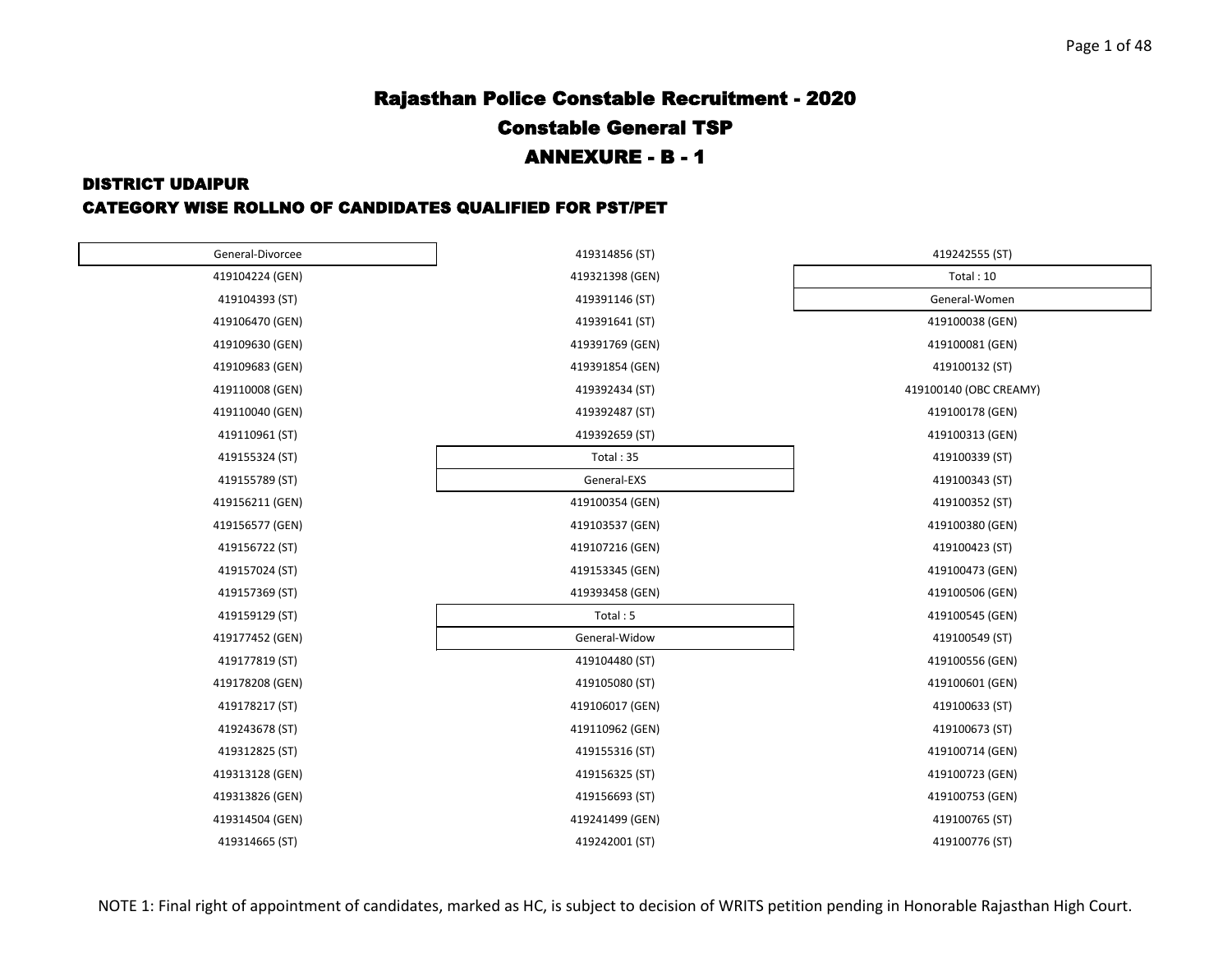# Rajasthan Police Constable Recruitment - 2020

## Constable General TSP

## ANNEXURE - B - 1

### DISTRICT UDAIPUR

### CATEGORY WISE ROLLNO OF CANDIDATES QUALIFIED FOR PST/PET

General-Divorcee

419104224 (GEN)
419104393 (ST)
419106470 (GEN)
419109630 (GEN)
419109683 (GEN)
419110008 (GEN)
419110040 (GEN)
419110961 (ST)
419155324 (ST)
419155789 (ST)
419156211 (GEN)
419156577 (GEN)
419156722 (ST)
419157024 (ST)
419157369 (ST)
419159129 (ST)
419177452 (GEN)
419177819 (ST)
419178208 (GEN)
419178217 (ST)
419243678 (ST)
419312825 (ST)
419313128 (GEN)
419313826 (GEN)
419314504 (GEN)
419314665 (ST)
419314856 (ST)
419321398 (GEN)
419391146 (ST)
419391641 (ST)
419391769 (GEN)
419391854 (GEN)
419392434 (ST)
419392487 (ST)
419392659 (ST)

Total : 35

General-EXS

419100354 (GEN)
419103537 (GEN)
419107216 (GEN)
419153345 (GEN)
419393458 (GEN)

Total : 5

General-Widow

419104480 (ST)
419105080 (ST)
419106017 (GEN)
419110962 (GEN)
419155316 (ST)
419156325 (ST)
419156693 (ST)
419241499 (GEN)
419242001 (ST)
419242555 (ST)

Total : 10

General-Women

419100038 (GEN)
419100081 (GEN)
419100132 (ST)
419100140 (OBC CREAMY)
419100178 (GEN)
419100313 (GEN)
419100339 (ST)
419100343 (ST)
419100352 (ST)
419100380 (GEN)
419100423 (ST)
419100473 (GEN)
419100506 (GEN)
419100545 (GEN)
419100549 (ST)
419100556 (GEN)
419100601 (GEN)
419100633 (ST)
419100673 (ST)
419100714 (GEN)
419100723 (GEN)
419100753 (GEN)
419100765 (ST)
419100776 (ST)

NOTE 1: Final right of appointment of candidates, marked as HC, is subject to decision of WRITS petition pending in Honorable Rajasthan High Court.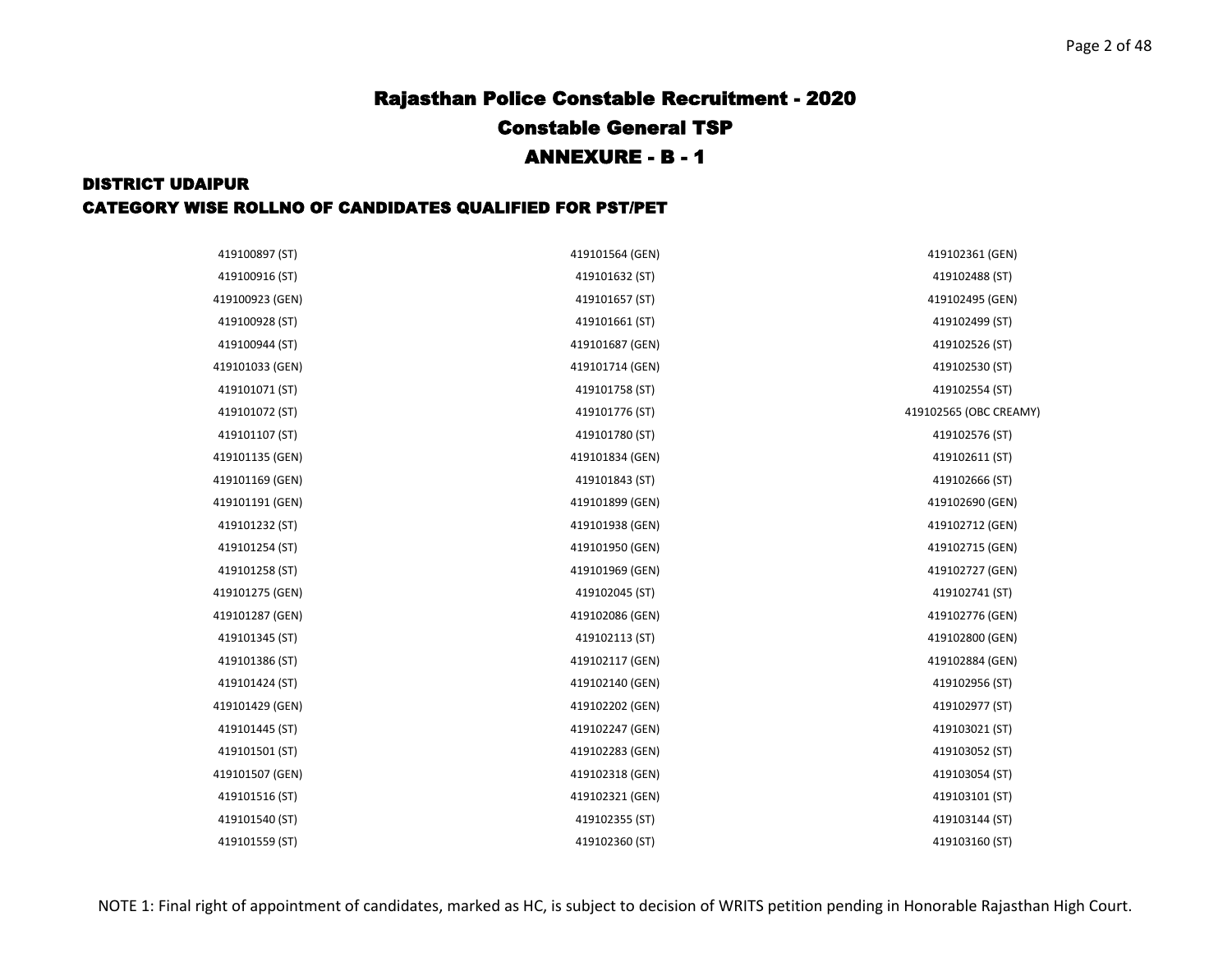# Rajasthan Police Constable Recruitment - 2020

## Constable General TSP

## ANNEXURE - B - 1

### DISTRICT UDAIPUR

### CATEGORY WISE ROLLNO OF CANDIDATES QUALIFIED FOR PST/PET

| | | |
|---|---|---|
| 419100897 (ST) | 419101564 (GEN) | 419102361 (GEN) |
| 419100916 (ST) | 419101632 (ST) | 419102488 (ST) |
| 419100923 (GEN) | 419101657 (ST) | 419102495 (GEN) |
| 419100928 (ST) | 419101661 (ST) | 419102499 (ST) |
| 419100944 (ST) | 419101687 (GEN) | 419102526 (ST) |
| 419101033 (GEN) | 419101714 (GEN) | 419102530 (ST) |
| 419101071 (ST) | 419101758 (ST) | 419102554 (ST) |
| 419101072 (ST) | 419101776 (ST) | 419102565 (OBC CREAMY) |
| 419101107 (ST) | 419101780 (ST) | 419102576 (ST) |
| 419101135 (GEN) | 419101834 (GEN) | 419102611 (ST) |
| 419101169 (GEN) | 419101843 (ST) | 419102666 (ST) |
| 419101191 (GEN) | 419101899 (GEN) | 419102690 (GEN) |
| 419101232 (ST) | 419101938 (GEN) | 419102712 (GEN) |
| 419101254 (ST) | 419101950 (GEN) | 419102715 (GEN) |
| 419101258 (ST) | 419101969 (GEN) | 419102727 (GEN) |
| 419101275 (GEN) | 419102045 (ST) | 419102741 (ST) |
| 419101287 (GEN) | 419102086 (GEN) | 419102776 (GEN) |
| 419101345 (ST) | 419102113 (ST) | 419102800 (GEN) |
| 419101386 (ST) | 419102117 (GEN) | 419102884 (GEN) |
| 419101424 (ST) | 419102140 (GEN) | 419102956 (ST) |
| 419101429 (GEN) | 419102202 (GEN) | 419102977 (ST) |
| 419101445 (ST) | 419102247 (GEN) | 419103021 (ST) |
| 419101501 (ST) | 419102283 (GEN) | 419103052 (ST) |
| 419101507 (GEN) | 419102318 (GEN) | 419103054 (ST) |
| 419101516 (ST) | 419102321 (GEN) | 419103101 (ST) |
| 419101540 (ST) | 419102355 (ST) | 419103144 (ST) |
| 419101559 (ST) | 419102360 (ST) | 419103160 (ST) |

NOTE 1: Final right of appointment of candidates, marked as HC, is subject to decision of WRITS petition pending in Honorable Rajasthan High Court.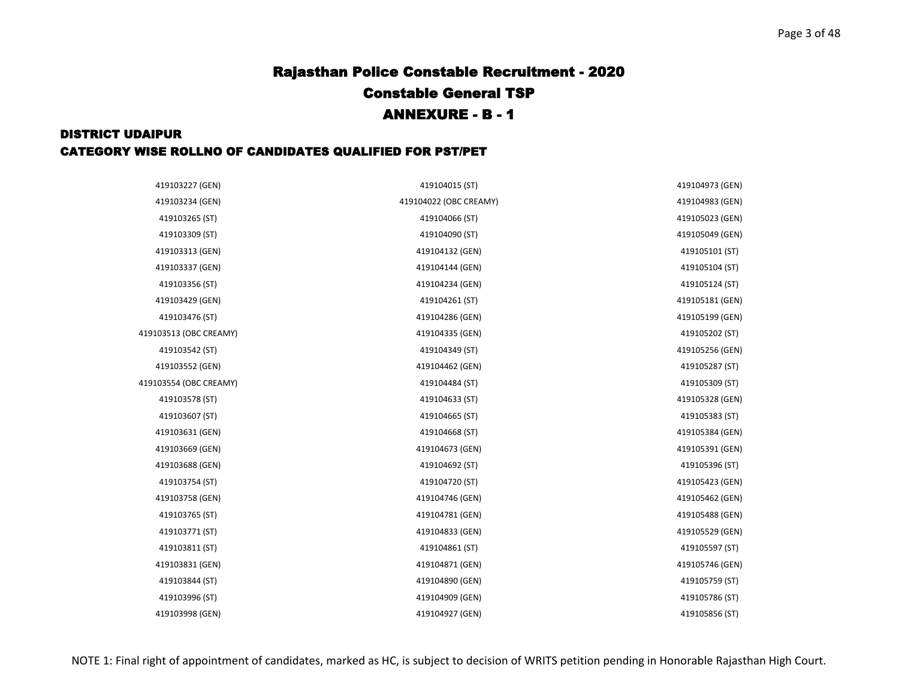# Rajasthan Police Constable Recruitment - 2020

## Constable General TSP

## ANNEXURE - B - 1

### DISTRICT UDAIPUR

### CATEGORY WISE ROLLNO OF CANDIDATES QUALIFIED FOR PST/PET

| | | |
|---|---|---|
| 419103227 (GEN) | 419104015 (ST) | 419104973 (GEN) |
| 419103234 (GEN) | 419104022 (OBC CREAMY) | 419104983 (GEN) |
| 419103265 (ST) | 419104066 (ST) | 419105023 (GEN) |
| 419103309 (ST) | 419104090 (ST) | 419105049 (GEN) |
| 419103313 (GEN) | 419104132 (GEN) | 419105101 (ST) |
| 419103337 (GEN) | 419104144 (GEN) | 419105104 (ST) |
| 419103356 (ST) | 419104234 (GEN) | 419105124 (ST) |
| 419103429 (GEN) | 419104261 (ST) | 419105181 (GEN) |
| 419103476 (ST) | 419104286 (GEN) | 419105199 (GEN) |
| 419103513 (OBC CREAMY) | 419104335 (GEN) | 419105202 (ST) |
| 419103542 (ST) | 419104349 (ST) | 419105256 (GEN) |
| 419103552 (GEN) | 419104462 (GEN) | 419105287 (ST) |
| 419103554 (OBC CREAMY) | 419104484 (ST) | 419105309 (ST) |
| 419103578 (ST) | 419104633 (ST) | 419105328 (GEN) |
| 419103607 (ST) | 419104665 (ST) | 419105383 (ST) |
| 419103631 (GEN) | 419104668 (ST) | 419105384 (GEN) |
| 419103669 (GEN) | 419104673 (GEN) | 419105391 (GEN) |
| 419103688 (GEN) | 419104692 (ST) | 419105396 (ST) |
| 419103754 (ST) | 419104720 (ST) | 419105423 (GEN) |
| 419103758 (GEN) | 419104746 (GEN) | 419105462 (GEN) |
| 419103765 (ST) | 419104781 (GEN) | 419105488 (GEN) |
| 419103771 (ST) | 419104833 (GEN) | 419105529 (GEN) |
| 419103811 (ST) | 419104861 (ST) | 419105597 (ST) |
| 419103831 (GEN) | 419104871 (GEN) | 419105746 (GEN) |
| 419103844 (ST) | 419104890 (GEN) | 419105759 (ST) |
| 419103996 (ST) | 419104909 (GEN) | 419105786 (ST) |
| 419103998 (GEN) | 419104927 (GEN) | 419105856 (ST) |

NOTE 1: Final right of appointment of candidates, marked as HC, is subject to decision of WRITS petition pending in Honorable Rajasthan High Court.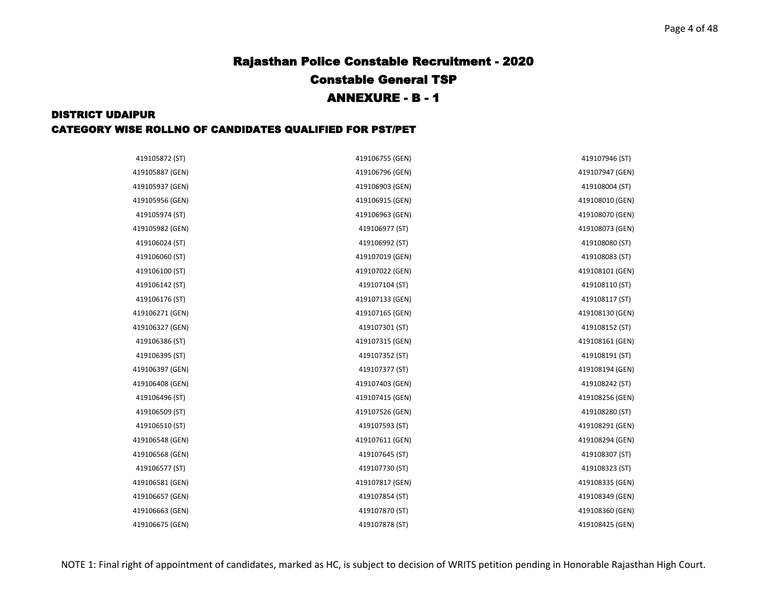# Rajasthan Police Constable Recruitment - 2020

## Constable General TSP

## ANNEXURE - B - 1

### DISTRICT UDAIPUR

### CATEGORY WISE ROLLNO OF CANDIDATES QUALIFIED FOR PST/PET

| | | |
|---|---|---|
| 419105872 (ST) | 419106755 (GEN) | 419107946 (ST) |
| 419105887 (GEN) | 419106796 (GEN) | 419107947 (GEN) |
| 419105937 (GEN) | 419106903 (GEN) | 419108004 (ST) |
| 419105956 (GEN) | 419106915 (GEN) | 419108010 (GEN) |
| 419105974 (ST) | 419106963 (GEN) | 419108070 (GEN) |
| 419105982 (GEN) | 419106977 (ST) | 419108073 (GEN) |
| 419106024 (ST) | 419106992 (ST) | 419108080 (ST) |
| 419106060 (ST) | 419107019 (GEN) | 419108083 (ST) |
| 419106100 (ST) | 419107022 (GEN) | 419108101 (GEN) |
| 419106142 (ST) | 419107104 (ST) | 419108110 (ST) |
| 419106176 (ST) | 419107133 (GEN) | 419108117 (ST) |
| 419106271 (GEN) | 419107165 (GEN) | 419108130 (GEN) |
| 419106327 (GEN) | 419107301 (ST) | 419108152 (ST) |
| 419106386 (ST) | 419107315 (GEN) | 419108161 (GEN) |
| 419106395 (ST) | 419107352 (ST) | 419108191 (ST) |
| 419106397 (GEN) | 419107377 (ST) | 419108194 (GEN) |
| 419106408 (GEN) | 419107403 (GEN) | 419108242 (ST) |
| 419106496 (ST) | 419107415 (GEN) | 419108256 (GEN) |
| 419106509 (ST) | 419107526 (GEN) | 419108280 (ST) |
| 419106510 (ST) | 419107593 (ST) | 419108291 (GEN) |
| 419106548 (GEN) | 419107611 (GEN) | 419108294 (GEN) |
| 419106568 (GEN) | 419107645 (ST) | 419108307 (ST) |
| 419106577 (ST) | 419107730 (ST) | 419108323 (ST) |
| 419106581 (GEN) | 419107817 (GEN) | 419108335 (GEN) |
| 419106657 (GEN) | 419107854 (ST) | 419108349 (GEN) |
| 419106663 (GEN) | 419107870 (ST) | 419108360 (GEN) |
| 419106675 (GEN) | 419107878 (ST) | 419108425 (GEN) |

NOTE 1: Final right of appointment of candidates, marked as HC, is subject to decision of WRITS petition pending in Honorable Rajasthan High Court.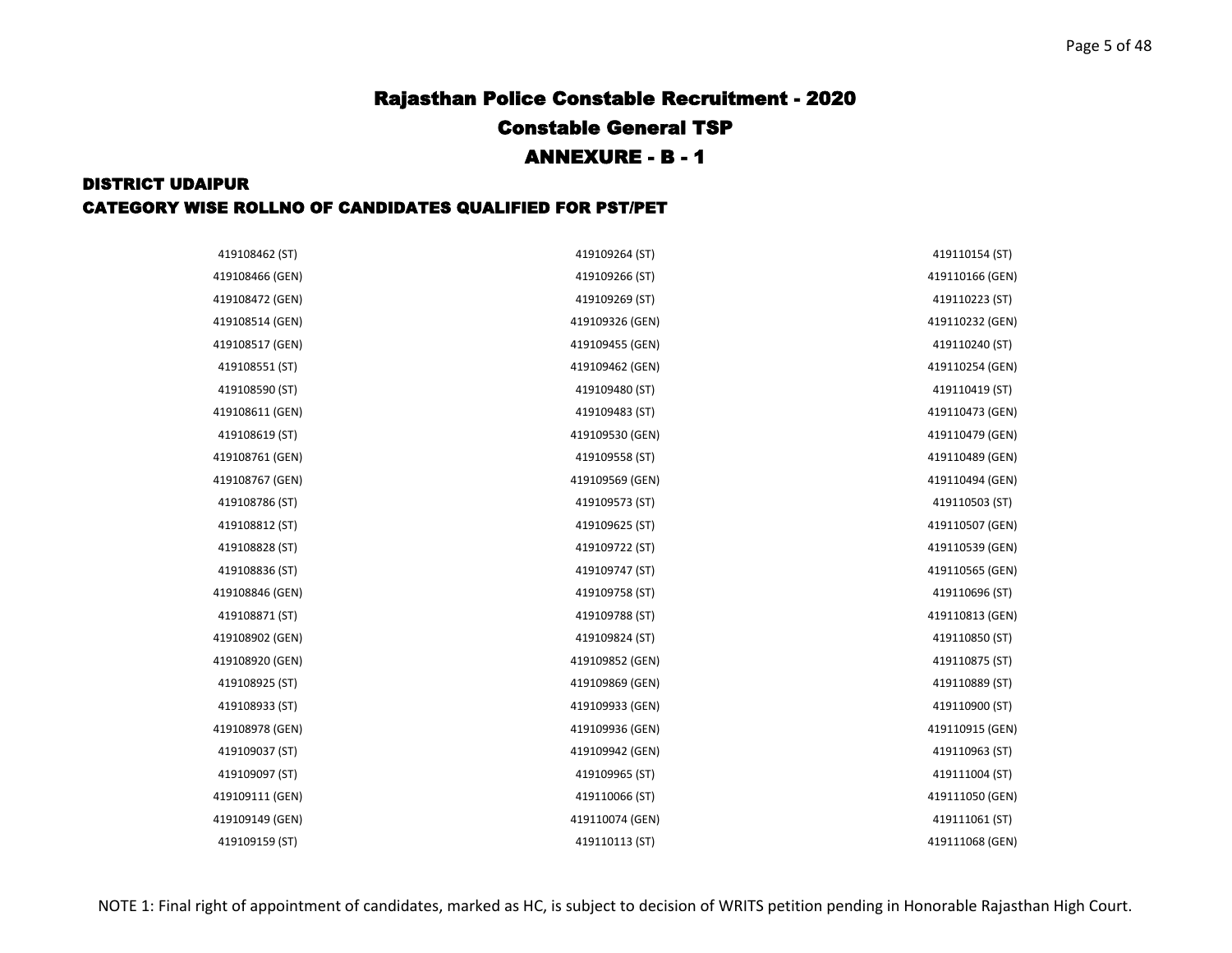# Rajasthan Police Constable Recruitment - 2020

## Constable General TSP

## ANNEXURE - B - 1

### DISTRICT UDAIPUR

### CATEGORY WISE ROLLNO OF CANDIDATES QUALIFIED FOR PST/PET

419108462 (ST)
419108466 (GEN)
419108472 (GEN)
419108514 (GEN)
419108517 (GEN)
419108551 (ST)
419108590 (ST)
419108611 (GEN)
419108619 (ST)
419108761 (GEN)
419108767 (GEN)
419108786 (ST)
419108812 (ST)
419108828 (ST)
419108836 (ST)
419108846 (GEN)
419108871 (ST)
419108902 (GEN)
419108920 (GEN)
419108925 (ST)
419108933 (ST)
419108978 (GEN)
419109037 (ST)
419109097 (ST)
419109111 (GEN)
419109149 (GEN)
419109159 (ST)
419109264 (ST)
419109266 (ST)
419109269 (ST)
419109326 (GEN)
419109455 (GEN)
419109462 (GEN)
419109480 (ST)
419109483 (ST)
419109530 (GEN)
419109558 (ST)
419109569 (GEN)
419109573 (ST)
419109625 (ST)
419109722 (ST)
419109747 (ST)
419109758 (ST)
419109788 (ST)
419109824 (ST)
419109852 (GEN)
419109869 (GEN)
419109933 (GEN)
419109936 (GEN)
419109942 (GEN)
419109965 (ST)
419110066 (ST)
419110074 (GEN)
419110113 (ST)
419110154 (ST)
419110166 (GEN)
419110223 (ST)
419110232 (GEN)
419110240 (ST)
419110254 (GEN)
419110419 (ST)
419110473 (GEN)
419110479 (GEN)
419110489 (GEN)
419110494 (GEN)
419110503 (ST)
419110507 (GEN)
419110539 (GEN)
419110565 (GEN)
419110696 (ST)
419110813 (GEN)
419110850 (ST)
419110875 (ST)
419110889 (ST)
419110900 (ST)
419110915 (GEN)
419110963 (ST)
419111004 (ST)
419111050 (GEN)
419111061 (ST)
419111068 (GEN)

NOTE 1: Final right of appointment of candidates, marked as HC, is subject to decision of WRITS petition pending in Honorable Rajasthan High Court.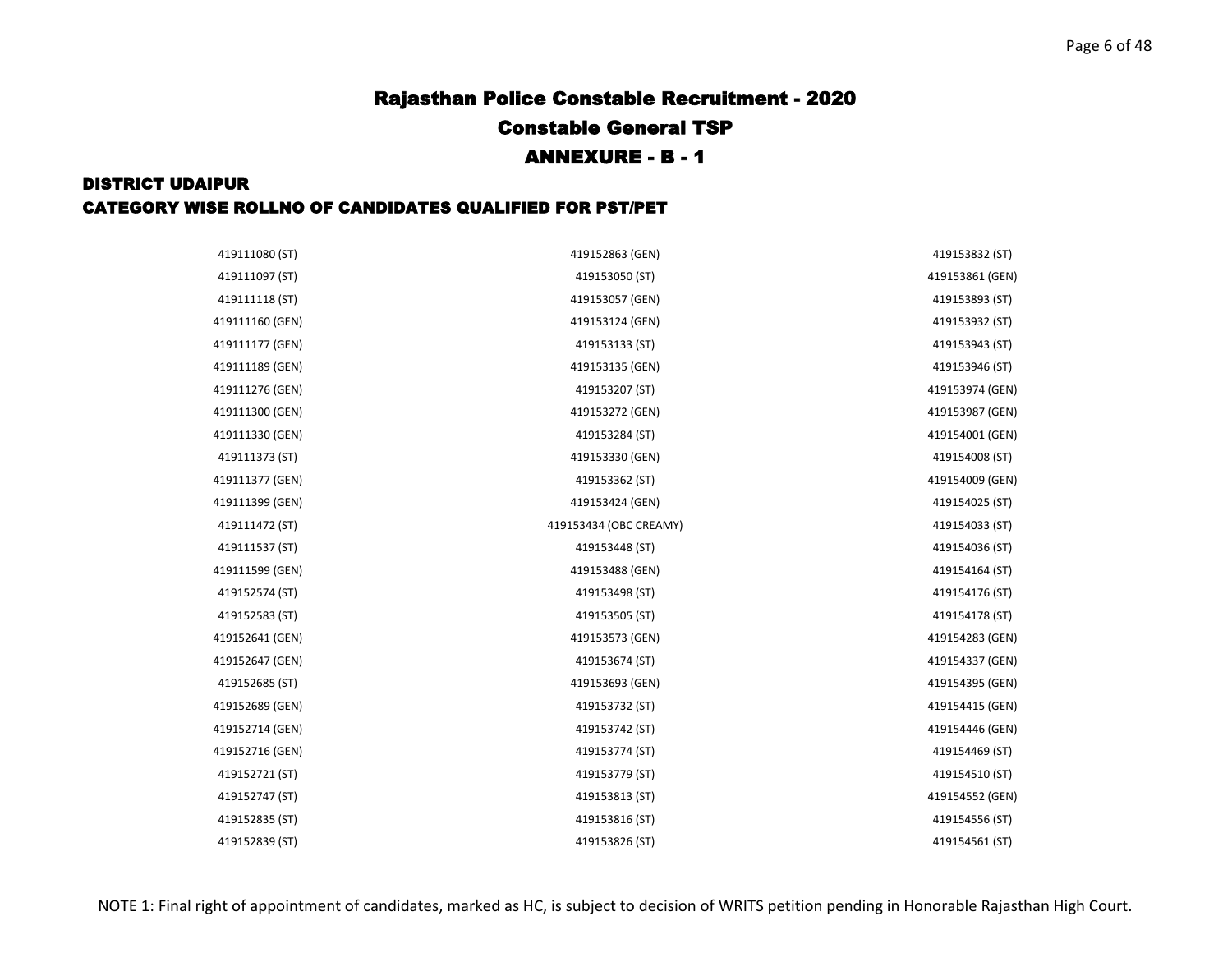# Rajasthan Police Constable Recruitment - 2020

## Constable General TSP

## ANNEXURE - B - 1

### DISTRICT UDAIPUR

### CATEGORY WISE ROLLNO OF CANDIDATES QUALIFIED FOR PST/PET

| | | |
|---|---|---|
| 419111080 (ST) | 419152863 (GEN) | 419153832 (ST) |
| 419111097 (ST) | 419153050 (ST) | 419153861 (GEN) |
| 419111118 (ST) | 419153057 (GEN) | 419153893 (ST) |
| 419111160 (GEN) | 419153124 (GEN) | 419153932 (ST) |
| 419111177 (GEN) | 419153133 (ST) | 419153943 (ST) |
| 419111189 (GEN) | 419153135 (GEN) | 419153946 (ST) |
| 419111276 (GEN) | 419153207 (ST) | 419153974 (GEN) |
| 419111300 (GEN) | 419153272 (GEN) | 419153987 (GEN) |
| 419111330 (GEN) | 419153284 (ST) | 419154001 (GEN) |
| 419111373 (ST) | 419153330 (GEN) | 419154008 (ST) |
| 419111377 (GEN) | 419153362 (ST) | 419154009 (GEN) |
| 419111399 (GEN) | 419153424 (GEN) | 419154025 (ST) |
| 419111472 (ST) | 419153434 (OBC CREAMY) | 419154033 (ST) |
| 419111537 (ST) | 419153448 (ST) | 419154036 (ST) |
| 419111599 (GEN) | 419153488 (GEN) | 419154164 (ST) |
| 419152574 (ST) | 419153498 (ST) | 419154176 (ST) |
| 419152583 (ST) | 419153505 (ST) | 419154178 (ST) |
| 419152641 (GEN) | 419153573 (GEN) | 419154283 (GEN) |
| 419152647 (GEN) | 419153674 (ST) | 419154337 (GEN) |
| 419152685 (ST) | 419153693 (GEN) | 419154395 (GEN) |
| 419152689 (GEN) | 419153732 (ST) | 419154415 (GEN) |
| 419152714 (GEN) | 419153742 (ST) | 419154446 (GEN) |
| 419152716 (GEN) | 419153774 (ST) | 419154469 (ST) |
| 419152721 (ST) | 419153779 (ST) | 419154510 (ST) |
| 419152747 (ST) | 419153813 (ST) | 419154552 (GEN) |
| 419152835 (ST) | 419153816 (ST) | 419154556 (ST) |
| 419152839 (ST) | 419153826 (ST) | 419154561 (ST) |

NOTE 1: Final right of appointment of candidates, marked as HC, is subject to decision of WRITS petition pending in Honorable Rajasthan High Court.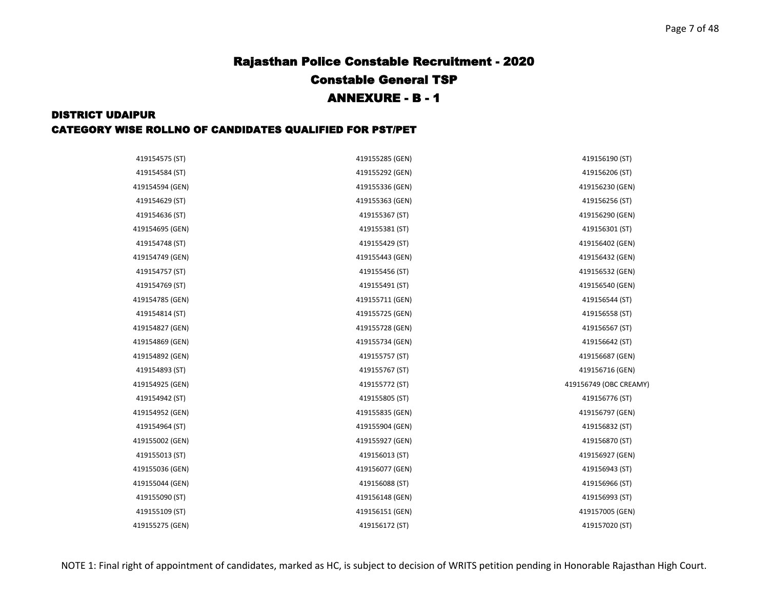# Rajasthan Police Constable Recruitment - 2020

## Constable General TSP

## ANNEXURE - B - 1

### DISTRICT UDAIPUR

### CATEGORY WISE ROLLNO OF CANDIDATES QUALIFIED FOR PST/PET

419154575 (ST)
419154584 (ST)
419154594 (GEN)
419154629 (ST)
419154636 (ST)
419154695 (GEN)
419154748 (ST)
419154749 (GEN)
419154757 (ST)
419154769 (ST)
419154785 (GEN)
419154814 (ST)
419154827 (GEN)
419154869 (GEN)
419154892 (GEN)
419154893 (ST)
419154925 (GEN)
419154942 (ST)
419154952 (GEN)
419154964 (ST)
419155002 (GEN)
419155013 (ST)
419155036 (GEN)
419155044 (GEN)
419155090 (ST)
419155109 (ST)
419155275 (GEN)
419155285 (GEN)
419155292 (GEN)
419155336 (GEN)
419155363 (GEN)
419155367 (ST)
419155381 (ST)
419155429 (ST)
419155443 (GEN)
419155456 (ST)
419155491 (ST)
419155711 (GEN)
419155725 (GEN)
419155728 (GEN)
419155734 (GEN)
419155757 (ST)
419155767 (ST)
419155772 (ST)
419155805 (ST)
419155835 (GEN)
419155904 (GEN)
419155927 (GEN)
419156013 (ST)
419156077 (GEN)
419156088 (ST)
419156148 (GEN)
419156151 (GEN)
419156172 (ST)
419156190 (ST)
419156206 (ST)
419156230 (GEN)
419156256 (ST)
419156290 (GEN)
419156301 (ST)
419156402 (GEN)
419156432 (GEN)
419156532 (GEN)
419156540 (GEN)
419156544 (ST)
419156558 (ST)
419156567 (ST)
419156642 (ST)
419156687 (GEN)
419156716 (GEN)
419156749 (OBC CREAMY)
419156776 (ST)
419156797 (GEN)
419156832 (ST)
419156870 (ST)
419156927 (GEN)
419156943 (ST)
419156966 (ST)
419156993 (ST)
419157005 (GEN)
419157020 (ST)

NOTE 1: Final right of appointment of candidates, marked as HC, is subject to decision of WRITS petition pending in Honorable Rajasthan High Court.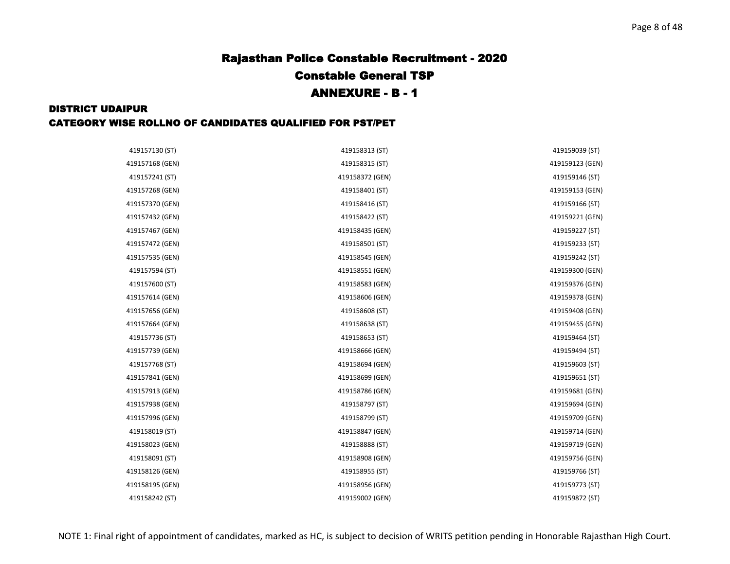# Rajasthan Police Constable Recruitment - 2020

## Constable General TSP

## ANNEXURE - B - 1

### DISTRICT UDAIPUR

### CATEGORY WISE ROLLNO OF CANDIDATES QUALIFIED FOR PST/PET

419157130 (ST)
419157168 (GEN)
419157241 (ST)
419157268 (GEN)
419157370 (GEN)
419157432 (GEN)
419157467 (GEN)
419157472 (GEN)
419157535 (GEN)
419157594 (ST)
419157600 (ST)
419157614 (GEN)
419157656 (GEN)
419157664 (GEN)
419157736 (ST)
419157739 (GEN)
419157768 (ST)
419157841 (GEN)
419157913 (GEN)
419157938 (GEN)
419157996 (GEN)
419158019 (ST)
419158023 (GEN)
419158091 (ST)
419158126 (GEN)
419158195 (GEN)
419158242 (ST)
419158313 (ST)
419158315 (ST)
419158372 (GEN)
419158401 (ST)
419158416 (ST)
419158422 (ST)
419158435 (GEN)
419158501 (ST)
419158545 (GEN)
419158551 (GEN)
419158583 (GEN)
419158606 (GEN)
419158608 (ST)
419158638 (ST)
419158653 (ST)
419158666 (GEN)
419158694 (GEN)
419158699 (GEN)
419158786 (GEN)
419158797 (ST)
419158799 (ST)
419158847 (GEN)
419158888 (ST)
419158908 (GEN)
419158955 (ST)
419158956 (GEN)
419159002 (GEN)
419159039 (ST)
419159123 (GEN)
419159146 (ST)
419159153 (GEN)
419159166 (ST)
419159221 (GEN)
419159227 (ST)
419159233 (ST)
419159242 (ST)
419159300 (GEN)
419159376 (GEN)
419159378 (GEN)
419159408 (GEN)
419159455 (GEN)
419159464 (ST)
419159494 (ST)
419159603 (ST)
419159651 (ST)
419159681 (GEN)
419159694 (GEN)
419159709 (GEN)
419159714 (GEN)
419159719 (GEN)
419159756 (GEN)
419159766 (ST)
419159773 (ST)
419159872 (ST)

NOTE 1: Final right of appointment of candidates, marked as HC, is subject to decision of WRITS petition pending in Honorable Rajasthan High Court.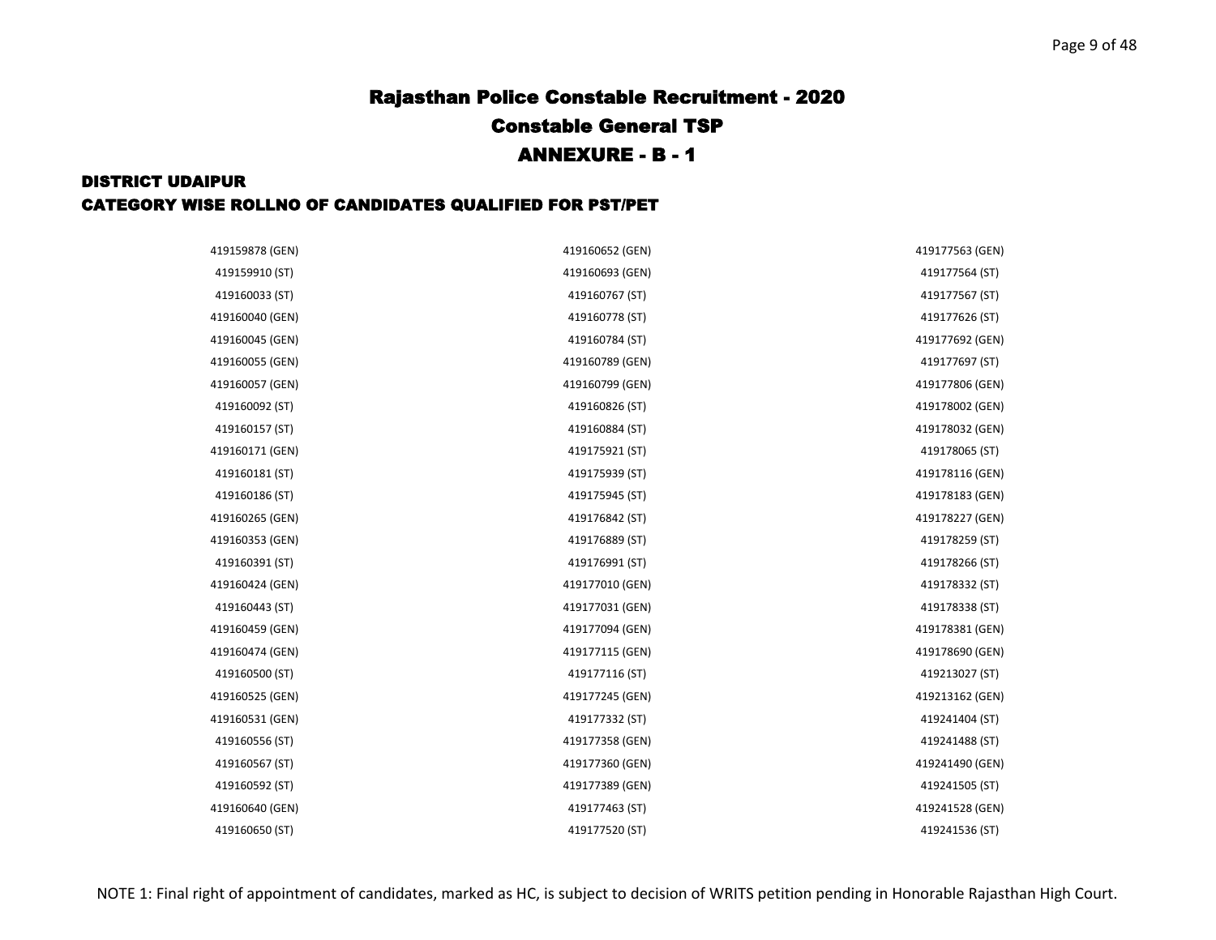# Rajasthan Police Constable Recruitment - 2020

## Constable General TSP

## ANNEXURE - B - 1

### DISTRICT UDAIPUR

### CATEGORY WISE ROLLNO OF CANDIDATES QUALIFIED FOR PST/PET

| | | |
|---|---|---|
| 419159878 (GEN) | 419160652 (GEN) | 419177563 (GEN) |
| 419159910 (ST) | 419160693 (GEN) | 419177564 (ST) |
| 419160033 (ST) | 419160767 (ST) | 419177567 (ST) |
| 419160040 (GEN) | 419160778 (ST) | 419177626 (ST) |
| 419160045 (GEN) | 419160784 (ST) | 419177692 (GEN) |
| 419160055 (GEN) | 419160789 (GEN) | 419177697 (ST) |
| 419160057 (GEN) | 419160799 (GEN) | 419177806 (GEN) |
| 419160092 (ST) | 419160826 (ST) | 419178002 (GEN) |
| 419160157 (ST) | 419160884 (ST) | 419178032 (GEN) |
| 419160171 (GEN) | 419175921 (ST) | 419178065 (ST) |
| 419160181 (ST) | 419175939 (ST) | 419178116 (GEN) |
| 419160186 (ST) | 419175945 (ST) | 419178183 (GEN) |
| 419160265 (GEN) | 419176842 (ST) | 419178227 (GEN) |
| 419160353 (GEN) | 419176889 (ST) | 419178259 (ST) |
| 419160391 (ST) | 419176991 (ST) | 419178266 (ST) |
| 419160424 (GEN) | 419177010 (GEN) | 419178332 (ST) |
| 419160443 (ST) | 419177031 (GEN) | 419178338 (ST) |
| 419160459 (GEN) | 419177094 (GEN) | 419178381 (GEN) |
| 419160474 (GEN) | 419177115 (GEN) | 419178690 (GEN) |
| 419160500 (ST) | 419177116 (ST) | 419213027 (ST) |
| 419160525 (GEN) | 419177245 (GEN) | 419213162 (GEN) |
| 419160531 (GEN) | 419177332 (ST) | 419241404 (ST) |
| 419160556 (ST) | 419177358 (GEN) | 419241488 (ST) |
| 419160567 (ST) | 419177360 (GEN) | 419241490 (GEN) |
| 419160592 (ST) | 419177389 (GEN) | 419241505 (ST) |
| 419160640 (GEN) | 419177463 (ST) | 419241528 (GEN) |
| 419160650 (ST) | 419177520 (ST) | 419241536 (ST) |

NOTE 1: Final right of appointment of candidates, marked as HC, is subject to decision of WRITS petition pending in Honorable Rajasthan High Court.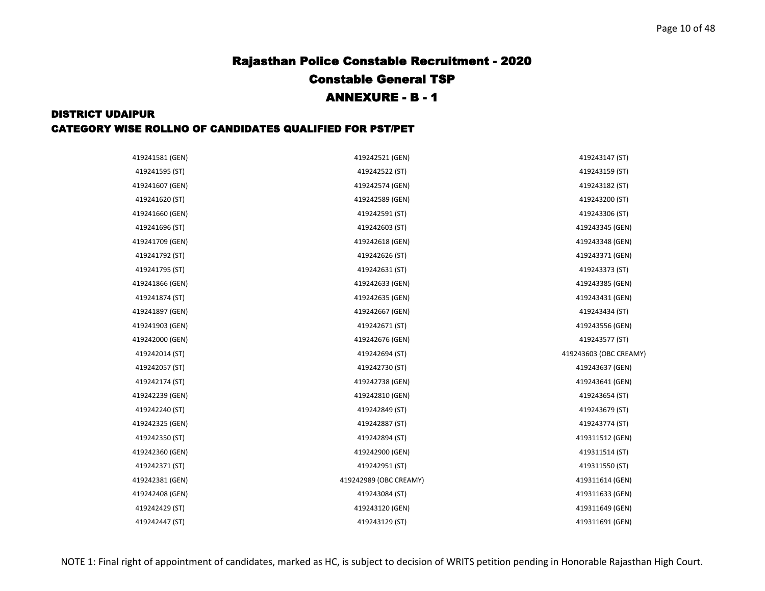# Rajasthan Police Constable Recruitment - 2020

## Constable General TSP

## ANNEXURE - B - 1

### DISTRICT UDAIPUR

### CATEGORY WISE ROLLNO OF CANDIDATES QUALIFIED FOR PST/PET

| | | |
|---|---|---|
| 419241581 (GEN) | 419242521 (GEN) | 419243147 (ST) |
| 419241595 (ST) | 419242522 (ST) | 419243159 (ST) |
| 419241607 (GEN) | 419242574 (GEN) | 419243182 (ST) |
| 419241620 (ST) | 419242589 (GEN) | 419243200 (ST) |
| 419241660 (GEN) | 419242591 (ST) | 419243306 (ST) |
| 419241696 (ST) | 419242603 (ST) | 419243345 (GEN) |
| 419241709 (GEN) | 419242618 (GEN) | 419243348 (GEN) |
| 419241792 (ST) | 419242626 (ST) | 419243371 (GEN) |
| 419241795 (ST) | 419242631 (ST) | 419243373 (ST) |
| 419241866 (GEN) | 419242633 (GEN) | 419243385 (GEN) |
| 419241874 (ST) | 419242635 (GEN) | 419243431 (GEN) |
| 419241897 (GEN) | 419242667 (GEN) | 419243434 (ST) |
| 419241903 (GEN) | 419242671 (ST) | 419243556 (GEN) |
| 419242000 (GEN) | 419242676 (GEN) | 419243577 (ST) |
| 419242014 (ST) | 419242694 (ST) | 419243603 (OBC CREAMY) |
| 419242057 (ST) | 419242730 (ST) | 419243637 (GEN) |
| 419242174 (ST) | 419242738 (GEN) | 419243641 (GEN) |
| 419242239 (GEN) | 419242810 (GEN) | 419243654 (ST) |
| 419242240 (ST) | 419242849 (ST) | 419243679 (ST) |
| 419242325 (GEN) | 419242887 (ST) | 419243774 (ST) |
| 419242350 (ST) | 419242894 (ST) | 419311512 (GEN) |
| 419242360 (GEN) | 419242900 (GEN) | 419311514 (ST) |
| 419242371 (ST) | 419242951 (ST) | 419311550 (ST) |
| 419242381 (GEN) | 419242989 (OBC CREAMY) | 419311614 (GEN) |
| 419242408 (GEN) | 419243084 (ST) | 419311633 (GEN) |
| 419242429 (ST) | 419243120 (GEN) | 419311649 (GEN) |
| 419242447 (ST) | 419243129 (ST) | 419311691 (GEN) |

NOTE 1: Final right of appointment of candidates, marked as HC, is subject to decision of WRITS petition pending in Honorable Rajasthan High Court.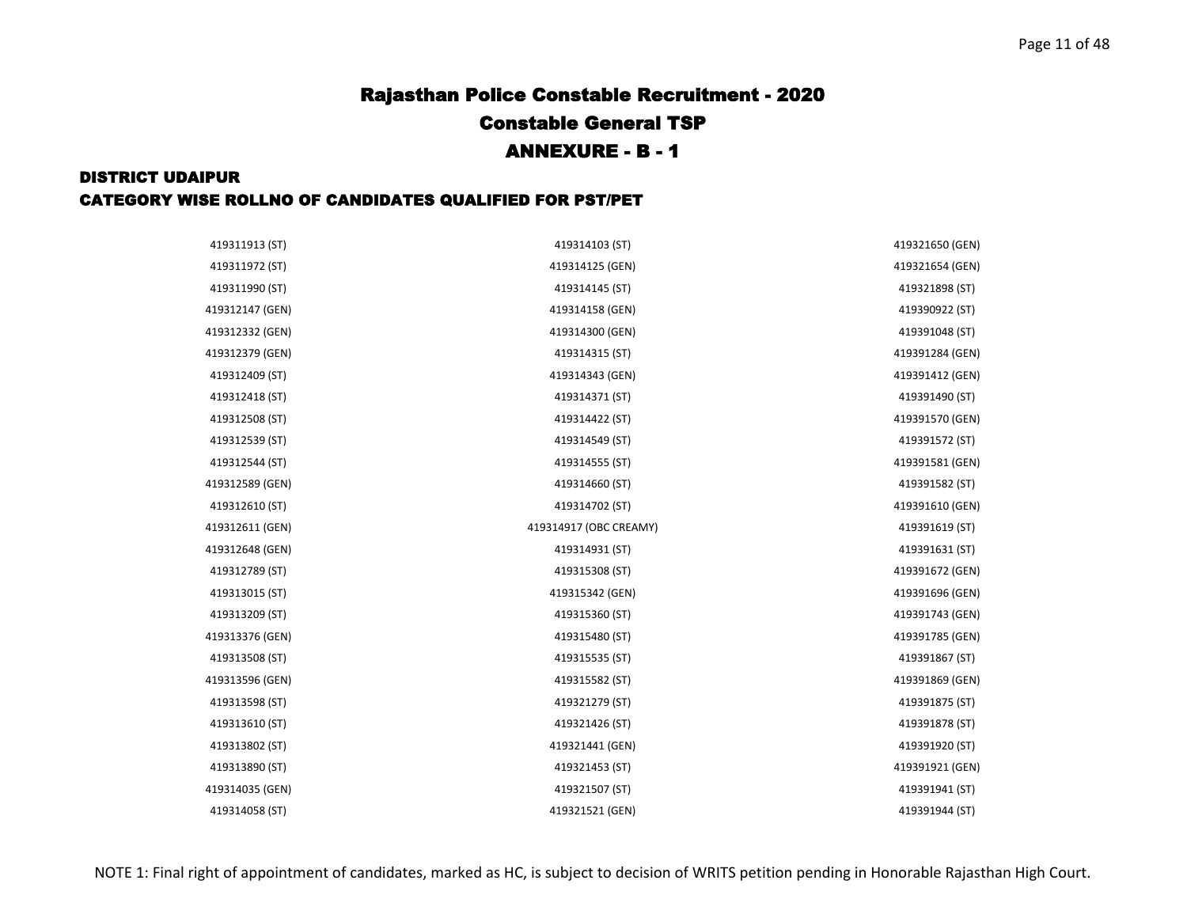# Rajasthan Police Constable Recruitment - 2020

## Constable General TSP

## ANNEXURE - B - 1

### DISTRICT UDAIPUR

### CATEGORY WISE ROLLNO OF CANDIDATES QUALIFIED FOR PST/PET

419311913 (ST)
419311972 (ST)
419311990 (ST)
419312147 (GEN)
419312332 (GEN)
419312379 (GEN)
419312409 (ST)
419312418 (ST)
419312508 (ST)
419312539 (ST)
419312544 (ST)
419312589 (GEN)
419312610 (ST)
419312611 (GEN)
419312648 (GEN)
419312789 (ST)
419313015 (ST)
419313209 (ST)
419313376 (GEN)
419313508 (ST)
419313596 (GEN)
419313598 (ST)
419313610 (ST)
419313802 (ST)
419313890 (ST)
419314035 (GEN)
419314058 (ST)
419314103 (ST)
419314125 (GEN)
419314145 (ST)
419314158 (GEN)
419314300 (GEN)
419314315 (ST)
419314343 (GEN)
419314371 (ST)
419314422 (ST)
419314549 (ST)
419314555 (ST)
419314660 (ST)
419314702 (ST)
419314917 (OBC CREAMY)
419314931 (ST)
419315308 (ST)
419315342 (GEN)
419315360 (ST)
419315480 (ST)
419315535 (ST)
419315582 (ST)
419321279 (ST)
419321426 (ST)
419321441 (GEN)
419321453 (ST)
419321507 (ST)
419321521 (GEN)
419321650 (GEN)
419321654 (GEN)
419321898 (ST)
419390922 (ST)
419391048 (ST)
419391284 (GEN)
419391412 (GEN)
419391490 (ST)
419391570 (GEN)
419391572 (ST)
419391581 (GEN)
419391582 (ST)
419391610 (GEN)
419391619 (ST)
419391631 (ST)
419391672 (GEN)
419391696 (GEN)
419391743 (GEN)
419391785 (GEN)
419391867 (ST)
419391869 (GEN)
419391875 (ST)
419391878 (ST)
419391920 (ST)
419391921 (GEN)
419391941 (ST)
419391944 (ST)

NOTE 1: Final right of appointment of candidates, marked as HC, is subject to decision of WRITS petition pending in Honorable Rajasthan High Court.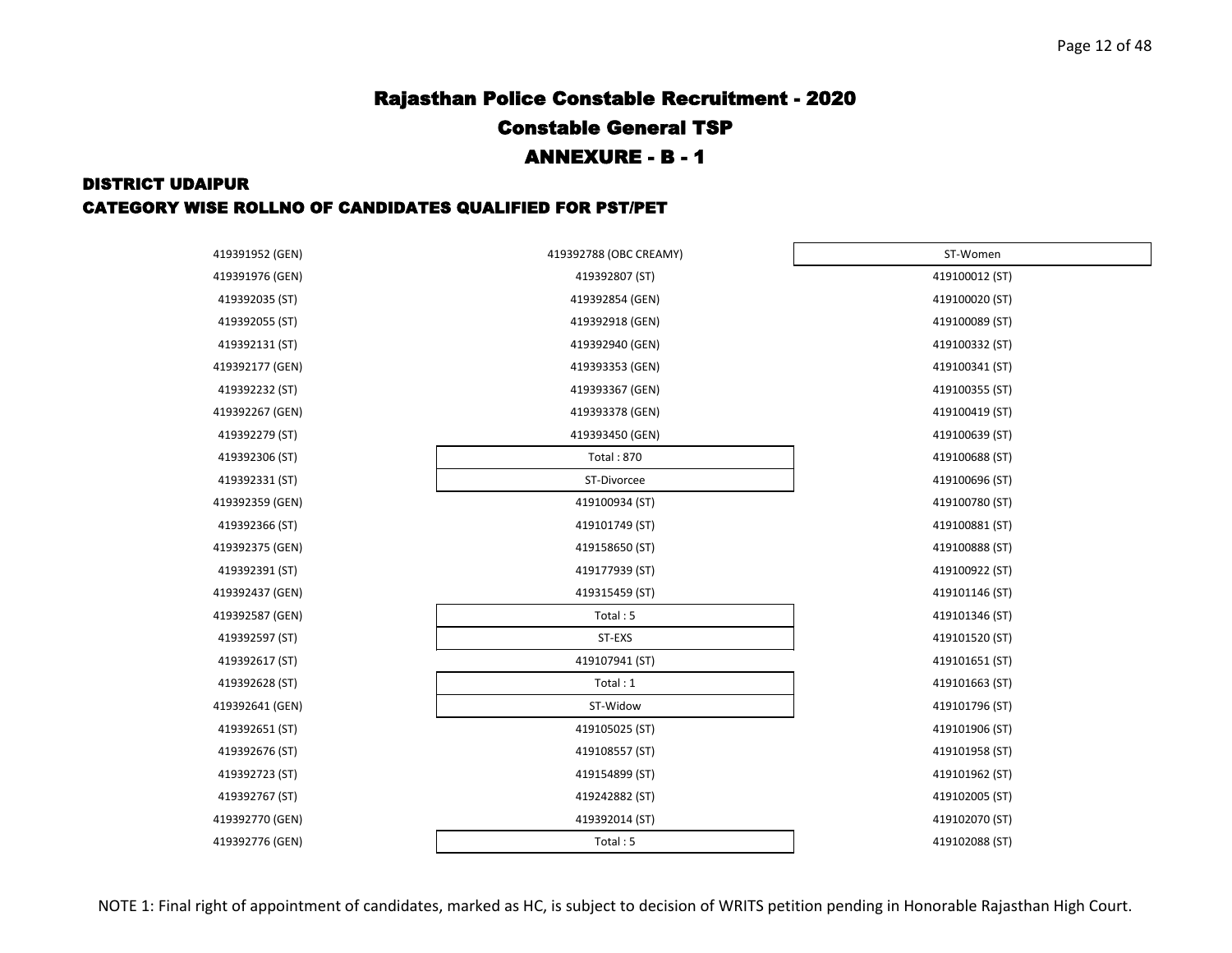# Rajasthan Police Constable Recruitment - 2020

## Constable General TSP

## ANNEXURE - B - 1

### DISTRICT UDAIPUR

### CATEGORY WISE ROLLNO OF CANDIDATES QUALIFIED FOR PST/PET

419391952 (GEN)
419391976 (GEN)
419392035 (ST)
419392055 (ST)
419392131 (ST)
419392177 (GEN)
419392232 (ST)
419392267 (GEN)
419392279 (ST)
419392306 (ST)
419392331 (ST)
419392359 (GEN)
419392366 (ST)
419392375 (GEN)
419392391 (ST)
419392437 (GEN)
419392587 (GEN)
419392597 (ST)
419392617 (ST)
419392628 (ST)
419392641 (GEN)
419392651 (ST)
419392676 (ST)
419392723 (ST)
419392767 (ST)
419392770 (GEN)
419392776 (GEN)
419392788 (OBC CREAMY)
419392807 (ST)
419392854 (GEN)
419392918 (GEN)
419392940 (GEN)
419393353 (GEN)
419393367 (GEN)
419393378 (GEN)
419393450 (GEN)

Total : 870

**ST-Divorcee**

419100934 (ST)
419101749 (ST)
419158650 (ST)
419177939 (ST)
419315459 (ST)

Total : 5

**ST-EXS**

419107941 (ST)

Total : 1

**ST-Widow**

419105025 (ST)
419108557 (ST)
419154899 (ST)
419242882 (ST)
419392014 (ST)

Total : 5

**ST-Women**

419100012 (ST)
419100020 (ST)
419100089 (ST)
419100332 (ST)
419100341 (ST)
419100355 (ST)
419100419 (ST)
419100639 (ST)
419100688 (ST)
419100696 (ST)
419100780 (ST)
419100881 (ST)
419100888 (ST)
419100922 (ST)
419101146 (ST)
419101346 (ST)
419101520 (ST)
419101651 (ST)
419101663 (ST)
419101796 (ST)
419101906 (ST)
419101958 (ST)
419101962 (ST)
419102005 (ST)
419102070 (ST)
419102088 (ST)

NOTE 1: Final right of appointment of candidates, marked as HC, is subject to decision of WRITS petition pending in Honorable Rajasthan High Court.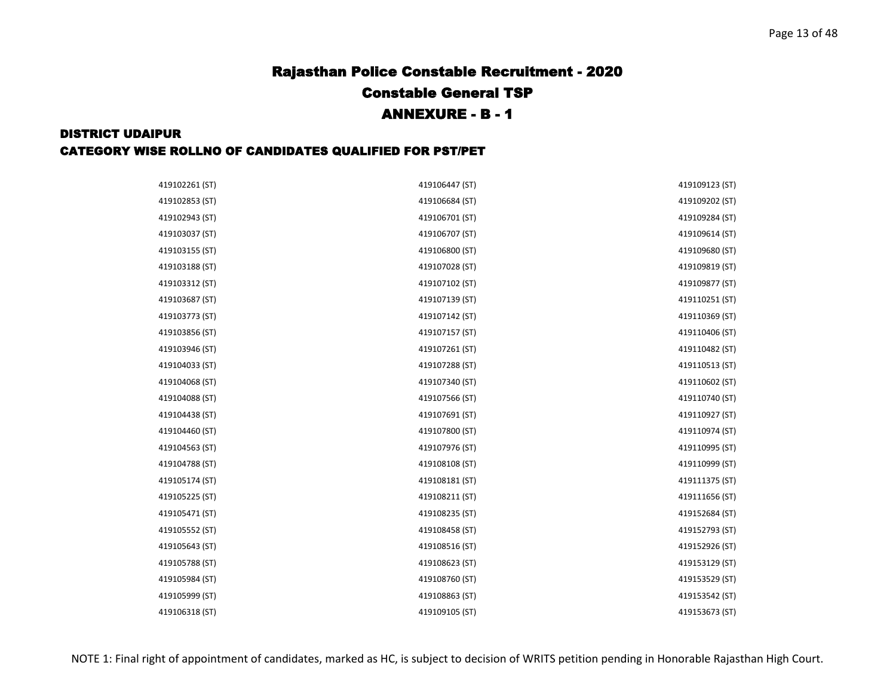# Rajasthan Police Constable Recruitment - 2020

## Constable General TSP

## ANNEXURE - B - 1

### DISTRICT UDAIPUR

### CATEGORY WISE ROLLNO OF CANDIDATES QUALIFIED FOR PST/PET

| | | |
|---|---|---|
| 419102261 (ST) | 419106447 (ST) | 419109123 (ST) |
| 419102853 (ST) | 419106684 (ST) | 419109202 (ST) |
| 419102943 (ST) | 419106701 (ST) | 419109284 (ST) |
| 419103037 (ST) | 419106707 (ST) | 419109614 (ST) |
| 419103155 (ST) | 419106800 (ST) | 419109680 (ST) |
| 419103188 (ST) | 419107028 (ST) | 419109819 (ST) |
| 419103312 (ST) | 419107102 (ST) | 419109877 (ST) |
| 419103687 (ST) | 419107139 (ST) | 419110251 (ST) |
| 419103773 (ST) | 419107142 (ST) | 419110369 (ST) |
| 419103856 (ST) | 419107157 (ST) | 419110406 (ST) |
| 419103946 (ST) | 419107261 (ST) | 419110482 (ST) |
| 419104033 (ST) | 419107288 (ST) | 419110513 (ST) |
| 419104068 (ST) | 419107340 (ST) | 419110602 (ST) |
| 419104088 (ST) | 419107566 (ST) | 419110740 (ST) |
| 419104438 (ST) | 419107691 (ST) | 419110927 (ST) |
| 419104460 (ST) | 419107800 (ST) | 419110974 (ST) |
| 419104563 (ST) | 419107976 (ST) | 419110995 (ST) |
| 419104788 (ST) | 419108108 (ST) | 419110999 (ST) |
| 419105174 (ST) | 419108181 (ST) | 419111375 (ST) |
| 419105225 (ST) | 419108211 (ST) | 419111656 (ST) |
| 419105471 (ST) | 419108235 (ST) | 419152684 (ST) |
| 419105552 (ST) | 419108458 (ST) | 419152793 (ST) |
| 419105643 (ST) | 419108516 (ST) | 419152926 (ST) |
| 419105788 (ST) | 419108623 (ST) | 419153129 (ST) |
| 419105984 (ST) | 419108760 (ST) | 419153529 (ST) |
| 419105999 (ST) | 419108863 (ST) | 419153542 (ST) |
| 419106318 (ST) | 419109105 (ST) | 419153673 (ST) |

NOTE 1: Final right of appointment of candidates, marked as HC, is subject to decision of WRITS petition pending in Honorable Rajasthan High Court.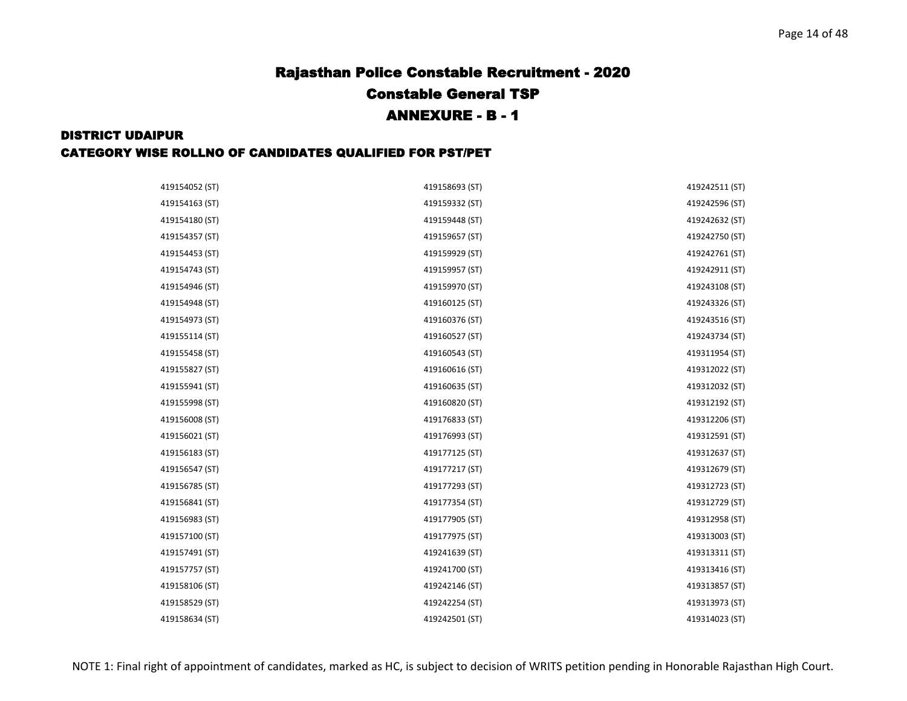# Rajasthan Police Constable Recruitment - 2020

## Constable General TSP

## ANNEXURE - B - 1

### DISTRICT UDAIPUR

### CATEGORY WISE ROLLNO OF CANDIDATES QUALIFIED FOR PST/PET

| | | |
|---|---|---|
| 419154052 (ST) | 419158693 (ST) | 419242511 (ST) |
| 419154163 (ST) | 419159332 (ST) | 419242596 (ST) |
| 419154180 (ST) | 419159448 (ST) | 419242632 (ST) |
| 419154357 (ST) | 419159657 (ST) | 419242750 (ST) |
| 419154453 (ST) | 419159929 (ST) | 419242761 (ST) |
| 419154743 (ST) | 419159957 (ST) | 419242911 (ST) |
| 419154946 (ST) | 419159970 (ST) | 419243108 (ST) |
| 419154948 (ST) | 419160125 (ST) | 419243326 (ST) |
| 419154973 (ST) | 419160376 (ST) | 419243516 (ST) |
| 419155114 (ST) | 419160527 (ST) | 419243734 (ST) |
| 419155458 (ST) | 419160543 (ST) | 419311954 (ST) |
| 419155827 (ST) | 419160616 (ST) | 419312022 (ST) |
| 419155941 (ST) | 419160635 (ST) | 419312032 (ST) |
| 419155998 (ST) | 419160820 (ST) | 419312192 (ST) |
| 419156008 (ST) | 419176833 (ST) | 419312206 (ST) |
| 419156021 (ST) | 419176993 (ST) | 419312591 (ST) |
| 419156183 (ST) | 419177125 (ST) | 419312637 (ST) |
| 419156547 (ST) | 419177217 (ST) | 419312679 (ST) |
| 419156785 (ST) | 419177293 (ST) | 419312723 (ST) |
| 419156841 (ST) | 419177354 (ST) | 419312729 (ST) |
| 419156983 (ST) | 419177905 (ST) | 419312958 (ST) |
| 419157100 (ST) | 419177975 (ST) | 419313003 (ST) |
| 419157491 (ST) | 419241639 (ST) | 419313311 (ST) |
| 419157757 (ST) | 419241700 (ST) | 419313416 (ST) |
| 419158106 (ST) | 419242146 (ST) | 419313857 (ST) |
| 419158529 (ST) | 419242254 (ST) | 419313973 (ST) |
| 419158634 (ST) | 419242501 (ST) | 419314023 (ST) |

NOTE 1: Final right of appointment of candidates, marked as HC, is subject to decision of WRITS petition pending in Honorable Rajasthan High Court.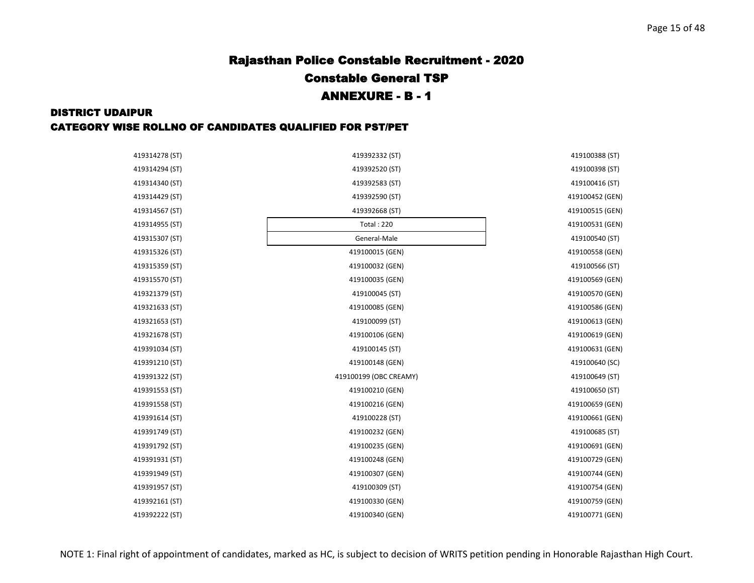# Rajasthan Police Constable Recruitment - 2020

## Constable General TSP

## ANNEXURE - B - 1

### DISTRICT UDAIPUR

### CATEGORY WISE ROLLNO OF CANDIDATES QUALIFIED FOR PST/PET

419314278 (ST)
419314294 (ST)
419314340 (ST)
419314429 (ST)
419314567 (ST)
419314955 (ST)
419315307 (ST)
419315326 (ST)
419315359 (ST)
419315570 (ST)
419321379 (ST)
419321633 (ST)
419321653 (ST)
419321678 (ST)
419391034 (ST)
419391210 (ST)
419391322 (ST)
419391553 (ST)
419391558 (ST)
419391614 (ST)
419391749 (ST)
419391792 (ST)
419391931 (ST)
419391949 (ST)
419391957 (ST)
419392161 (ST)
419392222 (ST)

419392332 (ST)
419392520 (ST)
419392583 (ST)
419392590 (ST)
419392668 (ST)

| Total : 220 |
|---|
| General-Male |

419100015 (GEN)
419100032 (GEN)
419100035 (GEN)
419100045 (ST)
419100085 (GEN)
419100099 (ST)
419100106 (GEN)
419100145 (ST)
419100148 (GEN)
419100199 (OBC CREAMY)
419100210 (GEN)
419100216 (GEN)
419100228 (ST)
419100232 (GEN)
419100235 (GEN)
419100248 (GEN)
419100307 (GEN)
419100309 (ST)
419100330 (GEN)
419100340 (GEN)

419100388 (ST)
419100398 (ST)
419100416 (ST)
419100452 (GEN)
419100515 (GEN)
419100531 (GEN)
419100540 (ST)
419100558 (GEN)
419100566 (ST)
419100569 (GEN)
419100570 (GEN)
419100586 (GEN)
419100613 (GEN)
419100619 (GEN)
419100631 (GEN)
419100640 (SC)
419100649 (ST)
419100650 (ST)
419100659 (GEN)
419100661 (GEN)
419100685 (ST)
419100691 (GEN)
419100729 (GEN)
419100744 (GEN)
419100754 (GEN)
419100759 (GEN)
419100771 (GEN)

NOTE 1: Final right of appointment of candidates, marked as HC, is subject to decision of WRITS petition pending in Honorable Rajasthan High Court.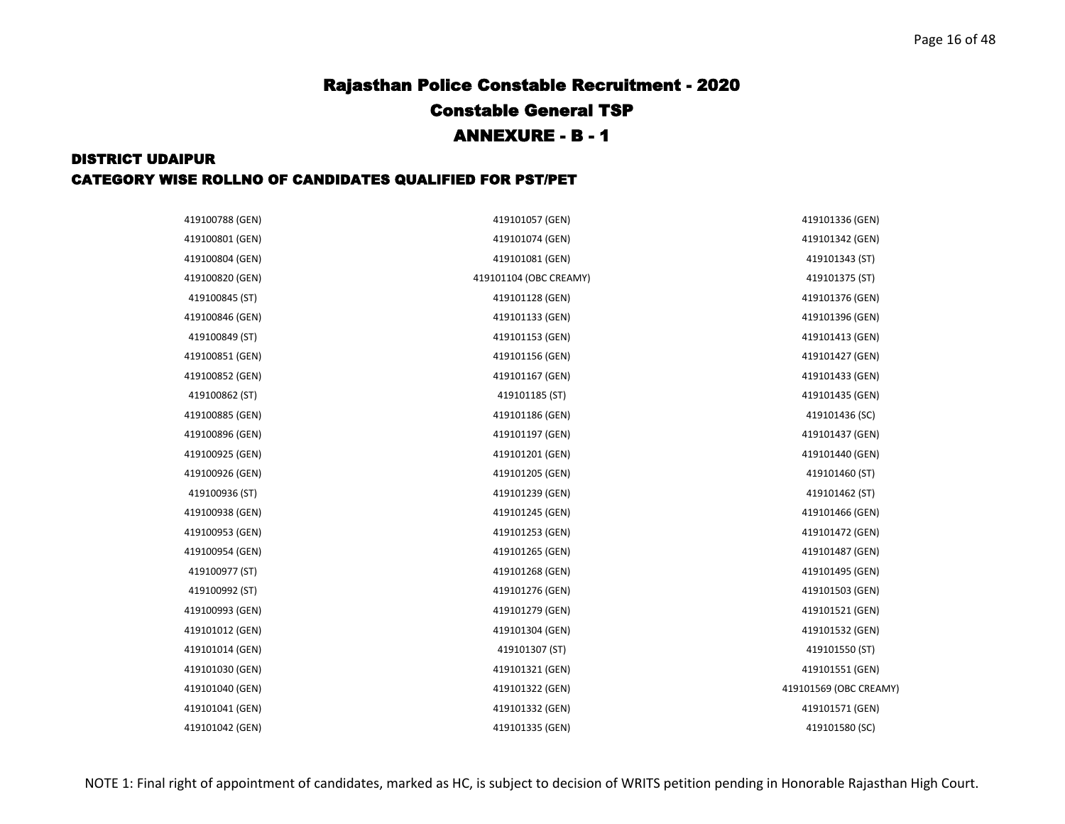# Rajasthan Police Constable Recruitment - 2020

## Constable General TSP

## ANNEXURE - B - 1

### DISTRICT UDAIPUR

### CATEGORY WISE ROLLNO OF CANDIDATES QUALIFIED FOR PST/PET

| | | |
|---|---|---|
| 419100788 (GEN) | 419101057 (GEN) | 419101336 (GEN) |
| 419100801 (GEN) | 419101074 (GEN) | 419101342 (GEN) |
| 419100804 (GEN) | 419101081 (GEN) | 419101343 (ST) |
| 419100820 (GEN) | 419101104 (OBC CREAMY) | 419101375 (ST) |
| 419100845 (ST) | 419101128 (GEN) | 419101376 (GEN) |
| 419100846 (GEN) | 419101133 (GEN) | 419101396 (GEN) |
| 419100849 (ST) | 419101153 (GEN) | 419101413 (GEN) |
| 419100851 (GEN) | 419101156 (GEN) | 419101427 (GEN) |
| 419100852 (GEN) | 419101167 (GEN) | 419101433 (GEN) |
| 419100862 (ST) | 419101185 (ST) | 419101435 (GEN) |
| 419100885 (GEN) | 419101186 (GEN) | 419101436 (SC) |
| 419100896 (GEN) | 419101197 (GEN) | 419101437 (GEN) |
| 419100925 (GEN) | 419101201 (GEN) | 419101440 (GEN) |
| 419100926 (GEN) | 419101205 (GEN) | 419101460 (ST) |
| 419100936 (ST) | 419101239 (GEN) | 419101462 (ST) |
| 419100938 (GEN) | 419101245 (GEN) | 419101466 (GEN) |
| 419100953 (GEN) | 419101253 (GEN) | 419101472 (GEN) |
| 419100954 (GEN) | 419101265 (GEN) | 419101487 (GEN) |
| 419100977 (ST) | 419101268 (GEN) | 419101495 (GEN) |
| 419100992 (ST) | 419101276 (GEN) | 419101503 (GEN) |
| 419100993 (GEN) | 419101279 (GEN) | 419101521 (GEN) |
| 419101012 (GEN) | 419101304 (GEN) | 419101532 (GEN) |
| 419101014 (GEN) | 419101307 (ST) | 419101550 (ST) |
| 419101030 (GEN) | 419101321 (GEN) | 419101551 (GEN) |
| 419101040 (GEN) | 419101322 (GEN) | 419101569 (OBC CREAMY) |
| 419101041 (GEN) | 419101332 (GEN) | 419101571 (GEN) |
| 419101042 (GEN) | 419101335 (GEN) | 419101580 (SC) |

NOTE 1: Final right of appointment of candidates, marked as HC, is subject to decision of WRITS petition pending in Honorable Rajasthan High Court.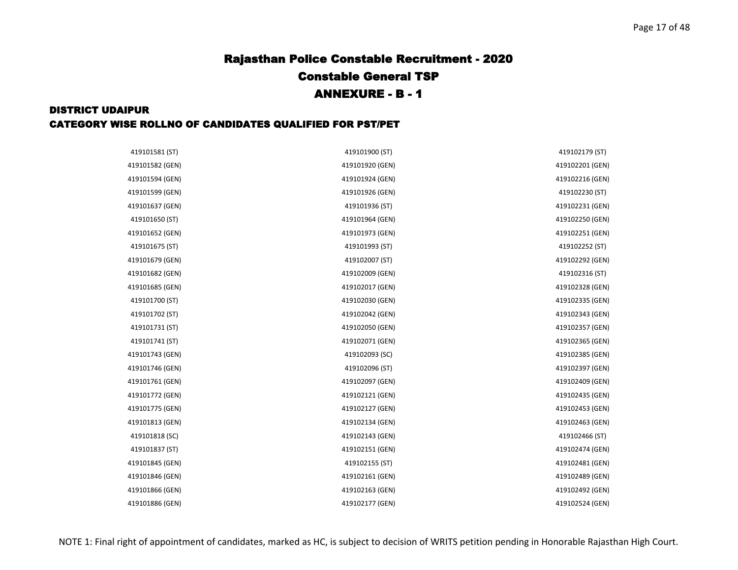# Rajasthan Police Constable Recruitment - 2020

## Constable General TSP

## ANNEXURE - B - 1

### DISTRICT UDAIPUR

### CATEGORY WISE ROLLNO OF CANDIDATES QUALIFIED FOR PST/PET

419101581 (ST)
419101582 (GEN)
419101594 (GEN)
419101599 (GEN)
419101637 (GEN)
419101650 (ST)
419101652 (GEN)
419101675 (ST)
419101679 (GEN)
419101682 (GEN)
419101685 (GEN)
419101700 (ST)
419101702 (ST)
419101731 (ST)
419101741 (ST)
419101743 (GEN)
419101746 (GEN)
419101761 (GEN)
419101772 (GEN)
419101775 (GEN)
419101813 (GEN)
419101818 (SC)
419101837 (ST)
419101845 (GEN)
419101846 (GEN)
419101866 (GEN)
419101886 (GEN)
419101900 (ST)
419101920 (GEN)
419101924 (GEN)
419101926 (GEN)
419101936 (ST)
419101964 (GEN)
419101973 (GEN)
419101993 (ST)
419102007 (ST)
419102009 (GEN)
419102017 (GEN)
419102030 (GEN)
419102042 (GEN)
419102050 (GEN)
419102071 (GEN)
419102093 (SC)
419102096 (ST)
419102097 (GEN)
419102121 (GEN)
419102127 (GEN)
419102134 (GEN)
419102143 (GEN)
419102151 (GEN)
419102155 (ST)
419102161 (GEN)
419102163 (GEN)
419102177 (GEN)
419102179 (ST)
419102201 (GEN)
419102216 (GEN)
419102230 (ST)
419102231 (GEN)
419102250 (GEN)
419102251 (GEN)
419102252 (ST)
419102292 (GEN)
419102316 (ST)
419102328 (GEN)
419102335 (GEN)
419102343 (GEN)
419102357 (GEN)
419102365 (GEN)
419102385 (GEN)
419102397 (GEN)
419102409 (GEN)
419102435 (GEN)
419102453 (GEN)
419102463 (GEN)
419102466 (ST)
419102474 (GEN)
419102481 (GEN)
419102489 (GEN)
419102492 (GEN)
419102524 (GEN)

NOTE 1: Final right of appointment of candidates, marked as HC, is subject to decision of WRITS petition pending in Honorable Rajasthan High Court.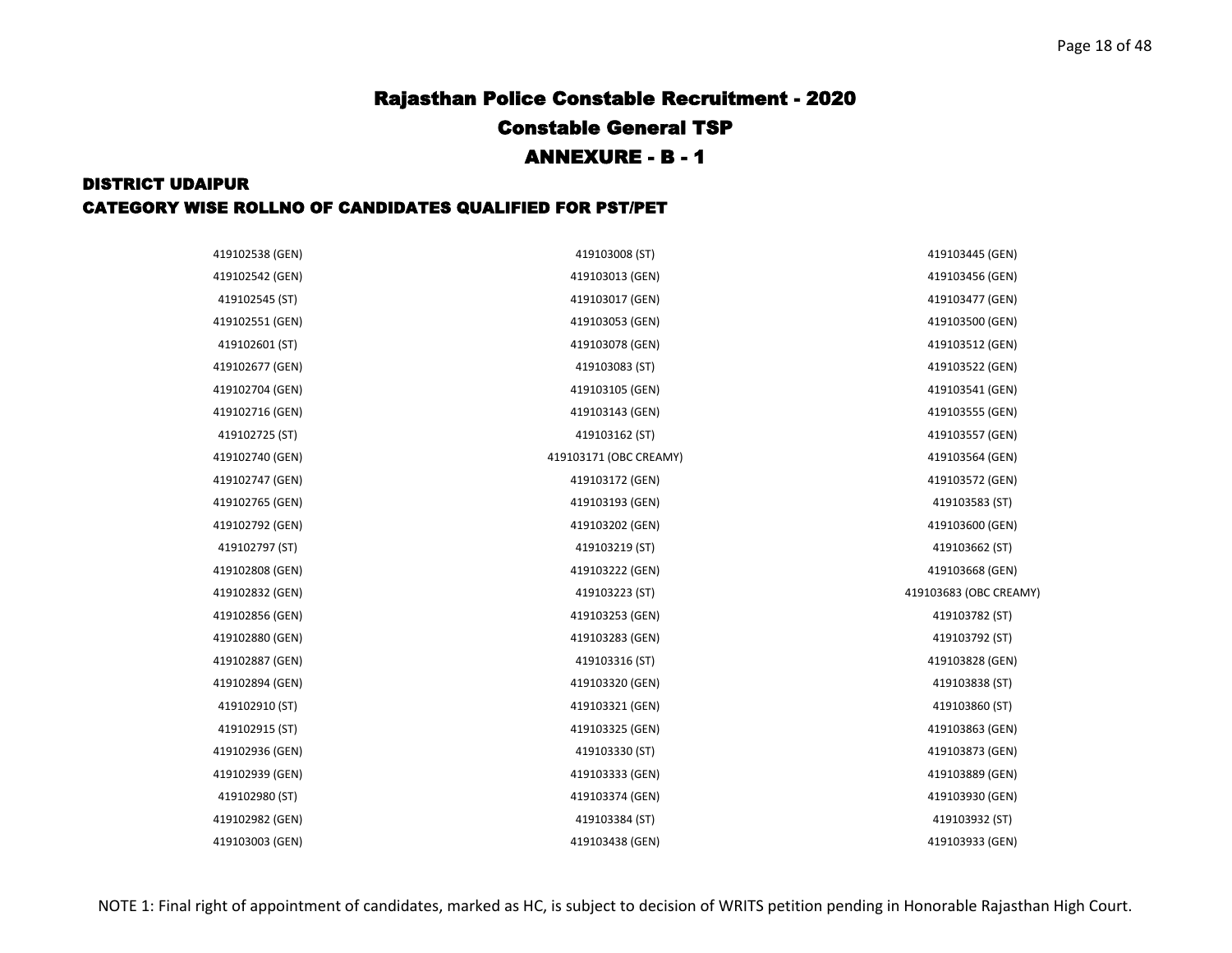# Rajasthan Police Constable Recruitment - 2020

## Constable General TSP

## ANNEXURE - B - 1

### DISTRICT UDAIPUR

### CATEGORY WISE ROLLNO OF CANDIDATES QUALIFIED FOR PST/PET

419102538 (GEN)
419102542 (GEN)
419102545 (ST)
419102551 (GEN)
419102601 (ST)
419102677 (GEN)
419102704 (GEN)
419102716 (GEN)
419102725 (ST)
419102740 (GEN)
419102747 (GEN)
419102765 (GEN)
419102792 (GEN)
419102797 (ST)
419102808 (GEN)
419102832 (GEN)
419102856 (GEN)
419102880 (GEN)
419102887 (GEN)
419102894 (GEN)
419102910 (ST)
419102915 (ST)
419102936 (GEN)
419102939 (GEN)
419102980 (ST)
419102982 (GEN)
419103003 (GEN)
419103008 (ST)
419103013 (GEN)
419103017 (GEN)
419103053 (GEN)
419103078 (GEN)
419103083 (ST)
419103105 (GEN)
419103143 (GEN)
419103162 (ST)
419103171 (OBC CREAMY)
419103172 (GEN)
419103193 (GEN)
419103202 (GEN)
419103219 (ST)
419103222 (GEN)
419103223 (ST)
419103253 (GEN)
419103283 (GEN)
419103316 (ST)
419103320 (GEN)
419103321 (GEN)
419103325 (GEN)
419103330 (ST)
419103333 (GEN)
419103374 (GEN)
419103384 (ST)
419103438 (GEN)
419103445 (GEN)
419103456 (GEN)
419103477 (GEN)
419103500 (GEN)
419103512 (GEN)
419103522 (GEN)
419103541 (GEN)
419103555 (GEN)
419103557 (GEN)
419103564 (GEN)
419103572 (GEN)
419103583 (ST)
419103600 (GEN)
419103662 (ST)
419103668 (GEN)
419103683 (OBC CREAMY)
419103782 (ST)
419103792 (ST)
419103828 (GEN)
419103838 (ST)
419103860 (ST)
419103863 (GEN)
419103873 (GEN)
419103889 (GEN)
419103930 (GEN)
419103932 (ST)
419103933 (GEN)

NOTE 1: Final right of appointment of candidates, marked as HC, is subject to decision of WRITS petition pending in Honorable Rajasthan High Court.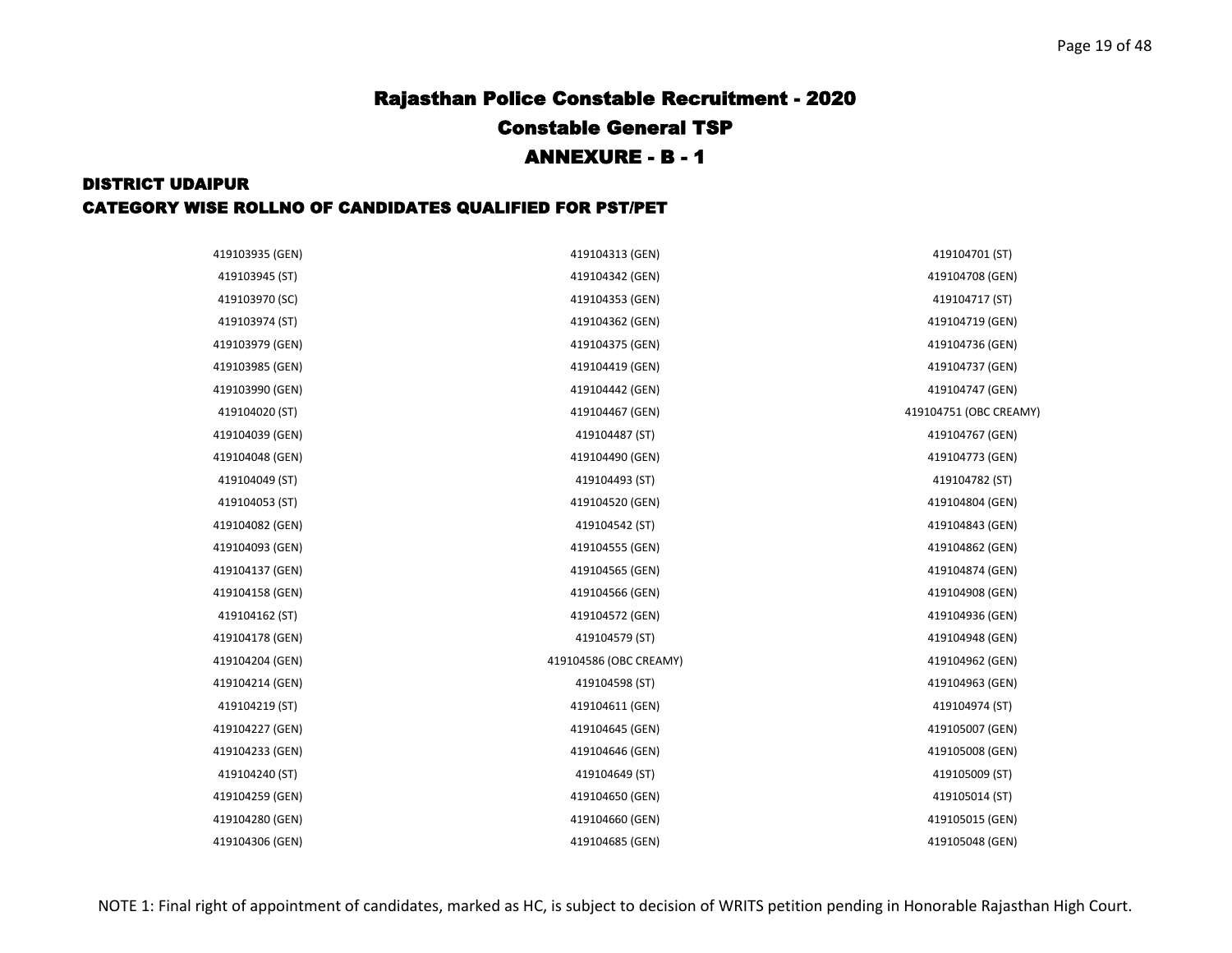# Rajasthan Police Constable Recruitment - 2020

## Constable General TSP

## ANNEXURE - B - 1

### DISTRICT UDAIPUR

### CATEGORY WISE ROLLNO OF CANDIDATES QUALIFIED FOR PST/PET

419103935 (GEN)
419103945 (ST)
419103970 (SC)
419103974 (ST)
419103979 (GEN)
419103985 (GEN)
419103990 (GEN)
419104020 (ST)
419104039 (GEN)
419104048 (GEN)
419104049 (ST)
419104053 (ST)
419104082 (GEN)
419104093 (GEN)
419104137 (GEN)
419104158 (GEN)
419104162 (ST)
419104178 (GEN)
419104204 (GEN)
419104214 (GEN)
419104219 (ST)
419104227 (GEN)
419104233 (GEN)
419104240 (ST)
419104259 (GEN)
419104280 (GEN)
419104306 (GEN)
419104313 (GEN)
419104342 (GEN)
419104353 (GEN)
419104362 (GEN)
419104375 (GEN)
419104419 (GEN)
419104442 (GEN)
419104467 (GEN)
419104487 (ST)
419104490 (GEN)
419104493 (ST)
419104520 (GEN)
419104542 (ST)
419104555 (GEN)
419104565 (GEN)
419104566 (GEN)
419104572 (GEN)
419104579 (ST)
419104586 (OBC CREAMY)
419104598 (ST)
419104611 (GEN)
419104645 (GEN)
419104646 (GEN)
419104649 (ST)
419104650 (GEN)
419104660 (GEN)
419104685 (GEN)
419104701 (ST)
419104708 (GEN)
419104717 (ST)
419104719 (GEN)
419104736 (GEN)
419104737 (GEN)
419104747 (GEN)
419104751 (OBC CREAMY)
419104767 (GEN)
419104773 (GEN)
419104782 (ST)
419104804 (GEN)
419104843 (GEN)
419104862 (GEN)
419104874 (GEN)
419104908 (GEN)
419104936 (GEN)
419104948 (GEN)
419104962 (GEN)
419104963 (GEN)
419104974 (ST)
419105007 (GEN)
419105008 (GEN)
419105009 (ST)
419105014 (ST)
419105015 (GEN)
419105048 (GEN)

NOTE 1: Final right of appointment of candidates, marked as HC, is subject to decision of WRITS petition pending in Honorable Rajasthan High Court.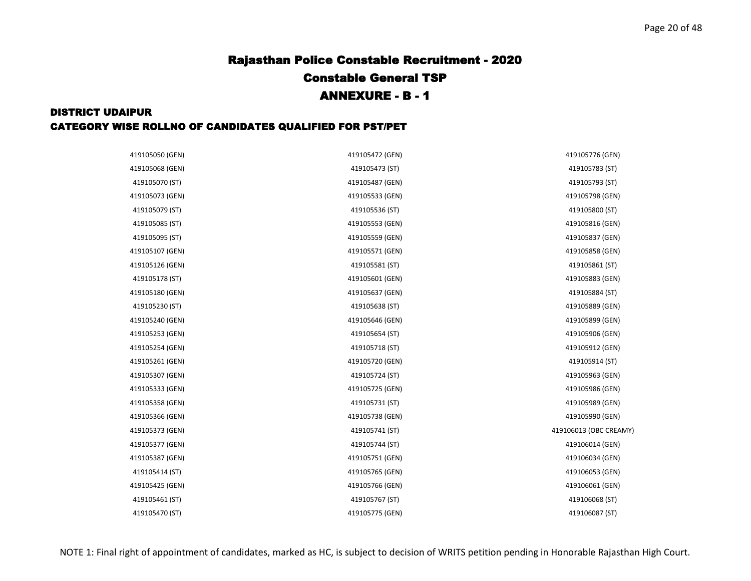# Rajasthan Police Constable Recruitment - 2020

## Constable General TSP

## ANNEXURE - B - 1

### DISTRICT UDAIPUR

### CATEGORY WISE ROLLNO OF CANDIDATES QUALIFIED FOR PST/PET

419105050 (GEN)
419105068 (GEN)
419105070 (ST)
419105073 (GEN)
419105079 (ST)
419105085 (ST)
419105095 (ST)
419105107 (GEN)
419105126 (GEN)
419105178 (ST)
419105180 (GEN)
419105230 (ST)
419105240 (GEN)
419105253 (GEN)
419105254 (GEN)
419105261 (GEN)
419105307 (GEN)
419105333 (GEN)
419105358 (GEN)
419105366 (GEN)
419105373 (GEN)
419105377 (GEN)
419105387 (GEN)
419105414 (ST)
419105425 (GEN)
419105461 (ST)
419105470 (ST)
419105472 (GEN)
419105473 (ST)
419105487 (GEN)
419105533 (GEN)
419105536 (ST)
419105553 (GEN)
419105559 (GEN)
419105571 (GEN)
419105581 (ST)
419105601 (GEN)
419105637 (GEN)
419105638 (ST)
419105646 (GEN)
419105654 (ST)
419105718 (ST)
419105720 (GEN)
419105724 (ST)
419105725 (GEN)
419105731 (ST)
419105738 (GEN)
419105741 (ST)
419105744 (ST)
419105751 (GEN)
419105765 (GEN)
419105766 (GEN)
419105767 (ST)
419105775 (GEN)
419105776 (GEN)
419105783 (ST)
419105793 (ST)
419105798 (GEN)
419105800 (ST)
419105816 (GEN)
419105837 (GEN)
419105858 (GEN)
419105861 (ST)
419105883 (GEN)
419105884 (ST)
419105889 (GEN)
419105899 (GEN)
419105906 (GEN)
419105912 (GEN)
419105914 (ST)
419105963 (GEN)
419105986 (GEN)
419105989 (GEN)
419105990 (GEN)
419106013 (OBC CREAMY)
419106014 (GEN)
419106034 (GEN)
419106053 (GEN)
419106061 (GEN)
419106068 (ST)
419106087 (ST)

NOTE 1: Final right of appointment of candidates, marked as HC, is subject to decision of WRITS petition pending in Honorable Rajasthan High Court.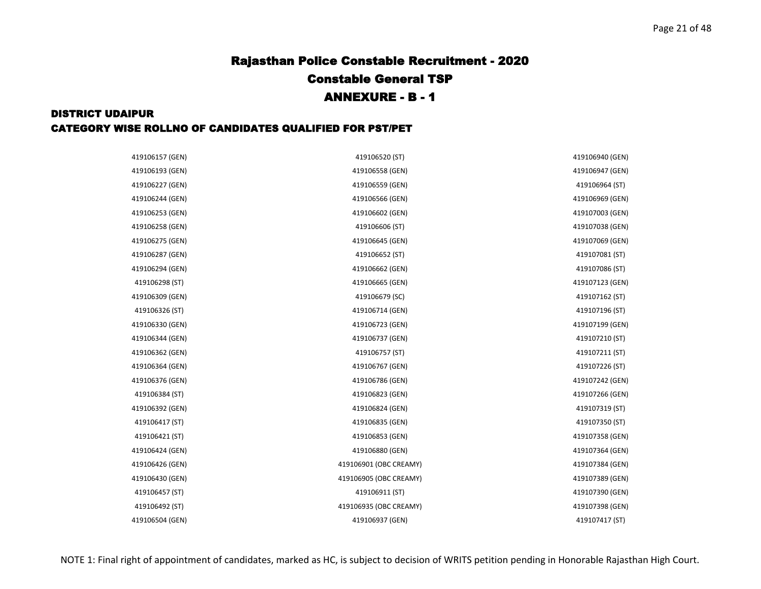# Rajasthan Police Constable Recruitment - 2020

## Constable General TSP

## ANNEXURE - B - 1

### DISTRICT UDAIPUR

### CATEGORY WISE ROLLNO OF CANDIDATES QUALIFIED FOR PST/PET

| | | |
|---|---|---|
| 419106157 (GEN) | 419106520 (ST) | 419106940 (GEN) |
| 419106193 (GEN) | 419106558 (GEN) | 419106947 (GEN) |
| 419106227 (GEN) | 419106559 (GEN) | 419106964 (ST) |
| 419106244 (GEN) | 419106566 (GEN) | 419106969 (GEN) |
| 419106253 (GEN) | 419106602 (GEN) | 419107003 (GEN) |
| 419106258 (GEN) | 419106606 (ST) | 419107038 (GEN) |
| 419106275 (GEN) | 419106645 (GEN) | 419107069 (GEN) |
| 419106287 (GEN) | 419106652 (ST) | 419107081 (ST) |
| 419106294 (GEN) | 419106662 (GEN) | 419107086 (ST) |
| 419106298 (ST) | 419106665 (GEN) | 419107123 (GEN) |
| 419106309 (GEN) | 419106679 (SC) | 419107162 (ST) |
| 419106326 (ST) | 419106714 (GEN) | 419107196 (ST) |
| 419106330 (GEN) | 419106723 (GEN) | 419107199 (GEN) |
| 419106344 (GEN) | 419106737 (GEN) | 419107210 (ST) |
| 419106362 (GEN) | 419106757 (ST) | 419107211 (ST) |
| 419106364 (GEN) | 419106767 (GEN) | 419107226 (ST) |
| 419106376 (GEN) | 419106786 (GEN) | 419107242 (GEN) |
| 419106384 (ST) | 419106823 (GEN) | 419107266 (GEN) |
| 419106392 (GEN) | 419106824 (GEN) | 419107319 (ST) |
| 419106417 (ST) | 419106835 (GEN) | 419107350 (ST) |
| 419106421 (ST) | 419106853 (GEN) | 419107358 (GEN) |
| 419106424 (GEN) | 419106880 (GEN) | 419107364 (GEN) |
| 419106426 (GEN) | 419106901 (OBC CREAMY) | 419107384 (GEN) |
| 419106430 (GEN) | 419106905 (OBC CREAMY) | 419107389 (GEN) |
| 419106457 (ST) | 419106911 (ST) | 419107390 (GEN) |
| 419106492 (ST) | 419106935 (OBC CREAMY) | 419107398 (GEN) |
| 419106504 (GEN) | 419106937 (GEN) | 419107417 (ST) |

NOTE 1: Final right of appointment of candidates, marked as HC, is subject to decision of WRITS petition pending in Honorable Rajasthan High Court.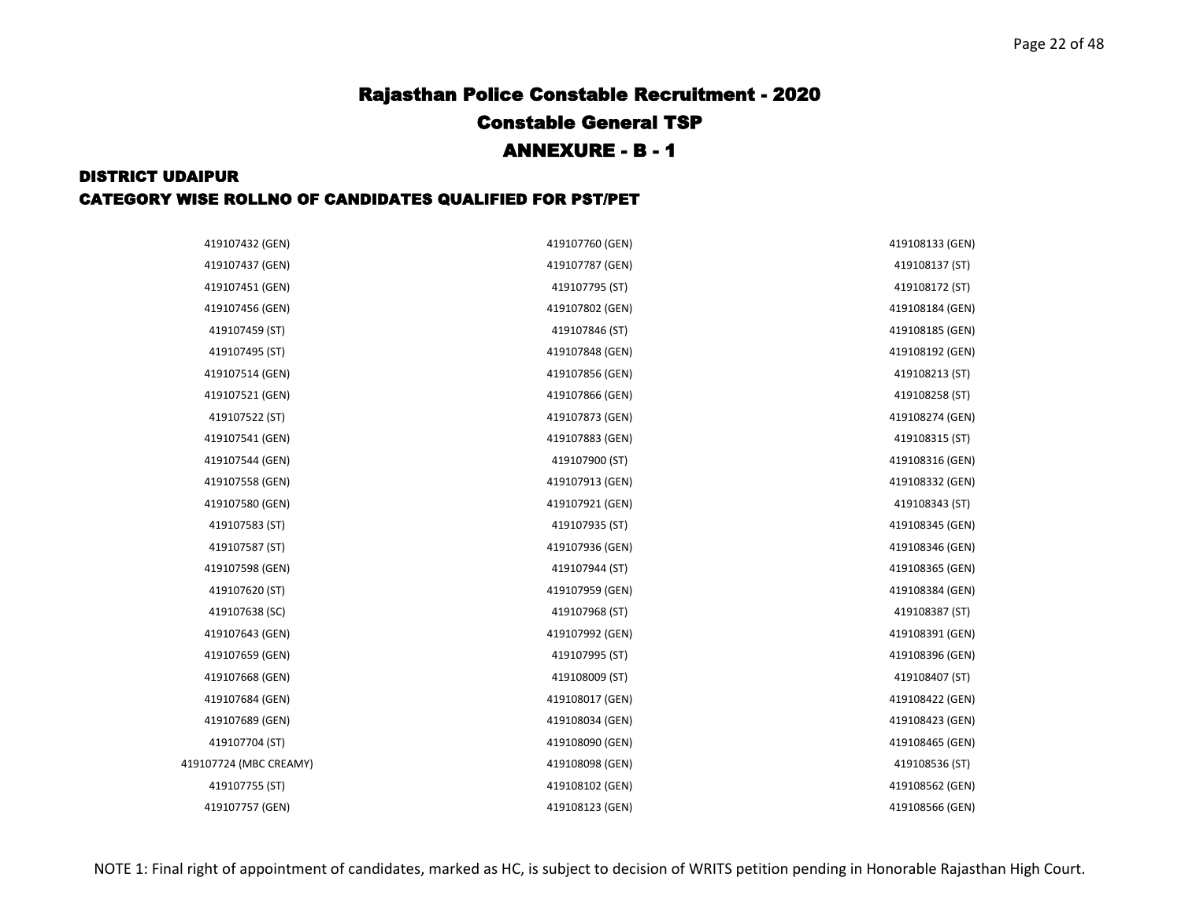# Rajasthan Police Constable Recruitment - 2020

## Constable General TSP

## ANNEXURE - B - 1

### DISTRICT UDAIPUR

### CATEGORY WISE ROLLNO OF CANDIDATES QUALIFIED FOR PST/PET

| | | |
|---|---|---|
| 419107432 (GEN) | 419107760 (GEN) | 419108133 (GEN) |
| 419107437 (GEN) | 419107787 (GEN) | 419108137 (ST) |
| 419107451 (GEN) | 419107795 (ST) | 419108172 (ST) |
| 419107456 (GEN) | 419107802 (GEN) | 419108184 (GEN) |
| 419107459 (ST) | 419107846 (ST) | 419108185 (GEN) |
| 419107495 (ST) | 419107848 (GEN) | 419108192 (GEN) |
| 419107514 (GEN) | 419107856 (GEN) | 419108213 (ST) |
| 419107521 (GEN) | 419107866 (GEN) | 419108258 (ST) |
| 419107522 (ST) | 419107873 (GEN) | 419108274 (GEN) |
| 419107541 (GEN) | 419107883 (GEN) | 419108315 (ST) |
| 419107544 (GEN) | 419107900 (ST) | 419108316 (GEN) |
| 419107558 (GEN) | 419107913 (GEN) | 419108332 (GEN) |
| 419107580 (GEN) | 419107921 (GEN) | 419108343 (ST) |
| 419107583 (ST) | 419107935 (ST) | 419108345 (GEN) |
| 419107587 (ST) | 419107936 (GEN) | 419108346 (GEN) |
| 419107598 (GEN) | 419107944 (ST) | 419108365 (GEN) |
| 419107620 (ST) | 419107959 (GEN) | 419108384 (GEN) |
| 419107638 (SC) | 419107968 (ST) | 419108387 (ST) |
| 419107643 (GEN) | 419107992 (GEN) | 419108391 (GEN) |
| 419107659 (GEN) | 419107995 (ST) | 419108396 (GEN) |
| 419107668 (GEN) | 419108009 (ST) | 419108407 (ST) |
| 419107684 (GEN) | 419108017 (GEN) | 419108422 (GEN) |
| 419107689 (GEN) | 419108034 (GEN) | 419108423 (GEN) |
| 419107704 (ST) | 419108090 (GEN) | 419108465 (GEN) |
| 419107724 (MBC CREAMY) | 419108098 (GEN) | 419108536 (ST) |
| 419107755 (ST) | 419108102 (GEN) | 419108562 (GEN) |
| 419107757 (GEN) | 419108123 (GEN) | 419108566 (GEN) |

NOTE 1: Final right of appointment of candidates, marked as HC, is subject to decision of WRITS petition pending in Honorable Rajasthan High Court.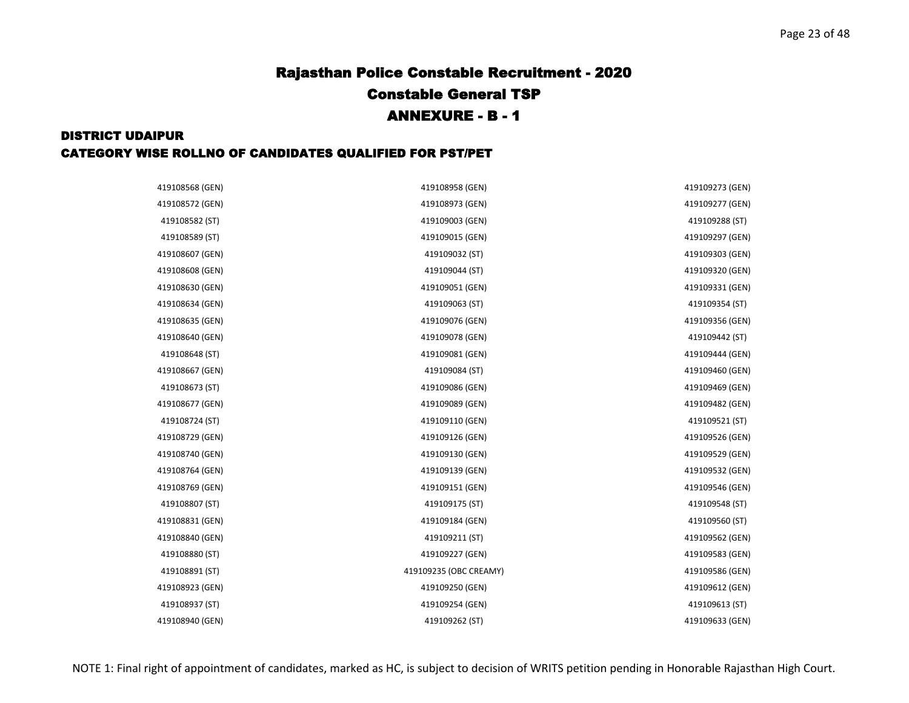# Rajasthan Police Constable Recruitment - 2020

## Constable General TSP

## ANNEXURE - B - 1

### DISTRICT UDAIPUR

### CATEGORY WISE ROLLNO OF CANDIDATES QUALIFIED FOR PST/PET

| | | |
|---|---|---|
| 419108568 (GEN) | 419108958 (GEN) | 419109273 (GEN) |
| 419108572 (GEN) | 419108973 (GEN) | 419109277 (GEN) |
| 419108582 (ST) | 419109003 (GEN) | 419109288 (ST) |
| 419108589 (ST) | 419109015 (GEN) | 419109297 (GEN) |
| 419108607 (GEN) | 419109032 (ST) | 419109303 (GEN) |
| 419108608 (GEN) | 419109044 (ST) | 419109320 (GEN) |
| 419108630 (GEN) | 419109051 (GEN) | 419109331 (GEN) |
| 419108634 (GEN) | 419109063 (ST) | 419109354 (ST) |
| 419108635 (GEN) | 419109076 (GEN) | 419109356 (GEN) |
| 419108640 (GEN) | 419109078 (GEN) | 419109442 (ST) |
| 419108648 (ST) | 419109081 (GEN) | 419109444 (GEN) |
| 419108667 (GEN) | 419109084 (ST) | 419109460 (GEN) |
| 419108673 (ST) | 419109086 (GEN) | 419109469 (GEN) |
| 419108677 (GEN) | 419109089 (GEN) | 419109482 (GEN) |
| 419108724 (ST) | 419109110 (GEN) | 419109521 (ST) |
| 419108729 (GEN) | 419109126 (GEN) | 419109526 (GEN) |
| 419108740 (GEN) | 419109130 (GEN) | 419109529 (GEN) |
| 419108764 (GEN) | 419109139 (GEN) | 419109532 (GEN) |
| 419108769 (GEN) | 419109151 (GEN) | 419109546 (GEN) |
| 419108807 (ST) | 419109175 (ST) | 419109548 (ST) |
| 419108831 (GEN) | 419109184 (GEN) | 419109560 (ST) |
| 419108840 (GEN) | 419109211 (ST) | 419109562 (GEN) |
| 419108880 (ST) | 419109227 (GEN) | 419109583 (GEN) |
| 419108891 (ST) | 419109235 (OBC CREAMY) | 419109586 (GEN) |
| 419108923 (GEN) | 419109250 (GEN) | 419109612 (GEN) |
| 419108937 (ST) | 419109254 (GEN) | 419109613 (ST) |
| 419108940 (GEN) | 419109262 (ST) | 419109633 (GEN) |

NOTE 1: Final right of appointment of candidates, marked as HC, is subject to decision of WRITS petition pending in Honorable Rajasthan High Court.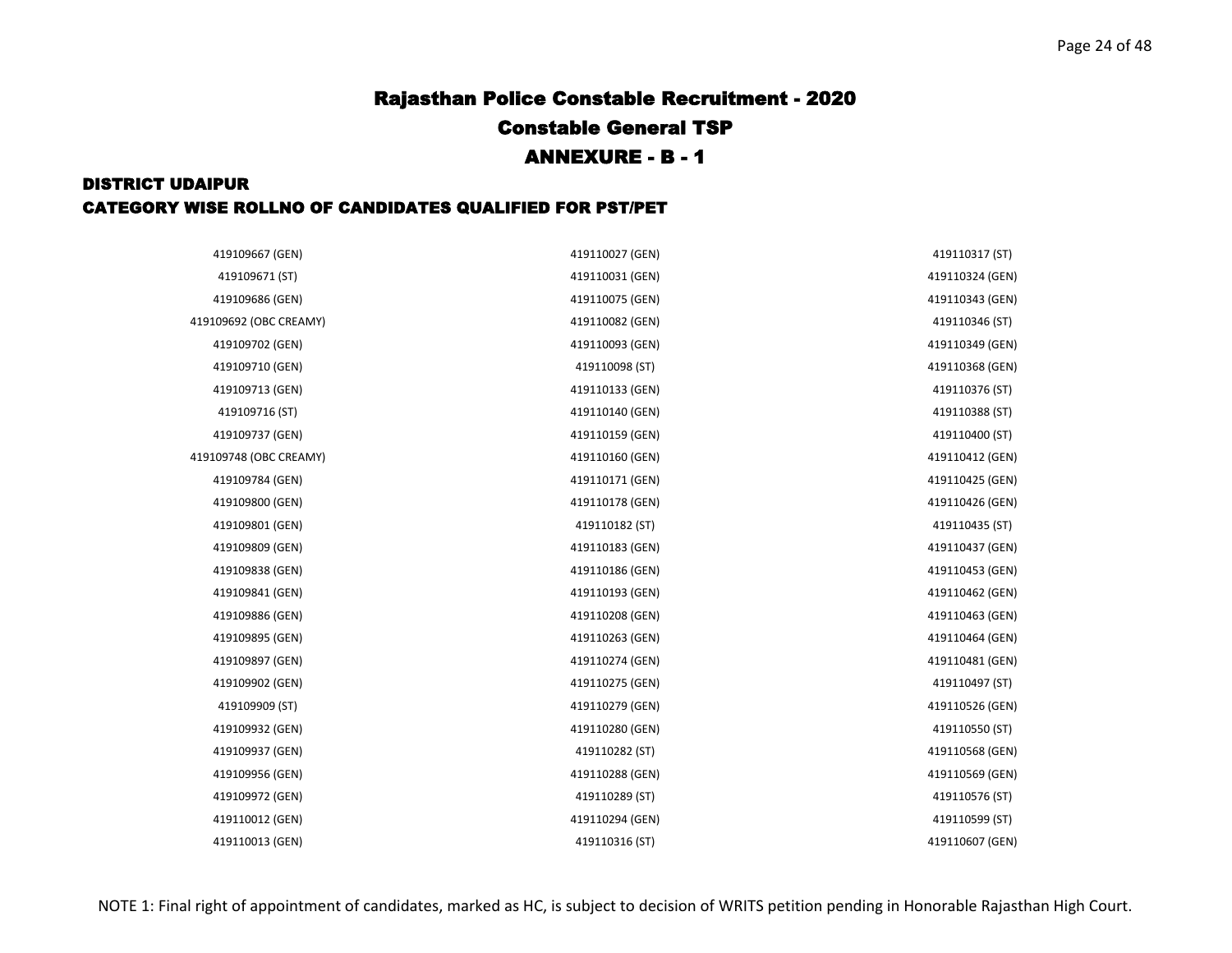# Rajasthan Police Constable Recruitment - 2020

## Constable General TSP

## ANNEXURE - B - 1

### DISTRICT UDAIPUR

### CATEGORY WISE ROLLNO OF CANDIDATES QUALIFIED FOR PST/PET

419109667 (GEN)
419109671 (ST)
419109686 (GEN)
419109692 (OBC CREAMY)
419109702 (GEN)
419109710 (GEN)
419109713 (GEN)
419109716 (ST)
419109737 (GEN)
419109748 (OBC CREAMY)
419109784 (GEN)
419109800 (GEN)
419109801 (GEN)
419109809 (GEN)
419109838 (GEN)
419109841 (GEN)
419109886 (GEN)
419109895 (GEN)
419109897 (GEN)
419109902 (GEN)
419109909 (ST)
419109932 (GEN)
419109937 (GEN)
419109956 (GEN)
419109972 (GEN)
419110012 (GEN)
419110013 (GEN)
419110027 (GEN)
419110031 (GEN)
419110075 (GEN)
419110082 (GEN)
419110093 (GEN)
419110098 (ST)
419110133 (GEN)
419110140 (GEN)
419110159 (GEN)
419110160 (GEN)
419110171 (GEN)
419110178 (GEN)
419110182 (ST)
419110183 (GEN)
419110186 (GEN)
419110193 (GEN)
419110208 (GEN)
419110263 (GEN)
419110274 (GEN)
419110275 (GEN)
419110279 (GEN)
419110280 (GEN)
419110282 (ST)
419110288 (GEN)
419110289 (ST)
419110294 (GEN)
419110316 (ST)
419110317 (ST)
419110324 (GEN)
419110343 (GEN)
419110346 (ST)
419110349 (GEN)
419110368 (GEN)
419110376 (ST)
419110388 (ST)
419110400 (ST)
419110412 (GEN)
419110425 (GEN)
419110426 (GEN)
419110435 (ST)
419110437 (GEN)
419110453 (GEN)
419110462 (GEN)
419110463 (GEN)
419110464 (GEN)
419110481 (GEN)
419110497 (ST)
419110526 (GEN)
419110550 (ST)
419110568 (GEN)
419110569 (GEN)
419110576 (ST)
419110599 (ST)
419110607 (GEN)

NOTE 1: Final right of appointment of candidates, marked as HC, is subject to decision of WRITS petition pending in Honorable Rajasthan High Court.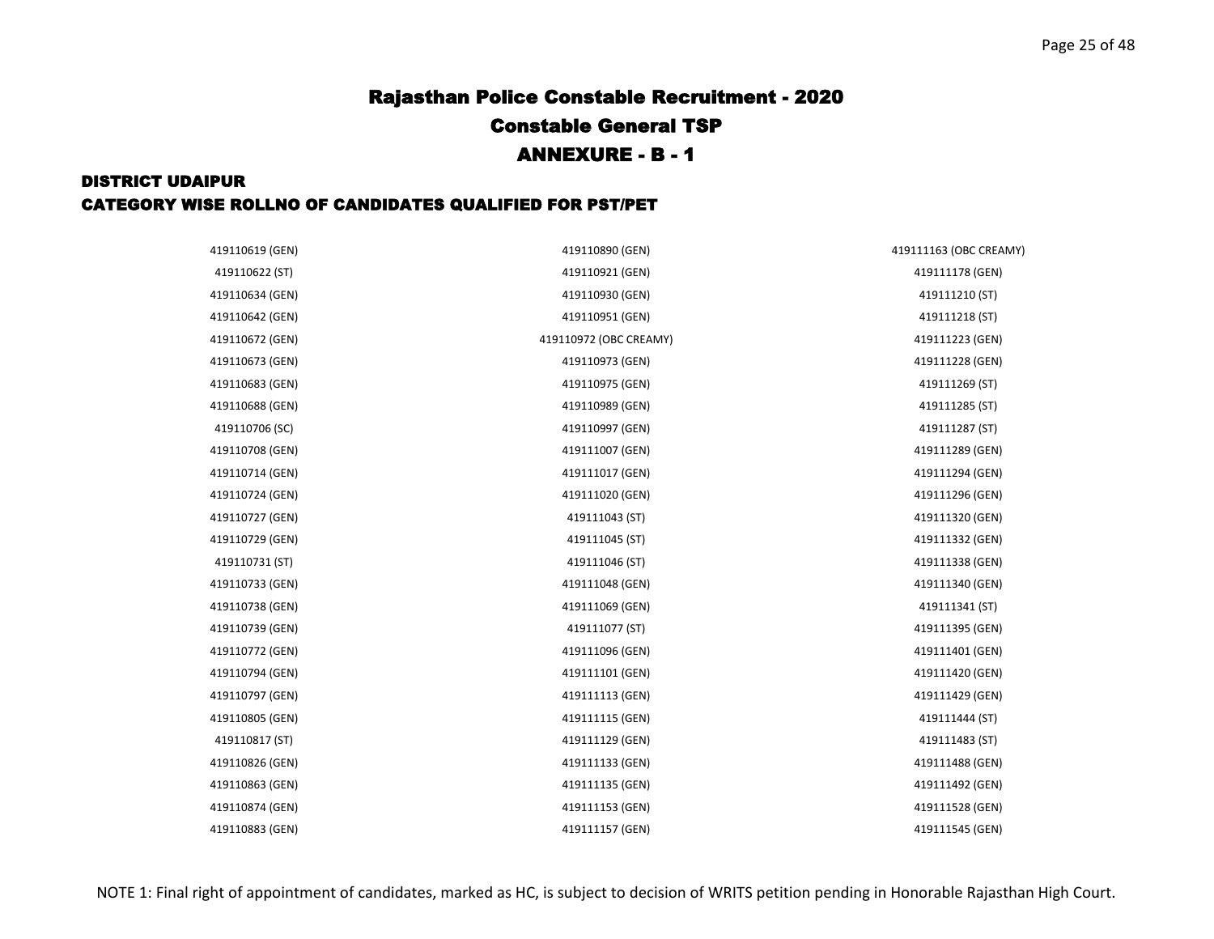# Rajasthan Police Constable Recruitment - 2020

## Constable General TSP

## ANNEXURE - B - 1

### DISTRICT UDAIPUR

### CATEGORY WISE ROLLNO OF CANDIDATES QUALIFIED FOR PST/PET

419110619 (GEN)
419110622 (ST)
419110634 (GEN)
419110642 (GEN)
419110672 (GEN)
419110673 (GEN)
419110683 (GEN)
419110688 (GEN)
419110706 (SC)
419110708 (GEN)
419110714 (GEN)
419110724 (GEN)
419110727 (GEN)
419110729 (GEN)
419110731 (ST)
419110733 (GEN)
419110738 (GEN)
419110739 (GEN)
419110772 (GEN)
419110794 (GEN)
419110797 (GEN)
419110805 (GEN)
419110817 (ST)
419110826 (GEN)
419110863 (GEN)
419110874 (GEN)
419110883 (GEN)
419110890 (GEN)
419110921 (GEN)
419110930 (GEN)
419110951 (GEN)
419110972 (OBC CREAMY)
419110973 (GEN)
419110975 (GEN)
419110989 (GEN)
419110997 (GEN)
419111007 (GEN)
419111017 (GEN)
419111020 (GEN)
419111043 (ST)
419111045 (ST)
419111046 (ST)
419111048 (GEN)
419111069 (GEN)
419111077 (ST)
419111096 (GEN)
419111101 (GEN)
419111113 (GEN)
419111115 (GEN)
419111129 (GEN)
419111133 (GEN)
419111135 (GEN)
419111153 (GEN)
419111157 (GEN)
419111163 (OBC CREAMY)
419111178 (GEN)
419111210 (ST)
419111218 (ST)
419111223 (GEN)
419111228 (GEN)
419111269 (ST)
419111285 (ST)
419111287 (ST)
419111289 (GEN)
419111294 (GEN)
419111296 (GEN)
419111320 (GEN)
419111332 (GEN)
419111338 (GEN)
419111340 (GEN)
419111341 (ST)
419111395 (GEN)
419111401 (GEN)
419111420 (GEN)
419111429 (GEN)
419111444 (ST)
419111483 (ST)
419111488 (GEN)
419111492 (GEN)
419111528 (GEN)
419111545 (GEN)

NOTE 1: Final right of appointment of candidates, marked as HC, is subject to decision of WRITS petition pending in Honorable Rajasthan High Court.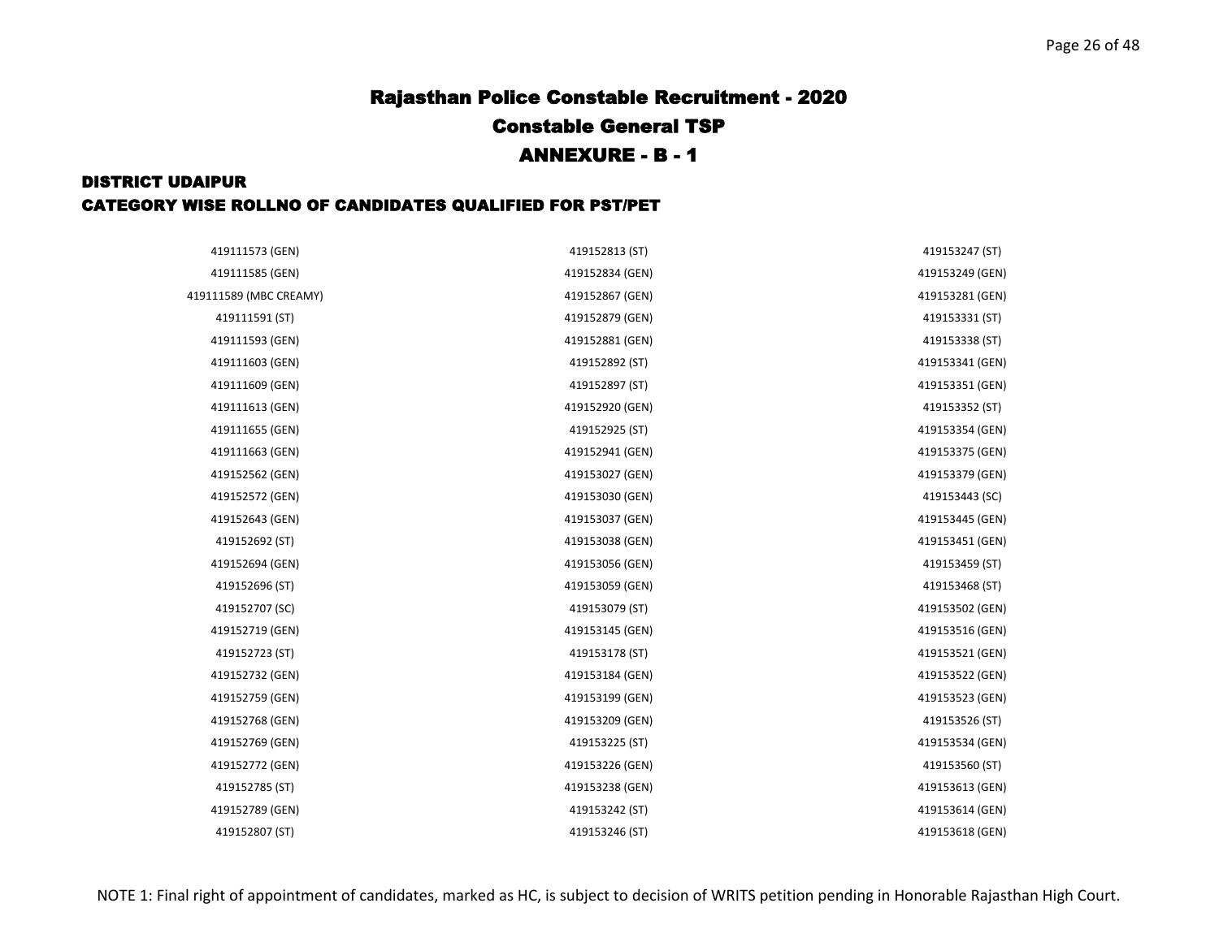# Rajasthan Police Constable Recruitment - 2020

## Constable General TSP

## ANNEXURE - B - 1

### DISTRICT UDAIPUR

### CATEGORY WISE ROLLNO OF CANDIDATES QUALIFIED FOR PST/PET

419111573 (GEN)
419111585 (GEN)
419111589 (MBC CREAMY)
419111591 (ST)
419111593 (GEN)
419111603 (GEN)
419111609 (GEN)
419111613 (GEN)
419111655 (GEN)
419111663 (GEN)
419152562 (GEN)
419152572 (GEN)
419152643 (GEN)
419152692 (ST)
419152694 (GEN)
419152696 (ST)
419152707 (SC)
419152719 (GEN)
419152723 (ST)
419152732 (GEN)
419152759 (GEN)
419152768 (GEN)
419152769 (GEN)
419152772 (GEN)
419152785 (ST)
419152789 (GEN)
419152807 (ST)
419152813 (ST)
419152834 (GEN)
419152867 (GEN)
419152879 (GEN)
419152881 (GEN)
419152892 (ST)
419152897 (ST)
419152920 (GEN)
419152925 (ST)
419152941 (GEN)
419153027 (GEN)
419153030 (GEN)
419153037 (GEN)
419153038 (GEN)
419153056 (GEN)
419153059 (GEN)
419153079 (ST)
419153145 (GEN)
419153178 (ST)
419153184 (GEN)
419153199 (GEN)
419153209 (GEN)
419153225 (ST)
419153226 (GEN)
419153238 (GEN)
419153242 (ST)
419153246 (ST)
419153247 (ST)
419153249 (GEN)
419153281 (GEN)
419153331 (ST)
419153338 (ST)
419153341 (GEN)
419153351 (GEN)
419153352 (ST)
419153354 (GEN)
419153375 (GEN)
419153379 (GEN)
419153443 (SC)
419153445 (GEN)
419153451 (GEN)
419153459 (ST)
419153468 (ST)
419153502 (GEN)
419153516 (GEN)
419153521 (GEN)
419153522 (GEN)
419153523 (GEN)
419153526 (ST)
419153534 (GEN)
419153560 (ST)
419153613 (GEN)
419153614 (GEN)
419153618 (GEN)

NOTE 1: Final right of appointment of candidates, marked as HC, is subject to decision of WRITS petition pending in Honorable Rajasthan High Court.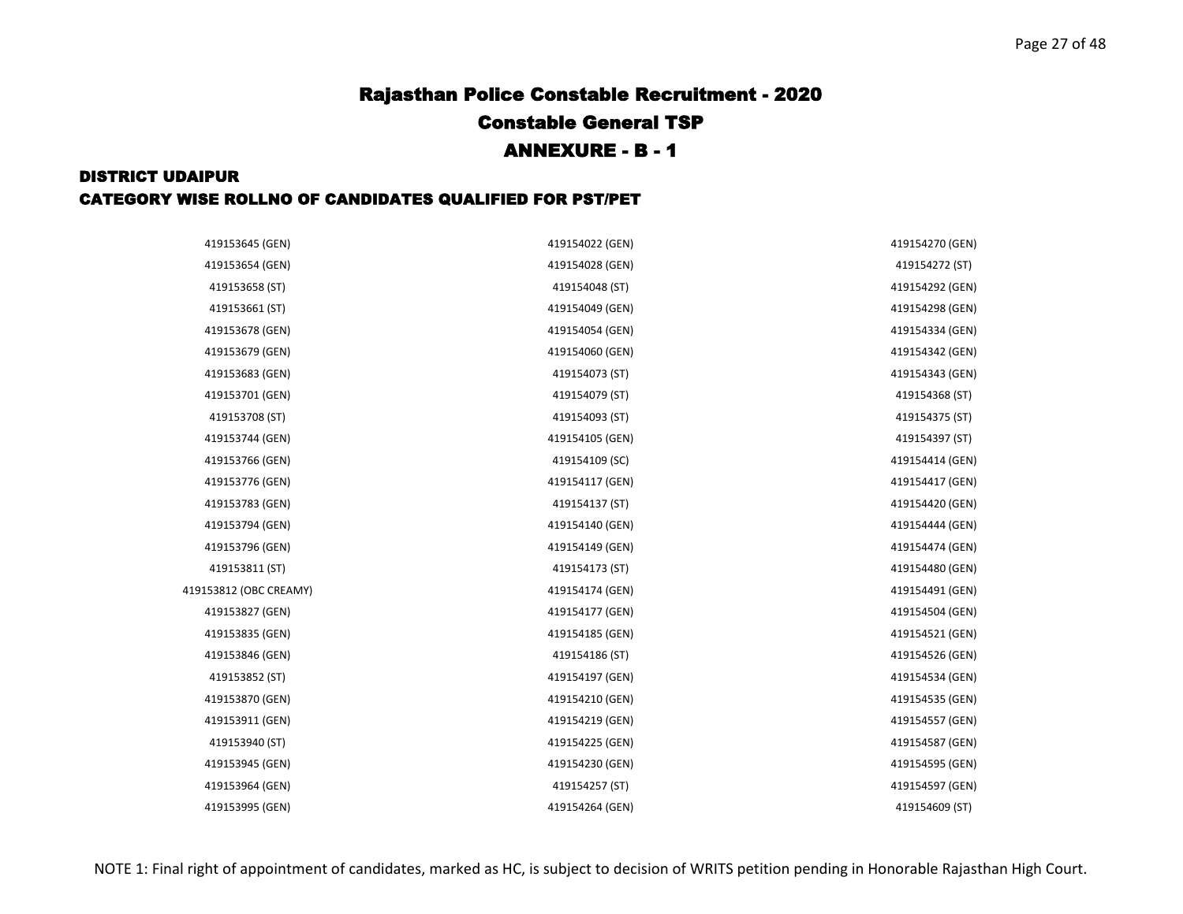# Rajasthan Police Constable Recruitment - 2020

## Constable General TSP

## ANNEXURE - B - 1

### DISTRICT UDAIPUR

### CATEGORY WISE ROLLNO OF CANDIDATES QUALIFIED FOR PST/PET

419153645 (GEN)
419153654 (GEN)
419153658 (ST)
419153661 (ST)
419153678 (GEN)
419153679 (GEN)
419153683 (GEN)
419153701 (GEN)
419153708 (ST)
419153744 (GEN)
419153766 (GEN)
419153776 (GEN)
419153783 (GEN)
419153794 (GEN)
419153796 (GEN)
419153811 (ST)
419153812 (OBC CREAMY)
419153827 (GEN)
419153835 (GEN)
419153846 (GEN)
419153852 (ST)
419153870 (GEN)
419153911 (GEN)
419153940 (ST)
419153945 (GEN)
419153964 (GEN)
419153995 (GEN)
419154022 (GEN)
419154028 (GEN)
419154048 (ST)
419154049 (GEN)
419154054 (GEN)
419154060 (GEN)
419154073 (ST)
419154079 (ST)
419154093 (ST)
419154105 (GEN)
419154109 (SC)
419154117 (GEN)
419154137 (ST)
419154140 (GEN)
419154149 (GEN)
419154173 (ST)
419154174 (GEN)
419154177 (GEN)
419154185 (GEN)
419154186 (ST)
419154197 (GEN)
419154210 (GEN)
419154219 (GEN)
419154225 (GEN)
419154230 (GEN)
419154257 (ST)
419154264 (GEN)
419154270 (GEN)
419154272 (ST)
419154292 (GEN)
419154298 (GEN)
419154334 (GEN)
419154342 (GEN)
419154343 (GEN)
419154368 (ST)
419154375 (ST)
419154397 (ST)
419154414 (GEN)
419154417 (GEN)
419154420 (GEN)
419154444 (GEN)
419154474 (GEN)
419154480 (GEN)
419154491 (GEN)
419154504 (GEN)
419154521 (GEN)
419154526 (GEN)
419154534 (GEN)
419154535 (GEN)
419154557 (GEN)
419154587 (GEN)
419154595 (GEN)
419154597 (GEN)
419154609 (ST)

NOTE 1: Final right of appointment of candidates, marked as HC, is subject to decision of WRITS petition pending in Honorable Rajasthan High Court.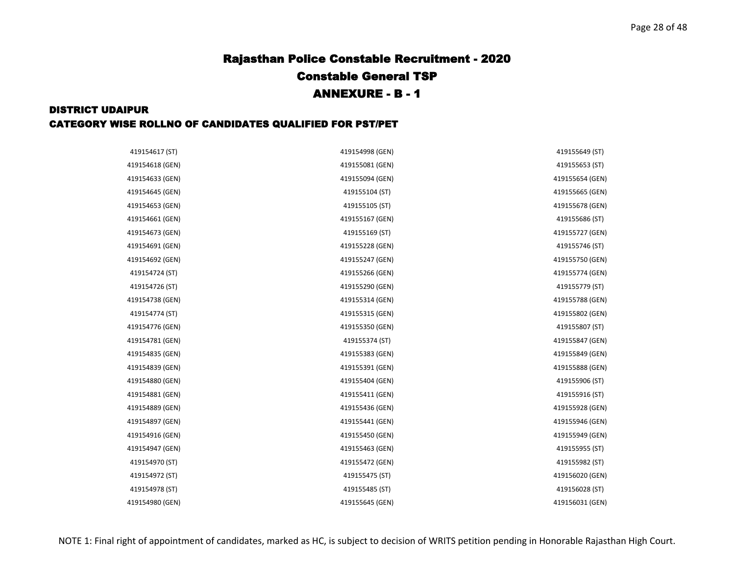# Rajasthan Police Constable Recruitment - 2020

## Constable General TSP

## ANNEXURE - B - 1

### DISTRICT UDAIPUR

### CATEGORY WISE ROLLNO OF CANDIDATES QUALIFIED FOR PST/PET

419154617 (ST)
419154618 (GEN)
419154633 (GEN)
419154645 (GEN)
419154653 (GEN)
419154661 (GEN)
419154673 (GEN)
419154691 (GEN)
419154692 (GEN)
419154724 (ST)
419154726 (ST)
419154738 (GEN)
419154774 (ST)
419154776 (GEN)
419154781 (GEN)
419154835 (GEN)
419154839 (GEN)
419154880 (GEN)
419154881 (GEN)
419154889 (GEN)
419154897 (GEN)
419154916 (GEN)
419154947 (GEN)
419154970 (ST)
419154972 (ST)
419154978 (ST)
419154980 (GEN)
419154998 (GEN)
419155081 (GEN)
419155094 (GEN)
419155104 (ST)
419155105 (ST)
419155167 (GEN)
419155169 (ST)
419155228 (GEN)
419155247 (GEN)
419155266 (GEN)
419155290 (GEN)
419155314 (GEN)
419155315 (GEN)
419155350 (GEN)
419155374 (ST)
419155383 (GEN)
419155391 (GEN)
419155404 (GEN)
419155411 (GEN)
419155436 (GEN)
419155441 (GEN)
419155450 (GEN)
419155463 (GEN)
419155472 (GEN)
419155475 (ST)
419155485 (ST)
419155645 (GEN)
419155649 (ST)
419155653 (ST)
419155654 (GEN)
419155665 (GEN)
419155678 (GEN)
419155686 (ST)
419155727 (GEN)
419155746 (ST)
419155750 (GEN)
419155774 (GEN)
419155779 (ST)
419155788 (GEN)
419155802 (GEN)
419155807 (ST)
419155847 (GEN)
419155849 (GEN)
419155888 (GEN)
419155906 (ST)
419155916 (ST)
419155928 (GEN)
419155946 (GEN)
419155949 (GEN)
419155955 (ST)
419155982 (ST)
419156020 (GEN)
419156028 (ST)
419156031 (GEN)

NOTE 1: Final right of appointment of candidates, marked as HC, is subject to decision of WRITS petition pending in Honorable Rajasthan High Court.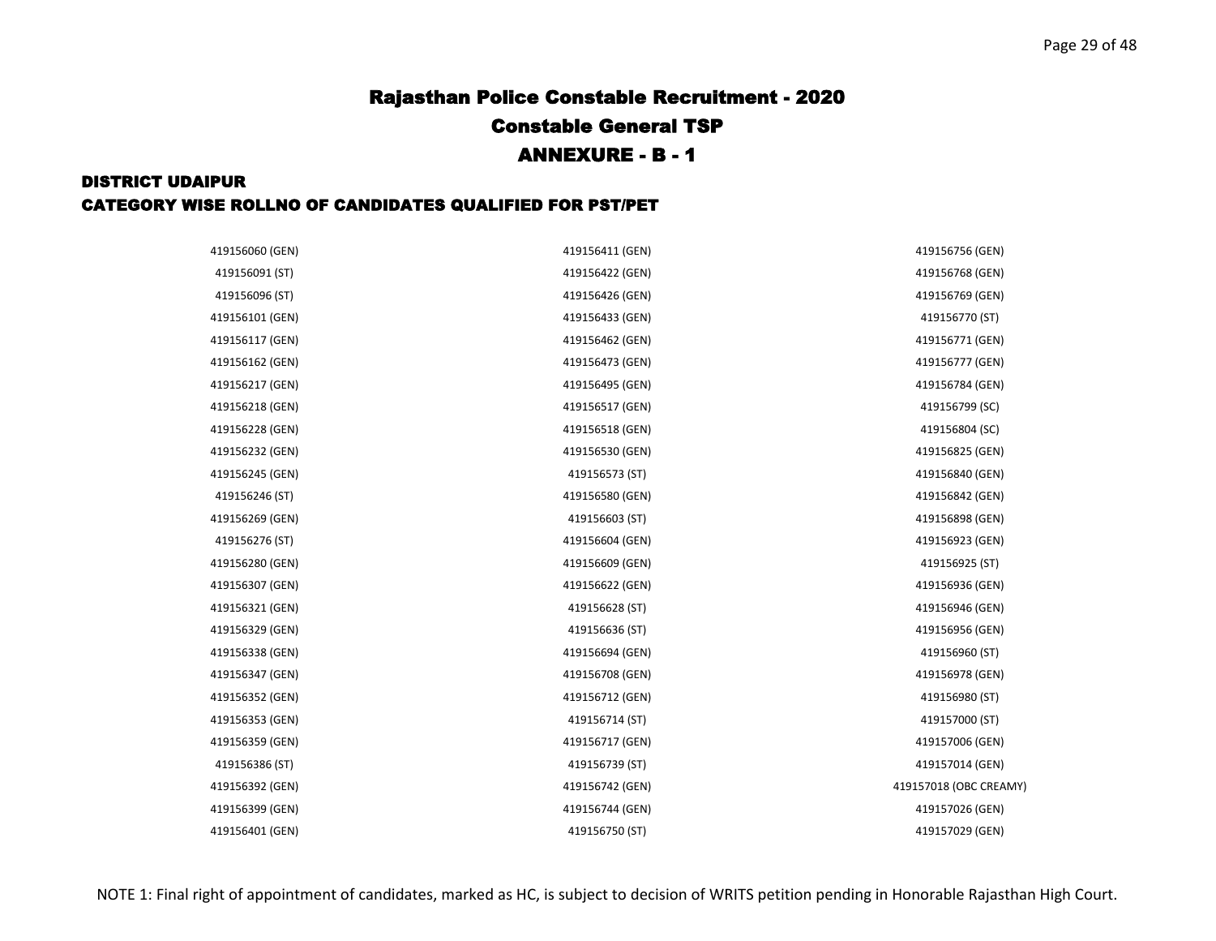# Rajasthan Police Constable Recruitment - 2020

## Constable General TSP

## ANNEXURE - B - 1

### DISTRICT UDAIPUR

### CATEGORY WISE ROLLNO OF CANDIDATES QUALIFIED FOR PST/PET

| | | |
|---|---|---|
| 419156060 (GEN) | 419156411 (GEN) | 419156756 (GEN) |
| 419156091 (ST) | 419156422 (GEN) | 419156768 (GEN) |
| 419156096 (ST) | 419156426 (GEN) | 419156769 (GEN) |
| 419156101 (GEN) | 419156433 (GEN) | 419156770 (ST) |
| 419156117 (GEN) | 419156462 (GEN) | 419156771 (GEN) |
| 419156162 (GEN) | 419156473 (GEN) | 419156777 (GEN) |
| 419156217 (GEN) | 419156495 (GEN) | 419156784 (GEN) |
| 419156218 (GEN) | 419156517 (GEN) | 419156799 (SC) |
| 419156228 (GEN) | 419156518 (GEN) | 419156804 (SC) |
| 419156232 (GEN) | 419156530 (GEN) | 419156825 (GEN) |
| 419156245 (GEN) | 419156573 (ST) | 419156840 (GEN) |
| 419156246 (ST) | 419156580 (GEN) | 419156842 (GEN) |
| 419156269 (GEN) | 419156603 (ST) | 419156898 (GEN) |
| 419156276 (ST) | 419156604 (GEN) | 419156923 (GEN) |
| 419156280 (GEN) | 419156609 (GEN) | 419156925 (ST) |
| 419156307 (GEN) | 419156622 (GEN) | 419156936 (GEN) |
| 419156321 (GEN) | 419156628 (ST) | 419156946 (GEN) |
| 419156329 (GEN) | 419156636 (ST) | 419156956 (GEN) |
| 419156338 (GEN) | 419156694 (GEN) | 419156960 (ST) |
| 419156347 (GEN) | 419156708 (GEN) | 419156978 (GEN) |
| 419156352 (GEN) | 419156712 (GEN) | 419156980 (ST) |
| 419156353 (GEN) | 419156714 (ST) | 419157000 (ST) |
| 419156359 (GEN) | 419156717 (GEN) | 419157006 (GEN) |
| 419156386 (ST) | 419156739 (ST) | 419157014 (GEN) |
| 419156392 (GEN) | 419156742 (GEN) | 419157018 (OBC CREAMY) |
| 419156399 (GEN) | 419156744 (GEN) | 419157026 (GEN) |
| 419156401 (GEN) | 419156750 (ST) | 419157029 (GEN) |

NOTE 1: Final right of appointment of candidates, marked as HC, is subject to decision of WRITS petition pending in Honorable Rajasthan High Court.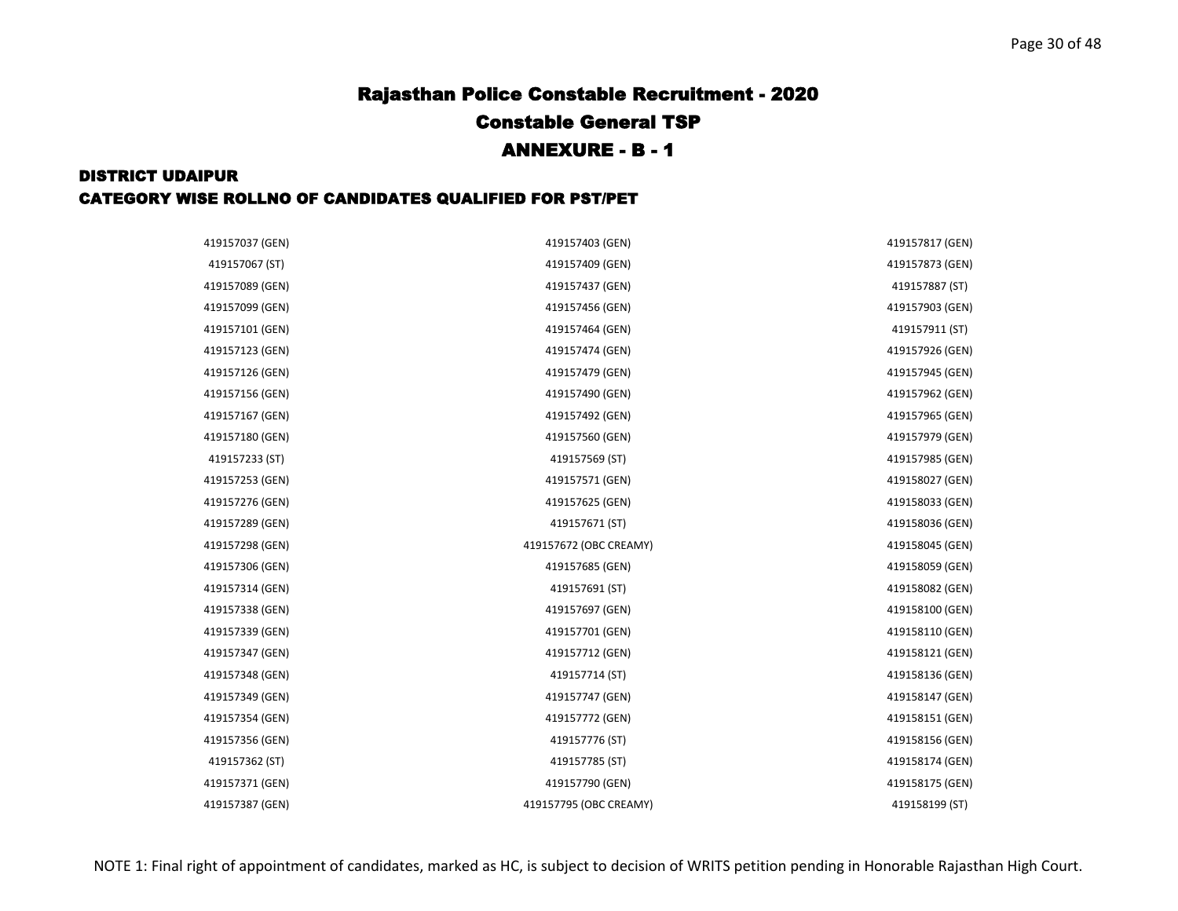# Rajasthan Police Constable Recruitment - 2020

## Constable General TSP

## ANNEXURE - B - 1

### DISTRICT UDAIPUR

### CATEGORY WISE ROLLNO OF CANDIDATES QUALIFIED FOR PST/PET

| | | |
|---|---|---|
| 419157037 (GEN) | 419157403 (GEN) | 419157817 (GEN) |
| 419157067 (ST) | 419157409 (GEN) | 419157873 (GEN) |
| 419157089 (GEN) | 419157437 (GEN) | 419157887 (ST) |
| 419157099 (GEN) | 419157456 (GEN) | 419157903 (GEN) |
| 419157101 (GEN) | 419157464 (GEN) | 419157911 (ST) |
| 419157123 (GEN) | 419157474 (GEN) | 419157926 (GEN) |
| 419157126 (GEN) | 419157479 (GEN) | 419157945 (GEN) |
| 419157156 (GEN) | 419157490 (GEN) | 419157962 (GEN) |
| 419157167 (GEN) | 419157492 (GEN) | 419157965 (GEN) |
| 419157180 (GEN) | 419157560 (GEN) | 419157979 (GEN) |
| 419157233 (ST) | 419157569 (ST) | 419157985 (GEN) |
| 419157253 (GEN) | 419157571 (GEN) | 419158027 (GEN) |
| 419157276 (GEN) | 419157625 (GEN) | 419158033 (GEN) |
| 419157289 (GEN) | 419157671 (ST) | 419158036 (GEN) |
| 419157298 (GEN) | 419157672 (OBC CREAMY) | 419158045 (GEN) |
| 419157306 (GEN) | 419157685 (GEN) | 419158059 (GEN) |
| 419157314 (GEN) | 419157691 (ST) | 419158082 (GEN) |
| 419157338 (GEN) | 419157697 (GEN) | 419158100 (GEN) |
| 419157339 (GEN) | 419157701 (GEN) | 419158110 (GEN) |
| 419157347 (GEN) | 419157712 (GEN) | 419158121 (GEN) |
| 419157348 (GEN) | 419157714 (ST) | 419158136 (GEN) |
| 419157349 (GEN) | 419157747 (GEN) | 419158147 (GEN) |
| 419157354 (GEN) | 419157772 (GEN) | 419158151 (GEN) |
| 419157356 (GEN) | 419157776 (ST) | 419158156 (GEN) |
| 419157362 (ST) | 419157785 (ST) | 419158174 (GEN) |
| 419157371 (GEN) | 419157790 (GEN) | 419158175 (GEN) |
| 419157387 (GEN) | 419157795 (OBC CREAMY) | 419158199 (ST) |

NOTE 1: Final right of appointment of candidates, marked as HC, is subject to decision of WRITS petition pending in Honorable Rajasthan High Court.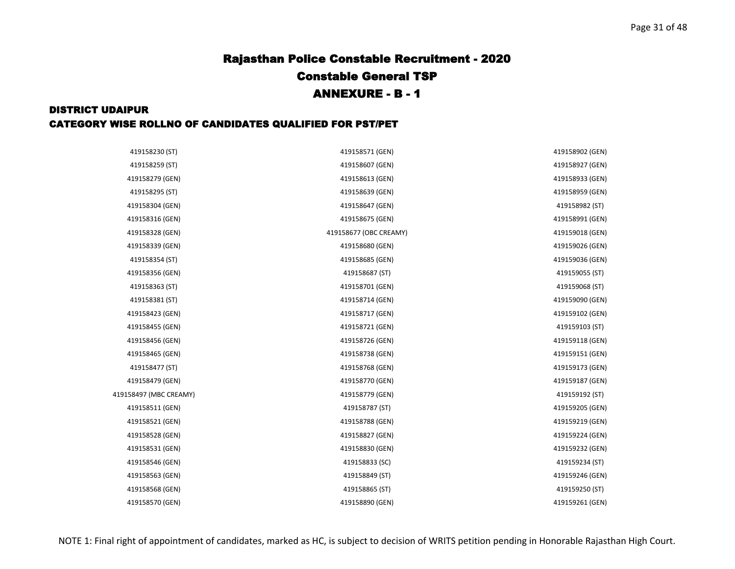# Rajasthan Police Constable Recruitment - 2020

## Constable General TSP

## ANNEXURE - B - 1

### DISTRICT UDAIPUR

### CATEGORY WISE ROLLNO OF CANDIDATES QUALIFIED FOR PST/PET

419158230 (ST)
419158259 (ST)
419158279 (GEN)
419158295 (ST)
419158304 (GEN)
419158316 (GEN)
419158328 (GEN)
419158339 (GEN)
419158354 (ST)
419158356 (GEN)
419158363 (ST)
419158381 (ST)
419158423 (GEN)
419158455 (GEN)
419158456 (GEN)
419158465 (GEN)
419158477 (ST)
419158479 (GEN)
419158497 (MBC CREAMY)
419158511 (GEN)
419158521 (GEN)
419158528 (GEN)
419158531 (GEN)
419158546 (GEN)
419158563 (GEN)
419158568 (GEN)
419158570 (GEN)
419158571 (GEN)
419158607 (GEN)
419158613 (GEN)
419158639 (GEN)
419158647 (GEN)
419158675 (GEN)
419158677 (OBC CREAMY)
419158680 (GEN)
419158685 (GEN)
419158687 (ST)
419158701 (GEN)
419158714 (GEN)
419158717 (GEN)
419158721 (GEN)
419158726 (GEN)
419158738 (GEN)
419158768 (GEN)
419158770 (GEN)
419158779 (GEN)
419158787 (ST)
419158788 (GEN)
419158827 (GEN)
419158830 (GEN)
419158833 (SC)
419158849 (ST)
419158865 (ST)
419158890 (GEN)
419158902 (GEN)
419158927 (GEN)
419158933 (GEN)
419158959 (GEN)
419158982 (ST)
419158991 (GEN)
419159018 (GEN)
419159026 (GEN)
419159036 (GEN)
419159055 (ST)
419159068 (ST)
419159090 (GEN)
419159102 (GEN)
419159103 (ST)
419159118 (GEN)
419159151 (GEN)
419159173 (GEN)
419159187 (GEN)
419159192 (ST)
419159205 (GEN)
419159219 (GEN)
419159224 (GEN)
419159232 (GEN)
419159234 (ST)
419159246 (GEN)
419159250 (ST)
419159261 (GEN)

NOTE 1: Final right of appointment of candidates, marked as HC, is subject to decision of WRITS petition pending in Honorable Rajasthan High Court.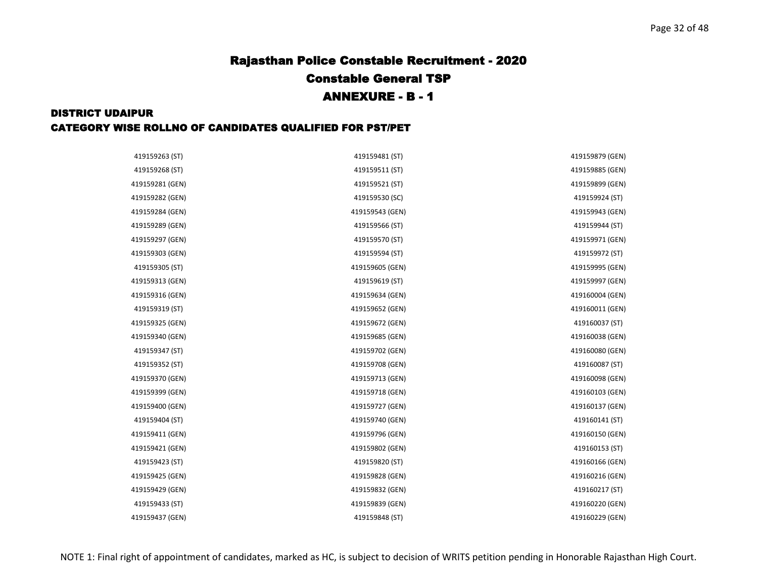# Rajasthan Police Constable Recruitment - 2020

## Constable General TSP

## ANNEXURE - B - 1

### DISTRICT UDAIPUR

### CATEGORY WISE ROLLNO OF CANDIDATES QUALIFIED FOR PST/PET

| | | |
|---|---|---|
| 419159263 (ST) | 419159481 (ST) | 419159879 (GEN) |
| 419159268 (ST) | 419159511 (ST) | 419159885 (GEN) |
| 419159281 (GEN) | 419159521 (ST) | 419159899 (GEN) |
| 419159282 (GEN) | 419159530 (SC) | 419159924 (ST) |
| 419159284 (GEN) | 419159543 (GEN) | 419159943 (GEN) |
| 419159289 (GEN) | 419159566 (ST) | 419159944 (ST) |
| 419159297 (GEN) | 419159570 (ST) | 419159971 (GEN) |
| 419159303 (GEN) | 419159594 (ST) | 419159972 (ST) |
| 419159305 (ST) | 419159605 (GEN) | 419159995 (GEN) |
| 419159313 (GEN) | 419159619 (ST) | 419159997 (GEN) |
| 419159316 (GEN) | 419159634 (GEN) | 419160004 (GEN) |
| 419159319 (ST) | 419159652 (GEN) | 419160011 (GEN) |
| 419159325 (GEN) | 419159672 (GEN) | 419160037 (ST) |
| 419159340 (GEN) | 419159685 (GEN) | 419160038 (GEN) |
| 419159347 (ST) | 419159702 (GEN) | 419160080 (GEN) |
| 419159352 (ST) | 419159708 (GEN) | 419160087 (ST) |
| 419159370 (GEN) | 419159713 (GEN) | 419160098 (GEN) |
| 419159399 (GEN) | 419159718 (GEN) | 419160103 (GEN) |
| 419159400 (GEN) | 419159727 (GEN) | 419160137 (GEN) |
| 419159404 (ST) | 419159740 (GEN) | 419160141 (ST) |
| 419159411 (GEN) | 419159796 (GEN) | 419160150 (GEN) |
| 419159421 (GEN) | 419159802 (GEN) | 419160153 (ST) |
| 419159423 (ST) | 419159820 (ST) | 419160166 (GEN) |
| 419159425 (GEN) | 419159828 (GEN) | 419160216 (GEN) |
| 419159429 (GEN) | 419159832 (GEN) | 419160217 (ST) |
| 419159433 (ST) | 419159839 (GEN) | 419160220 (GEN) |
| 419159437 (GEN) | 419159848 (ST) | 419160229 (GEN) |

NOTE 1: Final right of appointment of candidates, marked as HC, is subject to decision of WRITS petition pending in Honorable Rajasthan High Court.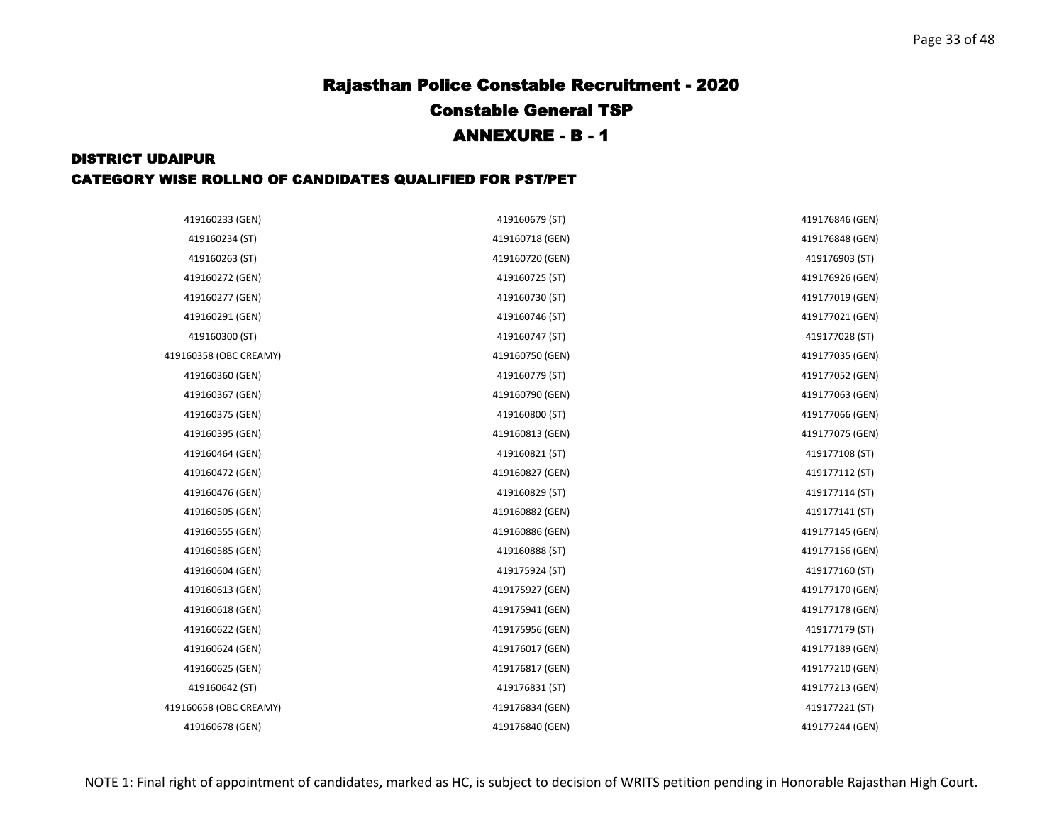# Rajasthan Police Constable Recruitment - 2020

## Constable General TSP

## ANNEXURE - B - 1

### DISTRICT UDAIPUR

### CATEGORY WISE ROLLNO OF CANDIDATES QUALIFIED FOR PST/PET

| | | |
|---|---|---|
| 419160233 (GEN) | 419160679 (ST) | 419176846 (GEN) |
| 419160234 (ST) | 419160718 (GEN) | 419176848 (GEN) |
| 419160263 (ST) | 419160720 (GEN) | 419176903 (ST) |
| 419160272 (GEN) | 419160725 (ST) | 419176926 (GEN) |
| 419160277 (GEN) | 419160730 (ST) | 419177019 (GEN) |
| 419160291 (GEN) | 419160746 (ST) | 419177021 (GEN) |
| 419160300 (ST) | 419160747 (ST) | 419177028 (ST) |
| 419160358 (OBC CREAMY) | 419160750 (GEN) | 419177035 (GEN) |
| 419160360 (GEN) | 419160779 (ST) | 419177052 (GEN) |
| 419160367 (GEN) | 419160790 (GEN) | 419177063 (GEN) |
| 419160375 (GEN) | 419160800 (ST) | 419177066 (GEN) |
| 419160395 (GEN) | 419160813 (GEN) | 419177075 (GEN) |
| 419160464 (GEN) | 419160821 (ST) | 419177108 (ST) |
| 419160472 (GEN) | 419160827 (GEN) | 419177112 (ST) |
| 419160476 (GEN) | 419160829 (ST) | 419177114 (ST) |
| 419160505 (GEN) | 419160882 (GEN) | 419177141 (ST) |
| 419160555 (GEN) | 419160886 (GEN) | 419177145 (GEN) |
| 419160585 (GEN) | 419160888 (ST) | 419177156 (GEN) |
| 419160604 (GEN) | 419175924 (ST) | 419177160 (ST) |
| 419160613 (GEN) | 419175927 (GEN) | 419177170 (GEN) |
| 419160618 (GEN) | 419175941 (GEN) | 419177178 (GEN) |
| 419160622 (GEN) | 419175956 (GEN) | 419177179 (ST) |
| 419160624 (GEN) | 419176017 (GEN) | 419177189 (GEN) |
| 419160625 (GEN) | 419176817 (GEN) | 419177210 (GEN) |
| 419160642 (ST) | 419176831 (ST) | 419177213 (GEN) |
| 419160658 (OBC CREAMY) | 419176834 (GEN) | 419177221 (ST) |
| 419160678 (GEN) | 419176840 (GEN) | 419177244 (GEN) |

NOTE 1: Final right of appointment of candidates, marked as HC, is subject to decision of WRITS petition pending in Honorable Rajasthan High Court.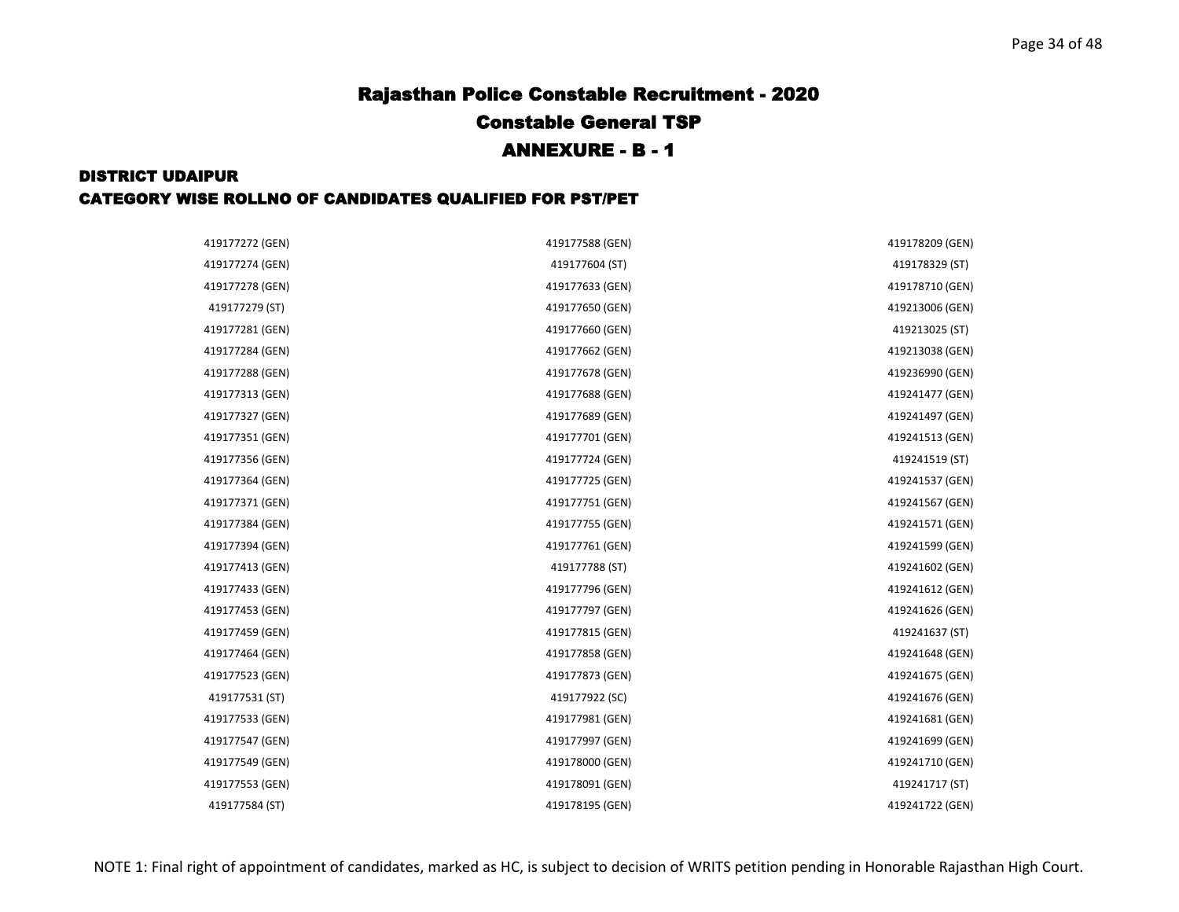# Rajasthan Police Constable Recruitment - 2020

## Constable General TSP

## ANNEXURE - B - 1

### DISTRICT UDAIPUR

### CATEGORY WISE ROLLNO OF CANDIDATES QUALIFIED FOR PST/PET

| | | |
|---|---|---|
| 419177272 (GEN) | 419177588 (GEN) | 419178209 (GEN) |
| 419177274 (GEN) | 419177604 (ST) | 419178329 (ST) |
| 419177278 (GEN) | 419177633 (GEN) | 419178710 (GEN) |
| 419177279 (ST) | 419177650 (GEN) | 419213006 (GEN) |
| 419177281 (GEN) | 419177660 (GEN) | 419213025 (ST) |
| 419177284 (GEN) | 419177662 (GEN) | 419213038 (GEN) |
| 419177288 (GEN) | 419177678 (GEN) | 419236990 (GEN) |
| 419177313 (GEN) | 419177688 (GEN) | 419241477 (GEN) |
| 419177327 (GEN) | 419177689 (GEN) | 419241497 (GEN) |
| 419177351 (GEN) | 419177701 (GEN) | 419241513 (GEN) |
| 419177356 (GEN) | 419177724 (GEN) | 419241519 (ST) |
| 419177364 (GEN) | 419177725 (GEN) | 419241537 (GEN) |
| 419177371 (GEN) | 419177751 (GEN) | 419241567 (GEN) |
| 419177384 (GEN) | 419177755 (GEN) | 419241571 (GEN) |
| 419177394 (GEN) | 419177761 (GEN) | 419241599 (GEN) |
| 419177413 (GEN) | 419177788 (ST) | 419241602 (GEN) |
| 419177433 (GEN) | 419177796 (GEN) | 419241612 (GEN) |
| 419177453 (GEN) | 419177797 (GEN) | 419241626 (GEN) |
| 419177459 (GEN) | 419177815 (GEN) | 419241637 (ST) |
| 419177464 (GEN) | 419177858 (GEN) | 419241648 (GEN) |
| 419177523 (GEN) | 419177873 (GEN) | 419241675 (GEN) |
| 419177531 (ST) | 419177922 (SC) | 419241676 (GEN) |
| 419177533 (GEN) | 419177981 (GEN) | 419241681 (GEN) |
| 419177547 (GEN) | 419177997 (GEN) | 419241699 (GEN) |
| 419177549 (GEN) | 419178000 (GEN) | 419241710 (GEN) |
| 419177553 (GEN) | 419178091 (GEN) | 419241717 (ST) |
| 419177584 (ST) | 419178195 (GEN) | 419241722 (GEN) |

NOTE 1: Final right of appointment of candidates, marked as HC, is subject to decision of WRITS petition pending in Honorable Rajasthan High Court.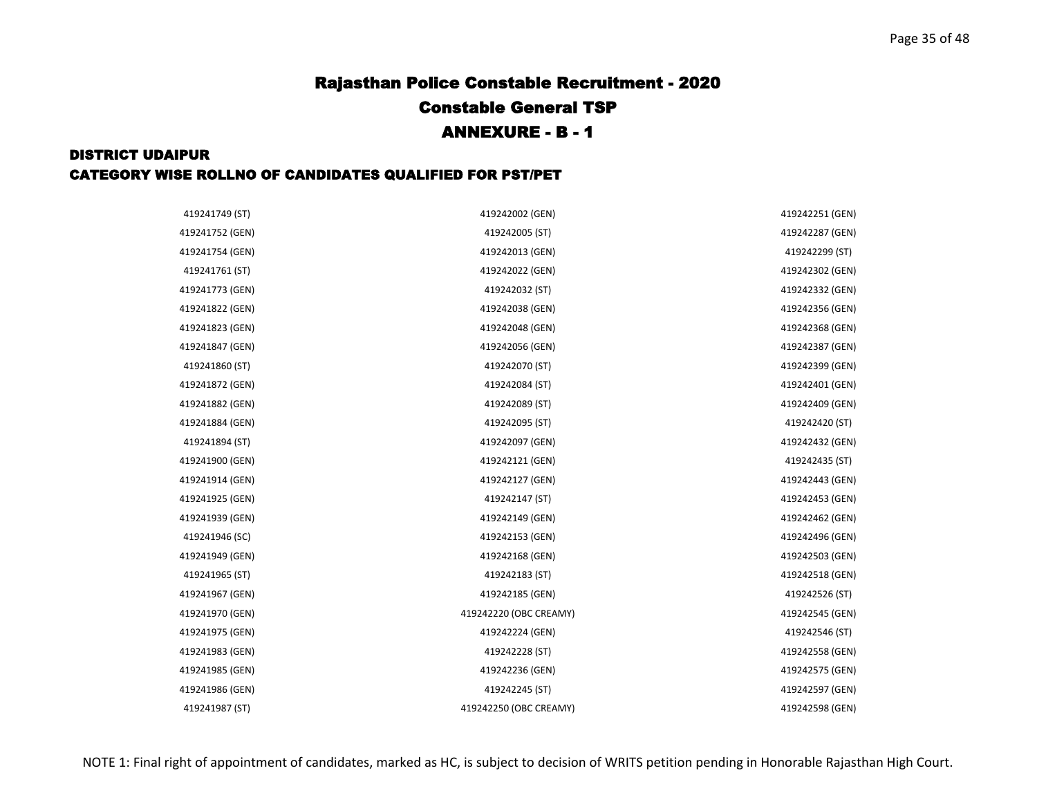# Rajasthan Police Constable Recruitment - 2020

## Constable General TSP

## ANNEXURE - B - 1

### DISTRICT UDAIPUR

### CATEGORY WISE ROLLNO OF CANDIDATES QUALIFIED FOR PST/PET

| | | |
|---|---|---|
| 419241749 (ST) | 419242002 (GEN) | 419242251 (GEN) |
| 419241752 (GEN) | 419242005 (ST) | 419242287 (GEN) |
| 419241754 (GEN) | 419242013 (GEN) | 419242299 (ST) |
| 419241761 (ST) | 419242022 (GEN) | 419242302 (GEN) |
| 419241773 (GEN) | 419242032 (ST) | 419242332 (GEN) |
| 419241822 (GEN) | 419242038 (GEN) | 419242356 (GEN) |
| 419241823 (GEN) | 419242048 (GEN) | 419242368 (GEN) |
| 419241847 (GEN) | 419242056 (GEN) | 419242387 (GEN) |
| 419241860 (ST) | 419242070 (ST) | 419242399 (GEN) |
| 419241872 (GEN) | 419242084 (ST) | 419242401 (GEN) |
| 419241882 (GEN) | 419242089 (ST) | 419242409 (GEN) |
| 419241884 (GEN) | 419242095 (ST) | 419242420 (ST) |
| 419241894 (ST) | 419242097 (GEN) | 419242432 (GEN) |
| 419241900 (GEN) | 419242121 (GEN) | 419242435 (ST) |
| 419241914 (GEN) | 419242127 (GEN) | 419242443 (GEN) |
| 419241925 (GEN) | 419242147 (ST) | 419242453 (GEN) |
| 419241939 (GEN) | 419242149 (GEN) | 419242462 (GEN) |
| 419241946 (SC) | 419242153 (GEN) | 419242496 (GEN) |
| 419241949 (GEN) | 419242168 (GEN) | 419242503 (GEN) |
| 419241965 (ST) | 419242183 (ST) | 419242518 (GEN) |
| 419241967 (GEN) | 419242185 (GEN) | 419242526 (ST) |
| 419241970 (GEN) | 419242220 (OBC CREAMY) | 419242545 (GEN) |
| 419241975 (GEN) | 419242224 (GEN) | 419242546 (ST) |
| 419241983 (GEN) | 419242228 (ST) | 419242558 (GEN) |
| 419241985 (GEN) | 419242236 (GEN) | 419242575 (GEN) |
| 419241986 (GEN) | 419242245 (ST) | 419242597 (GEN) |
| 419241987 (ST) | 419242250 (OBC CREAMY) | 419242598 (GEN) |

NOTE 1: Final right of appointment of candidates, marked as HC, is subject to decision of WRITS petition pending in Honorable Rajasthan High Court.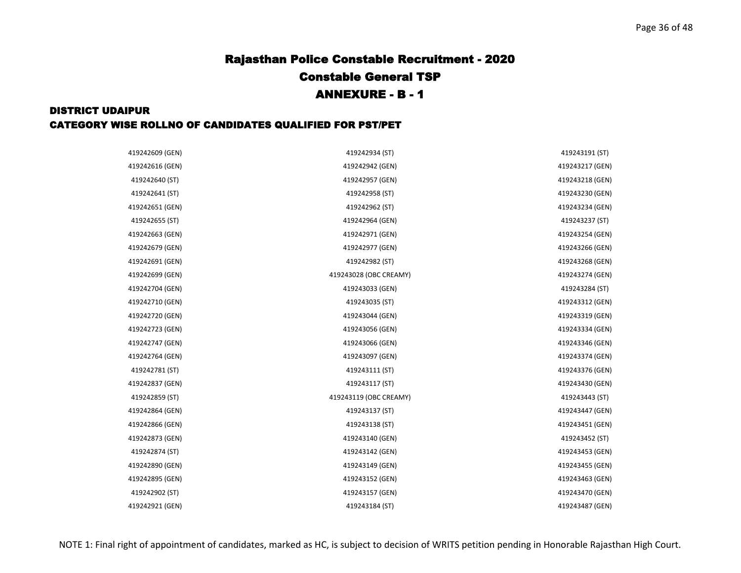# Rajasthan Police Constable Recruitment - 2020

## Constable General TSP

## ANNEXURE - B - 1

### DISTRICT UDAIPUR

### CATEGORY WISE ROLLNO OF CANDIDATES QUALIFIED FOR PST/PET

| | | |
|---|---|---|
| 419242609 (GEN) | 419242934 (ST) | 419243191 (ST) |
| 419242616 (GEN) | 419242942 (GEN) | 419243217 (GEN) |
| 419242640 (ST) | 419242957 (GEN) | 419243218 (GEN) |
| 419242641 (ST) | 419242958 (ST) | 419243230 (GEN) |
| 419242651 (GEN) | 419242962 (ST) | 419243234 (GEN) |
| 419242655 (ST) | 419242964 (GEN) | 419243237 (ST) |
| 419242663 (GEN) | 419242971 (GEN) | 419243254 (GEN) |
| 419242679 (GEN) | 419242977 (GEN) | 419243266 (GEN) |
| 419242691 (GEN) | 419242982 (ST) | 419243268 (GEN) |
| 419242699 (GEN) | 419243028 (OBC CREAMY) | 419243274 (GEN) |
| 419242704 (GEN) | 419243033 (GEN) | 419243284 (ST) |
| 419242710 (GEN) | 419243035 (ST) | 419243312 (GEN) |
| 419242720 (GEN) | 419243044 (GEN) | 419243319 (GEN) |
| 419242723 (GEN) | 419243056 (GEN) | 419243334 (GEN) |
| 419242747 (GEN) | 419243066 (GEN) | 419243346 (GEN) |
| 419242764 (GEN) | 419243097 (GEN) | 419243374 (GEN) |
| 419242781 (ST) | 419243111 (ST) | 419243376 (GEN) |
| 419242837 (GEN) | 419243117 (ST) | 419243430 (GEN) |
| 419242859 (ST) | 419243119 (OBC CREAMY) | 419243443 (ST) |
| 419242864 (GEN) | 419243137 (ST) | 419243447 (GEN) |
| 419242866 (GEN) | 419243138 (ST) | 419243451 (GEN) |
| 419242873 (GEN) | 419243140 (GEN) | 419243452 (ST) |
| 419242874 (ST) | 419243142 (GEN) | 419243453 (GEN) |
| 419242890 (GEN) | 419243149 (GEN) | 419243455 (GEN) |
| 419242895 (GEN) | 419243152 (GEN) | 419243463 (GEN) |
| 419242902 (ST) | 419243157 (GEN) | 419243470 (GEN) |
| 419242921 (GEN) | 419243184 (ST) | 419243487 (GEN) |

NOTE 1: Final right of appointment of candidates, marked as HC, is subject to decision of WRITS petition pending in Honorable Rajasthan High Court.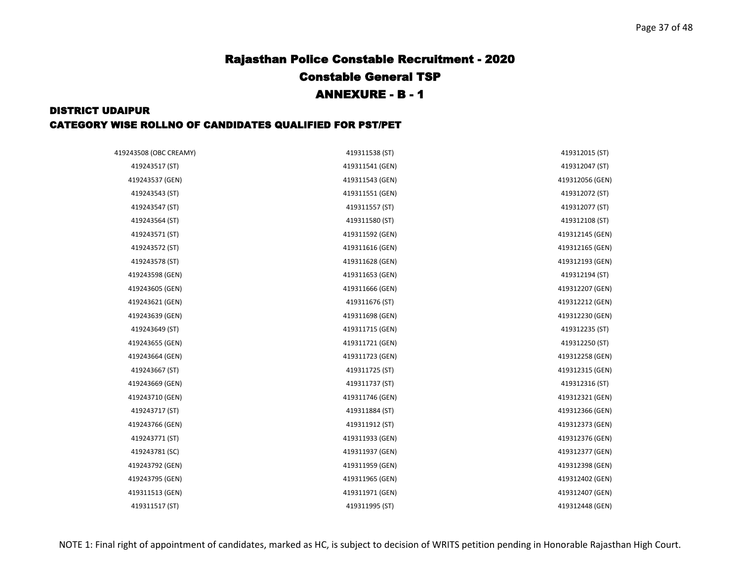# Rajasthan Police Constable Recruitment - 2020

## Constable General TSP

## ANNEXURE - B - 1

### DISTRICT UDAIPUR

### CATEGORY WISE ROLLNO OF CANDIDATES QUALIFIED FOR PST/PET

| | | |
|---|---|---|
| 419243508 (OBC CREAMY) | 419311538 (ST) | 419312015 (ST) |
| 419243517 (ST) | 419311541 (GEN) | 419312047 (ST) |
| 419243537 (GEN) | 419311543 (GEN) | 419312056 (GEN) |
| 419243543 (ST) | 419311551 (GEN) | 419312072 (ST) |
| 419243547 (ST) | 419311557 (ST) | 419312077 (ST) |
| 419243564 (ST) | 419311580 (ST) | 419312108 (ST) |
| 419243571 (ST) | 419311592 (GEN) | 419312145 (GEN) |
| 419243572 (ST) | 419311616 (GEN) | 419312165 (GEN) |
| 419243578 (ST) | 419311628 (GEN) | 419312193 (GEN) |
| 419243598 (GEN) | 419311653 (GEN) | 419312194 (ST) |
| 419243605 (GEN) | 419311666 (GEN) | 419312207 (GEN) |
| 419243621 (GEN) | 419311676 (ST) | 419312212 (GEN) |
| 419243639 (GEN) | 419311698 (GEN) | 419312230 (GEN) |
| 419243649 (ST) | 419311715 (GEN) | 419312235 (ST) |
| 419243655 (GEN) | 419311721 (GEN) | 419312250 (ST) |
| 419243664 (GEN) | 419311723 (GEN) | 419312258 (GEN) |
| 419243667 (ST) | 419311725 (ST) | 419312315 (GEN) |
| 419243669 (GEN) | 419311737 (ST) | 419312316 (ST) |
| 419243710 (GEN) | 419311746 (GEN) | 419312321 (GEN) |
| 419243717 (ST) | 419311884 (ST) | 419312366 (GEN) |
| 419243766 (GEN) | 419311912 (ST) | 419312373 (GEN) |
| 419243771 (ST) | 419311933 (GEN) | 419312376 (GEN) |
| 419243781 (SC) | 419311937 (GEN) | 419312377 (GEN) |
| 419243792 (GEN) | 419311959 (GEN) | 419312398 (GEN) |
| 419243795 (GEN) | 419311965 (GEN) | 419312402 (GEN) |
| 419311513 (GEN) | 419311971 (GEN) | 419312407 (GEN) |
| 419311517 (ST) | 419311995 (ST) | 419312448 (GEN) |

NOTE 1: Final right of appointment of candidates, marked as HC, is subject to decision of WRITS petition pending in Honorable Rajasthan High Court.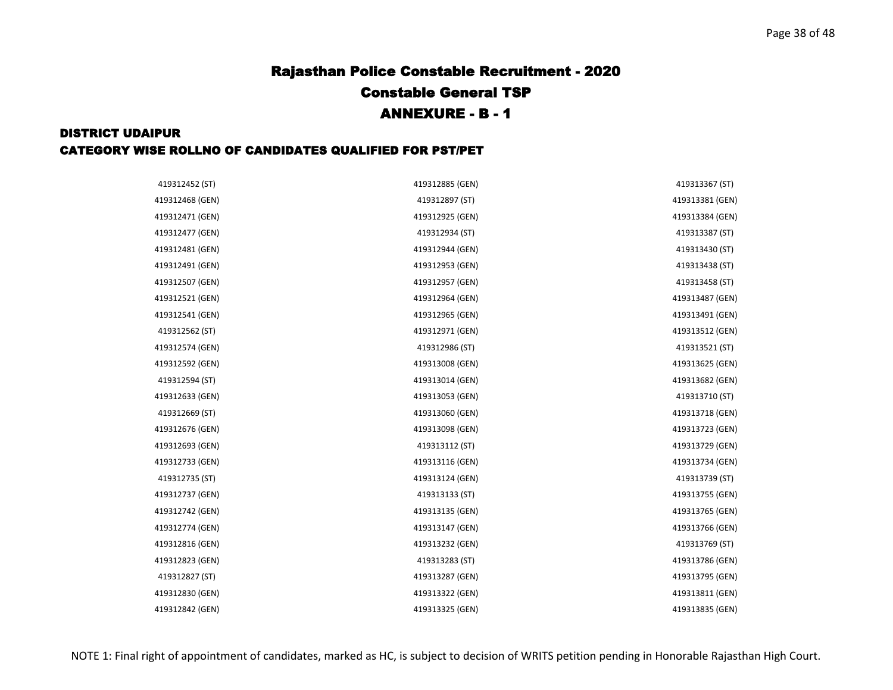# Rajasthan Police Constable Recruitment - 2020

## Constable General TSP

## ANNEXURE - B - 1

### DISTRICT UDAIPUR

### CATEGORY WISE ROLLNO OF CANDIDATES QUALIFIED FOR PST/PET

| | | |
|---|---|---|
| 419312452 (ST) | 419312885 (GEN) | 419313367 (ST) |
| 419312468 (GEN) | 419312897 (ST) | 419313381 (GEN) |
| 419312471 (GEN) | 419312925 (GEN) | 419313384 (GEN) |
| 419312477 (GEN) | 419312934 (ST) | 419313387 (ST) |
| 419312481 (GEN) | 419312944 (GEN) | 419313430 (ST) |
| 419312491 (GEN) | 419312953 (GEN) | 419313438 (ST) |
| 419312507 (GEN) | 419312957 (GEN) | 419313458 (ST) |
| 419312521 (GEN) | 419312964 (GEN) | 419313487 (GEN) |
| 419312541 (GEN) | 419312965 (GEN) | 419313491 (GEN) |
| 419312562 (ST) | 419312971 (GEN) | 419313512 (GEN) |
| 419312574 (GEN) | 419312986 (ST) | 419313521 (ST) |
| 419312592 (GEN) | 419313008 (GEN) | 419313625 (GEN) |
| 419312594 (ST) | 419313014 (GEN) | 419313682 (GEN) |
| 419312633 (GEN) | 419313053 (GEN) | 419313710 (ST) |
| 419312669 (ST) | 419313060 (GEN) | 419313718 (GEN) |
| 419312676 (GEN) | 419313098 (GEN) | 419313723 (GEN) |
| 419312693 (GEN) | 419313112 (ST) | 419313729 (GEN) |
| 419312733 (GEN) | 419313116 (GEN) | 419313734 (GEN) |
| 419312735 (ST) | 419313124 (GEN) | 419313739 (ST) |
| 419312737 (GEN) | 419313133 (ST) | 419313755 (GEN) |
| 419312742 (GEN) | 419313135 (GEN) | 419313765 (GEN) |
| 419312774 (GEN) | 419313147 (GEN) | 419313766 (GEN) |
| 419312816 (GEN) | 419313232 (GEN) | 419313769 (ST) |
| 419312823 (GEN) | 419313283 (ST) | 419313786 (GEN) |
| 419312827 (ST) | 419313287 (GEN) | 419313795 (GEN) |
| 419312830 (GEN) | 419313322 (GEN) | 419313811 (GEN) |
| 419312842 (GEN) | 419313325 (GEN) | 419313835 (GEN) |

NOTE 1: Final right of appointment of candidates, marked as HC, is subject to decision of WRITS petition pending in Honorable Rajasthan High Court.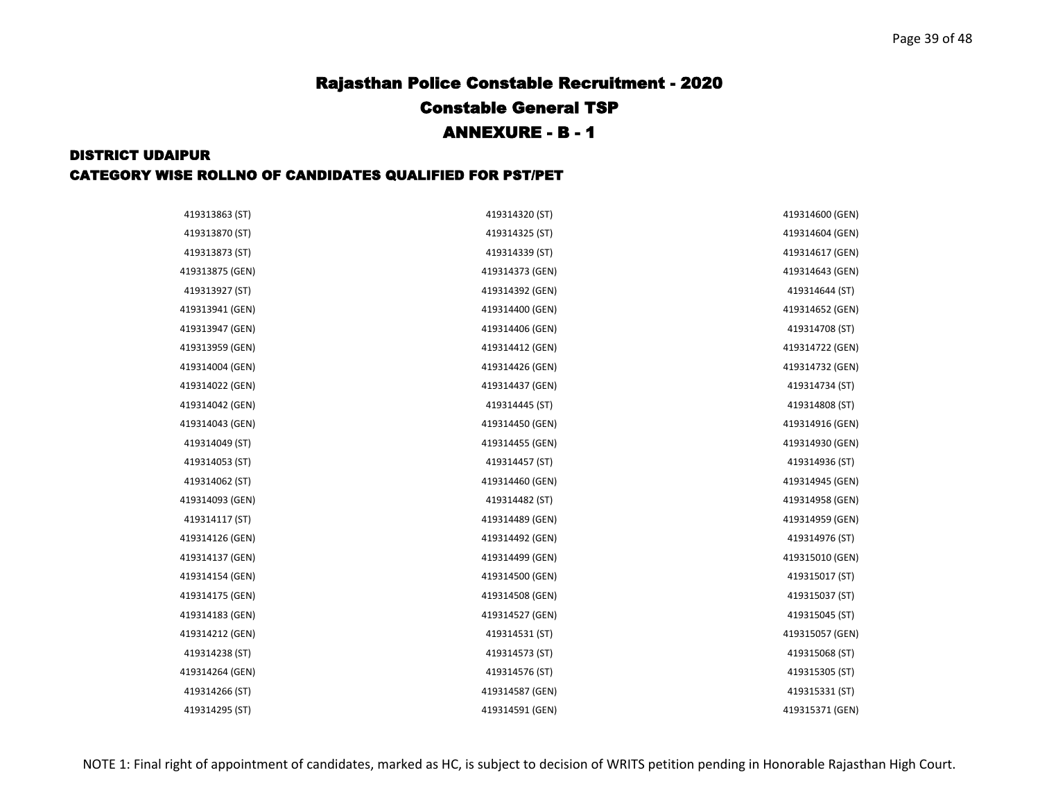# Rajasthan Police Constable Recruitment - 2020

## Constable General TSP

## ANNEXURE - B - 1

### DISTRICT UDAIPUR

### CATEGORY WISE ROLLNO OF CANDIDATES QUALIFIED FOR PST/PET

| | | |
|---|---|---|
| 419313863 (ST) | 419314320 (ST) | 419314600 (GEN) |
| 419313870 (ST) | 419314325 (ST) | 419314604 (GEN) |
| 419313873 (ST) | 419314339 (ST) | 419314617 (GEN) |
| 419313875 (GEN) | 419314373 (GEN) | 419314643 (GEN) |
| 419313927 (ST) | 419314392 (GEN) | 419314644 (ST) |
| 419313941 (GEN) | 419314400 (GEN) | 419314652 (GEN) |
| 419313947 (GEN) | 419314406 (GEN) | 419314708 (ST) |
| 419313959 (GEN) | 419314412 (GEN) | 419314722 (GEN) |
| 419314004 (GEN) | 419314426 (GEN) | 419314732 (GEN) |
| 419314022 (GEN) | 419314437 (GEN) | 419314734 (ST) |
| 419314042 (GEN) | 419314445 (ST) | 419314808 (ST) |
| 419314043 (GEN) | 419314450 (GEN) | 419314916 (GEN) |
| 419314049 (ST) | 419314455 (GEN) | 419314930 (GEN) |
| 419314053 (ST) | 419314457 (ST) | 419314936 (ST) |
| 419314062 (ST) | 419314460 (GEN) | 419314945 (GEN) |
| 419314093 (GEN) | 419314482 (ST) | 419314958 (GEN) |
| 419314117 (ST) | 419314489 (GEN) | 419314959 (GEN) |
| 419314126 (GEN) | 419314492 (GEN) | 419314976 (ST) |
| 419314137 (GEN) | 419314499 (GEN) | 419315010 (GEN) |
| 419314154 (GEN) | 419314500 (GEN) | 419315017 (ST) |
| 419314175 (GEN) | 419314508 (GEN) | 419315037 (ST) |
| 419314183 (GEN) | 419314527 (GEN) | 419315045 (ST) |
| 419314212 (GEN) | 419314531 (ST) | 419315057 (GEN) |
| 419314238 (ST) | 419314573 (ST) | 419315068 (ST) |
| 419314264 (GEN) | 419314576 (ST) | 419315305 (ST) |
| 419314266 (ST) | 419314587 (GEN) | 419315331 (ST) |
| 419314295 (ST) | 419314591 (GEN) | 419315371 (GEN) |

NOTE 1: Final right of appointment of candidates, marked as HC, is subject to decision of WRITS petition pending in Honorable Rajasthan High Court.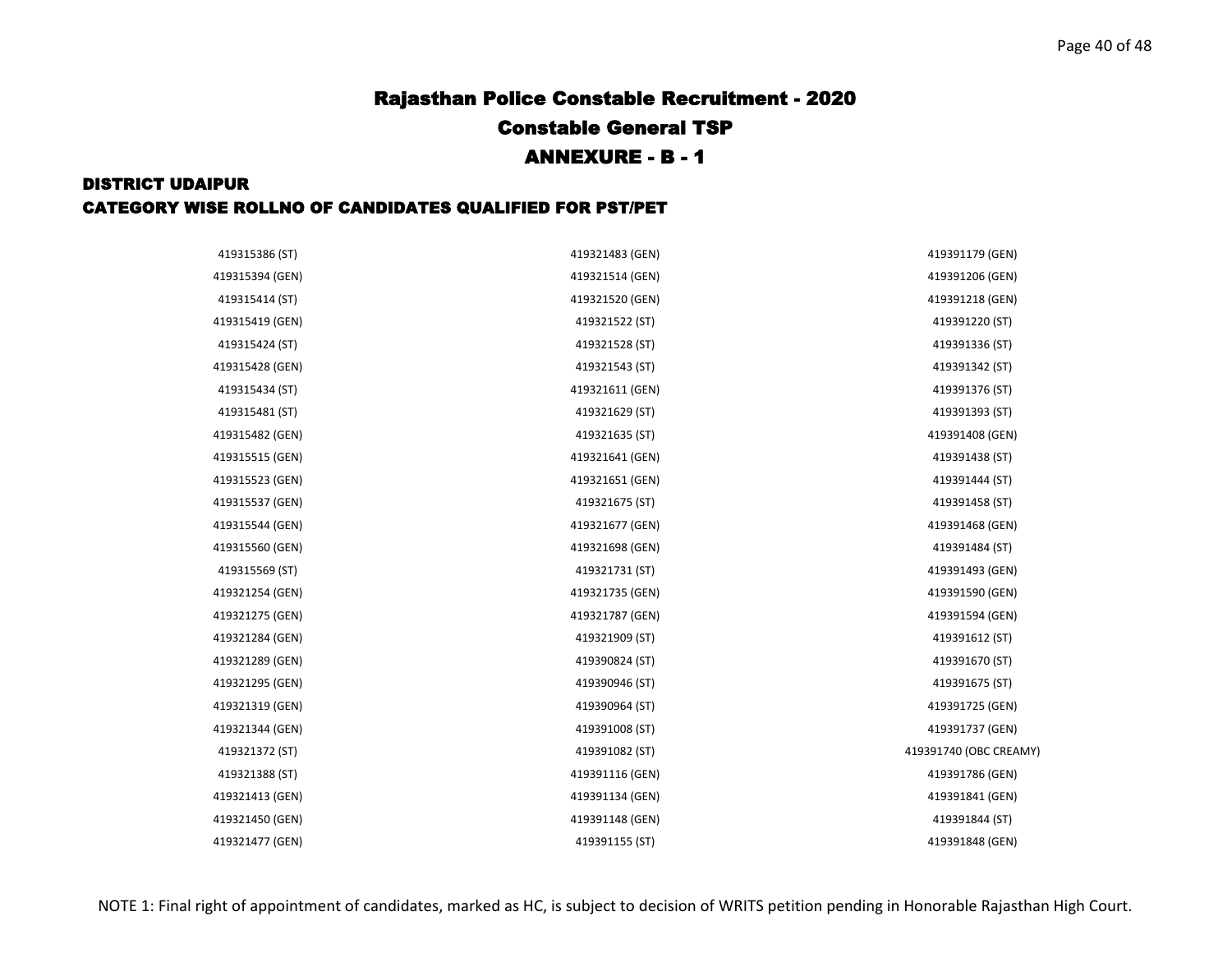# Rajasthan Police Constable Recruitment - 2020

## Constable General TSP

## ANNEXURE - B - 1

### DISTRICT UDAIPUR

### CATEGORY WISE ROLLNO OF CANDIDATES QUALIFIED FOR PST/PET

419315386 (ST)
419315394 (GEN)
419315414 (ST)
419315419 (GEN)
419315424 (ST)
419315428 (GEN)
419315434 (ST)
419315481 (ST)
419315482 (GEN)
419315515 (GEN)
419315523 (GEN)
419315537 (GEN)
419315544 (GEN)
419315560 (GEN)
419315569 (ST)
419321254 (GEN)
419321275 (GEN)
419321284 (GEN)
419321289 (GEN)
419321295 (GEN)
419321319 (GEN)
419321344 (GEN)
419321372 (ST)
419321388 (ST)
419321413 (GEN)
419321450 (GEN)
419321477 (GEN)
419321483 (GEN)
419321514 (GEN)
419321520 (GEN)
419321522 (ST)
419321528 (ST)
419321543 (ST)
419321611 (GEN)
419321629 (ST)
419321635 (ST)
419321641 (GEN)
419321651 (GEN)
419321675 (ST)
419321677 (GEN)
419321698 (GEN)
419321731 (ST)
419321735 (GEN)
419321787 (GEN)
419321909 (ST)
419390824 (ST)
419390946 (ST)
419390964 (ST)
419391008 (ST)
419391082 (ST)
419391116 (GEN)
419391134 (GEN)
419391148 (GEN)
419391155 (ST)
419391179 (GEN)
419391206 (GEN)
419391218 (GEN)
419391220 (ST)
419391336 (ST)
419391342 (ST)
419391376 (ST)
419391393 (ST)
419391408 (GEN)
419391438 (ST)
419391444 (ST)
419391458 (ST)
419391468 (GEN)
419391484 (ST)
419391493 (GEN)
419391590 (GEN)
419391594 (GEN)
419391612 (ST)
419391670 (ST)
419391675 (ST)
419391725 (GEN)
419391737 (GEN)
419391740 (OBC CREAMY)
419391786 (GEN)
419391841 (GEN)
419391844 (ST)
419391848 (GEN)

NOTE 1: Final right of appointment of candidates, marked as HC, is subject to decision of WRITS petition pending in Honorable Rajasthan High Court.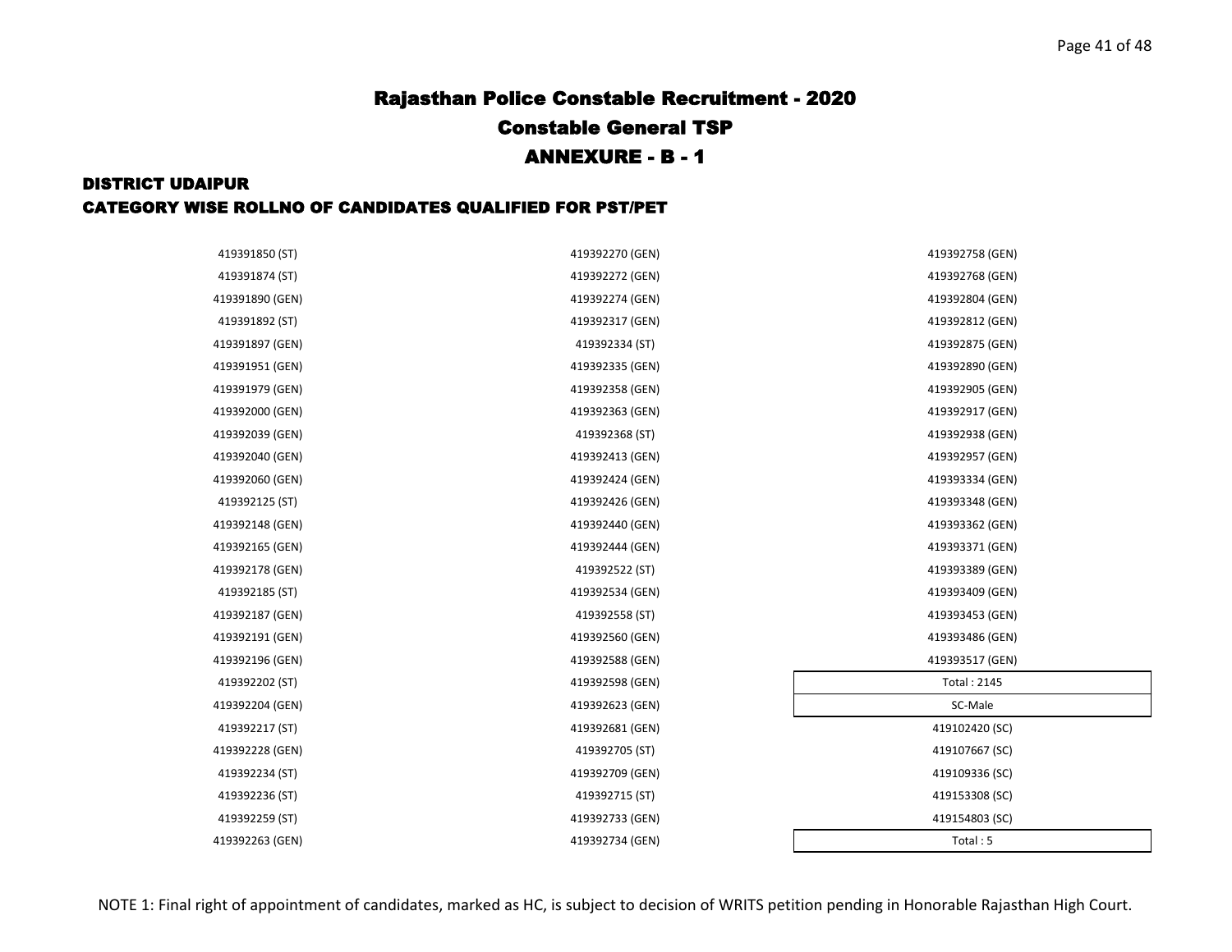# Rajasthan Police Constable Recruitment - 2020

## Constable General TSP

## ANNEXURE - B - 1

### DISTRICT UDAIPUR

### CATEGORY WISE ROLLNO OF CANDIDATES QUALIFIED FOR PST/PET

419391850 (ST)
419391874 (ST)
419391890 (GEN)
419391892 (ST)
419391897 (GEN)
419391951 (GEN)
419391979 (GEN)
419392000 (GEN)
419392039 (GEN)
419392040 (GEN)
419392060 (GEN)
419392125 (ST)
419392148 (GEN)
419392165 (GEN)
419392178 (GEN)
419392185 (ST)
419392187 (GEN)
419392191 (GEN)
419392196 (GEN)
419392202 (ST)
419392204 (GEN)
419392217 (ST)
419392228 (GEN)
419392234 (ST)
419392236 (ST)
419392259 (ST)
419392263 (GEN)
419392270 (GEN)
419392272 (GEN)
419392274 (GEN)
419392317 (GEN)
419392334 (ST)
419392335 (GEN)
419392358 (GEN)
419392363 (GEN)
419392368 (ST)
419392413 (GEN)
419392424 (GEN)
419392426 (GEN)
419392440 (GEN)
419392444 (GEN)
419392522 (ST)
419392534 (GEN)
419392558 (ST)
419392560 (GEN)
419392588 (GEN)
419392598 (GEN)
419392623 (GEN)
419392681 (GEN)
419392705 (ST)
419392709 (GEN)
419392715 (ST)
419392733 (GEN)
419392734 (GEN)
419392758 (GEN)
419392768 (GEN)
419392804 (GEN)
419392812 (GEN)
419392875 (GEN)
419392890 (GEN)
419392905 (GEN)
419392917 (GEN)
419392938 (GEN)
419392957 (GEN)
419393334 (GEN)
419393348 (GEN)
419393362 (GEN)
419393371 (GEN)
419393389 (GEN)
419393409 (GEN)
419393453 (GEN)
419393486 (GEN)
419393517 (GEN)

Total : 2145

SC-Male

419102420 (SC)
419107667 (SC)
419109336 (SC)
419153308 (SC)
419154803 (SC)

Total : 5

NOTE 1: Final right of appointment of candidates, marked as HC, is subject to decision of WRITS petition pending in Honorable Rajasthan High Court.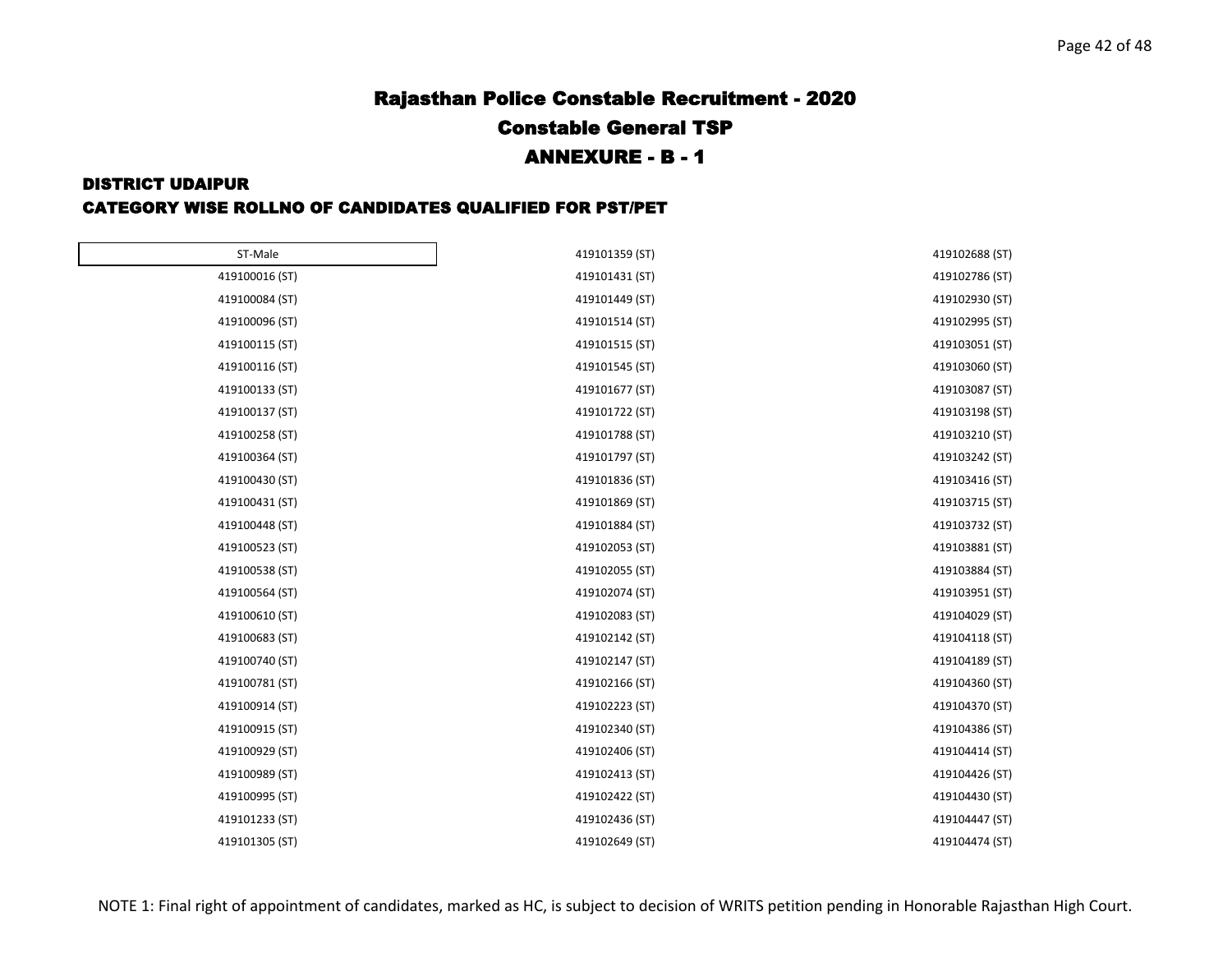# Rajasthan Police Constable Recruitment - 2020

## Constable General TSP

## ANNEXURE - B - 1

### DISTRICT UDAIPUR

### CATEGORY WISE ROLLNO OF CANDIDATES QUALIFIED FOR PST/PET

| ST-Male | | |
|---|---|---|
| 419100016 (ST) | 419101359 (ST) | 419102688 (ST) |
| 419100084 (ST) | 419101431 (ST) | 419102786 (ST) |
| 419100096 (ST) | 419101449 (ST) | 419102930 (ST) |
| 419100115 (ST) | 419101514 (ST) | 419102995 (ST) |
| 419100116 (ST) | 419101515 (ST) | 419103051 (ST) |
| 419100133 (ST) | 419101545 (ST) | 419103060 (ST) |
| 419100137 (ST) | 419101677 (ST) | 419103087 (ST) |
| 419100258 (ST) | 419101722 (ST) | 419103198 (ST) |
| 419100364 (ST) | 419101788 (ST) | 419103210 (ST) |
| 419100430 (ST) | 419101797 (ST) | 419103242 (ST) |
| 419100431 (ST) | 419101836 (ST) | 419103416 (ST) |
| 419100448 (ST) | 419101869 (ST) | 419103715 (ST) |
| 419100523 (ST) | 419101884 (ST) | 419103732 (ST) |
| 419100538 (ST) | 419102053 (ST) | 419103881 (ST) |
| 419100564 (ST) | 419102055 (ST) | 419103884 (ST) |
| 419100610 (ST) | 419102074 (ST) | 419103951 (ST) |
| 419100683 (ST) | 419102083 (ST) | 419104029 (ST) |
| 419100740 (ST) | 419102142 (ST) | 419104118 (ST) |
| 419100781 (ST) | 419102147 (ST) | 419104189 (ST) |
| 419100914 (ST) | 419102166 (ST) | 419104360 (ST) |
| 419100915 (ST) | 419102223 (ST) | 419104370 (ST) |
| 419100929 (ST) | 419102340 (ST) | 419104386 (ST) |
| 419100989 (ST) | 419102406 (ST) | 419104414 (ST) |
| 419100995 (ST) | 419102413 (ST) | 419104426 (ST) |
| 419101233 (ST) | 419102422 (ST) | 419104430 (ST) |
| 419101305 (ST) | 419102436 (ST) | 419104447 (ST) |
| | 419102649 (ST) | 419104474 (ST) |

NOTE 1: Final right of appointment of candidates, marked as HC, is subject to decision of WRITS petition pending in Honorable Rajasthan High Court.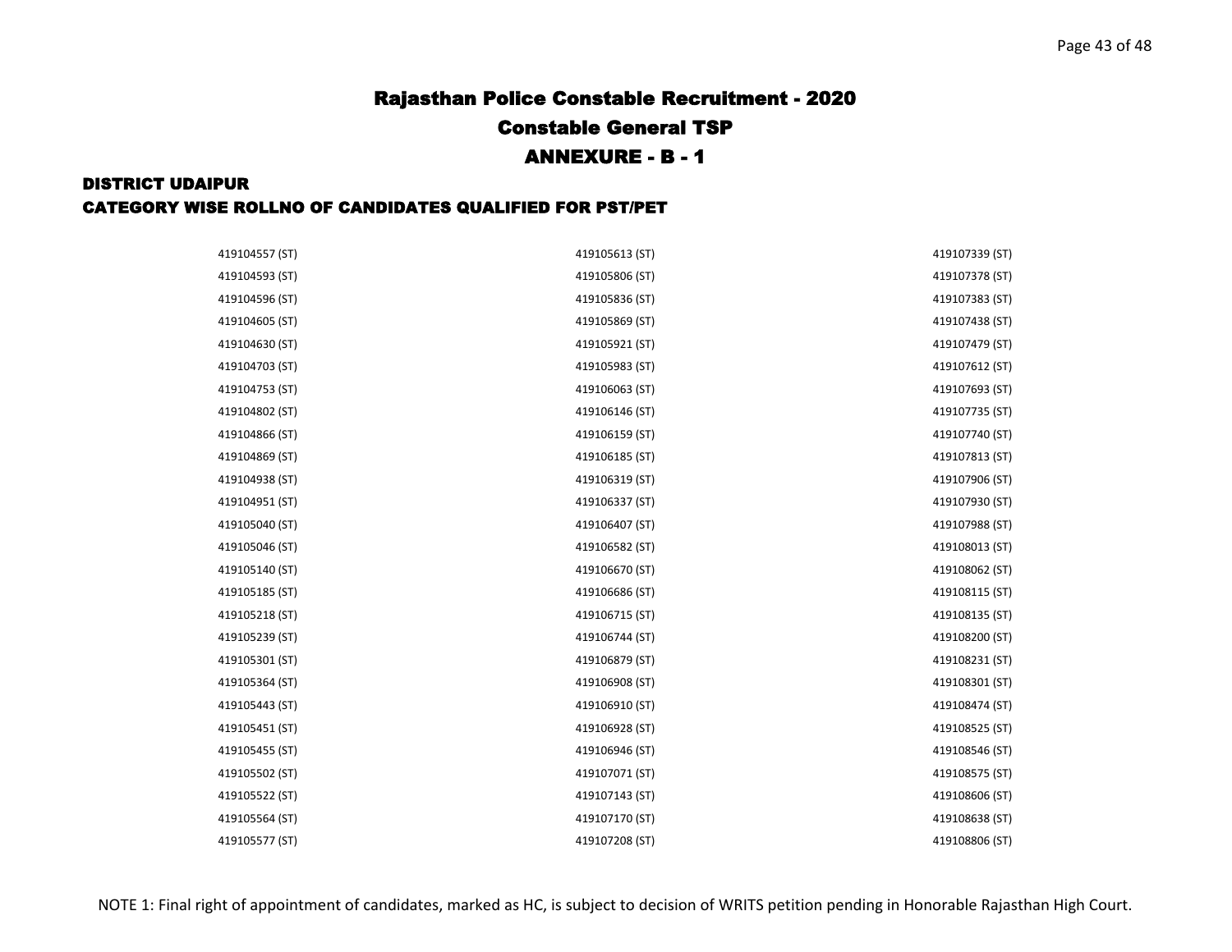# Rajasthan Police Constable Recruitment - 2020

## Constable General TSP

## ANNEXURE - B - 1

### DISTRICT UDAIPUR

### CATEGORY WISE ROLLNO OF CANDIDATES QUALIFIED FOR PST/PET

419104557 (ST)
419104593 (ST)
419104596 (ST)
419104605 (ST)
419104630 (ST)
419104703 (ST)
419104753 (ST)
419104802 (ST)
419104866 (ST)
419104869 (ST)
419104938 (ST)
419104951 (ST)
419105040 (ST)
419105046 (ST)
419105140 (ST)
419105185 (ST)
419105218 (ST)
419105239 (ST)
419105301 (ST)
419105364 (ST)
419105443 (ST)
419105451 (ST)
419105455 (ST)
419105502 (ST)
419105522 (ST)
419105564 (ST)
419105577 (ST)
419105613 (ST)
419105806 (ST)
419105836 (ST)
419105869 (ST)
419105921 (ST)
419105983 (ST)
419106063 (ST)
419106146 (ST)
419106159 (ST)
419106185 (ST)
419106319 (ST)
419106337 (ST)
419106407 (ST)
419106582 (ST)
419106670 (ST)
419106686 (ST)
419106715 (ST)
419106744 (ST)
419106879 (ST)
419106908 (ST)
419106910 (ST)
419106928 (ST)
419106946 (ST)
419107071 (ST)
419107143 (ST)
419107170 (ST)
419107208 (ST)
419107339 (ST)
419107378 (ST)
419107383 (ST)
419107438 (ST)
419107479 (ST)
419107612 (ST)
419107693 (ST)
419107735 (ST)
419107740 (ST)
419107813 (ST)
419107906 (ST)
419107930 (ST)
419107988 (ST)
419108013 (ST)
419108062 (ST)
419108115 (ST)
419108135 (ST)
419108200 (ST)
419108231 (ST)
419108301 (ST)
419108474 (ST)
419108525 (ST)
419108546 (ST)
419108575 (ST)
419108606 (ST)
419108638 (ST)
419108806 (ST)

NOTE 1: Final right of appointment of candidates, marked as HC, is subject to decision of WRITS petition pending in Honorable Rajasthan High Court.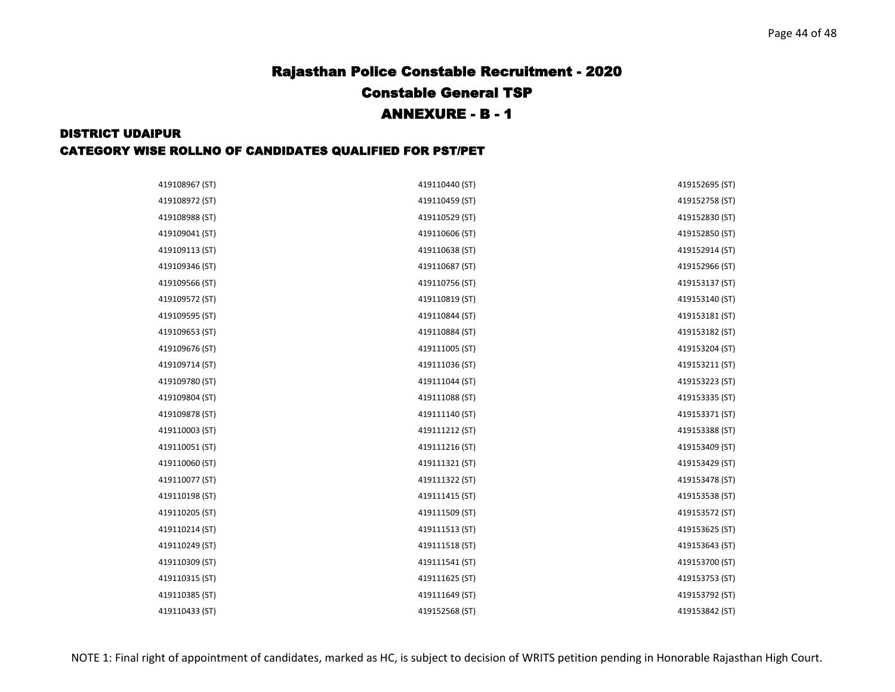# Rajasthan Police Constable Recruitment - 2020

## Constable General TSP

## ANNEXURE - B - 1

### DISTRICT UDAIPUR

### CATEGORY WISE ROLLNO OF CANDIDATES QUALIFIED FOR PST/PET

| | | |
|---|---|---|
| 419108967 (ST) | 419110440 (ST) | 419152695 (ST) |
| 419108972 (ST) | 419110459 (ST) | 419152758 (ST) |
| 419108988 (ST) | 419110529 (ST) | 419152830 (ST) |
| 419109041 (ST) | 419110606 (ST) | 419152850 (ST) |
| 419109113 (ST) | 419110638 (ST) | 419152914 (ST) |
| 419109346 (ST) | 419110687 (ST) | 419152966 (ST) |
| 419109566 (ST) | 419110756 (ST) | 419153137 (ST) |
| 419109572 (ST) | 419110819 (ST) | 419153140 (ST) |
| 419109595 (ST) | 419110844 (ST) | 419153181 (ST) |
| 419109653 (ST) | 419110884 (ST) | 419153182 (ST) |
| 419109676 (ST) | 419111005 (ST) | 419153204 (ST) |
| 419109714 (ST) | 419111036 (ST) | 419153211 (ST) |
| 419109780 (ST) | 419111044 (ST) | 419153223 (ST) |
| 419109804 (ST) | 419111088 (ST) | 419153335 (ST) |
| 419109878 (ST) | 419111140 (ST) | 419153371 (ST) |
| 419110003 (ST) | 419111212 (ST) | 419153388 (ST) |
| 419110051 (ST) | 419111216 (ST) | 419153409 (ST) |
| 419110060 (ST) | 419111321 (ST) | 419153429 (ST) |
| 419110077 (ST) | 419111322 (ST) | 419153478 (ST) |
| 419110198 (ST) | 419111415 (ST) | 419153538 (ST) |
| 419110205 (ST) | 419111509 (ST) | 419153572 (ST) |
| 419110214 (ST) | 419111513 (ST) | 419153625 (ST) |
| 419110249 (ST) | 419111518 (ST) | 419153643 (ST) |
| 419110309 (ST) | 419111541 (ST) | 419153700 (ST) |
| 419110315 (ST) | 419111625 (ST) | 419153753 (ST) |
| 419110385 (ST) | 419111649 (ST) | 419153792 (ST) |
| 419110433 (ST) | 419152568 (ST) | 419153842 (ST) |

NOTE 1: Final right of appointment of candidates, marked as HC, is subject to decision of WRITS petition pending in Honorable Rajasthan High Court.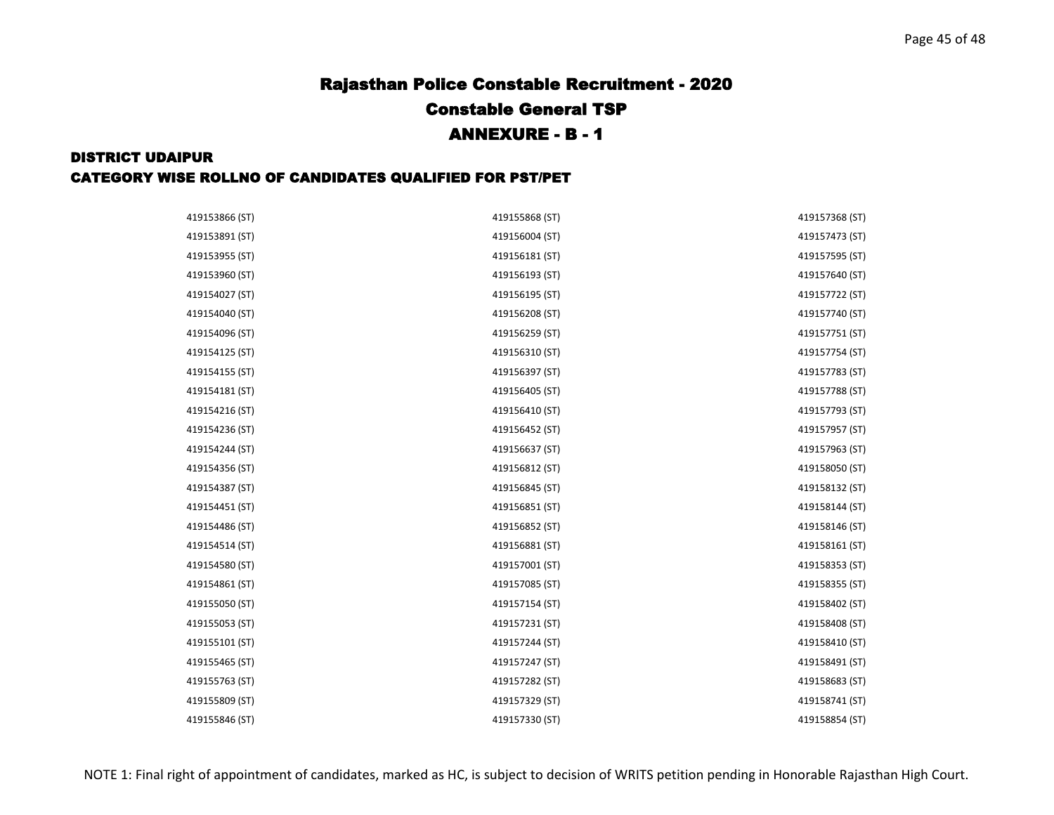# Rajasthan Police Constable Recruitment - 2020

## Constable General TSP

## ANNEXURE - B - 1

### DISTRICT UDAIPUR

### CATEGORY WISE ROLLNO OF CANDIDATES QUALIFIED FOR PST/PET

| | | |
|---|---|---|
| 419153866 (ST) | 419155868 (ST) | 419157368 (ST) |
| 419153891 (ST) | 419156004 (ST) | 419157473 (ST) |
| 419153955 (ST) | 419156181 (ST) | 419157595 (ST) |
| 419153960 (ST) | 419156193 (ST) | 419157640 (ST) |
| 419154027 (ST) | 419156195 (ST) | 419157722 (ST) |
| 419154040 (ST) | 419156208 (ST) | 419157740 (ST) |
| 419154096 (ST) | 419156259 (ST) | 419157751 (ST) |
| 419154125 (ST) | 419156310 (ST) | 419157754 (ST) |
| 419154155 (ST) | 419156397 (ST) | 419157783 (ST) |
| 419154181 (ST) | 419156405 (ST) | 419157788 (ST) |
| 419154216 (ST) | 419156410 (ST) | 419157793 (ST) |
| 419154236 (ST) | 419156452 (ST) | 419157957 (ST) |
| 419154244 (ST) | 419156637 (ST) | 419157963 (ST) |
| 419154356 (ST) | 419156812 (ST) | 419158050 (ST) |
| 419154387 (ST) | 419156845 (ST) | 419158132 (ST) |
| 419154451 (ST) | 419156851 (ST) | 419158144 (ST) |
| 419154486 (ST) | 419156852 (ST) | 419158146 (ST) |
| 419154514 (ST) | 419156881 (ST) | 419158161 (ST) |
| 419154580 (ST) | 419157001 (ST) | 419158353 (ST) |
| 419154861 (ST) | 419157085 (ST) | 419158355 (ST) |
| 419155050 (ST) | 419157154 (ST) | 419158402 (ST) |
| 419155053 (ST) | 419157231 (ST) | 419158408 (ST) |
| 419155101 (ST) | 419157244 (ST) | 419158410 (ST) |
| 419155465 (ST) | 419157247 (ST) | 419158491 (ST) |
| 419155763 (ST) | 419157282 (ST) | 419158683 (ST) |
| 419155809 (ST) | 419157329 (ST) | 419158741 (ST) |
| 419155846 (ST) | 419157330 (ST) | 419158854 (ST) |

NOTE 1: Final right of appointment of candidates, marked as HC, is subject to decision of WRITS petition pending in Honorable Rajasthan High Court.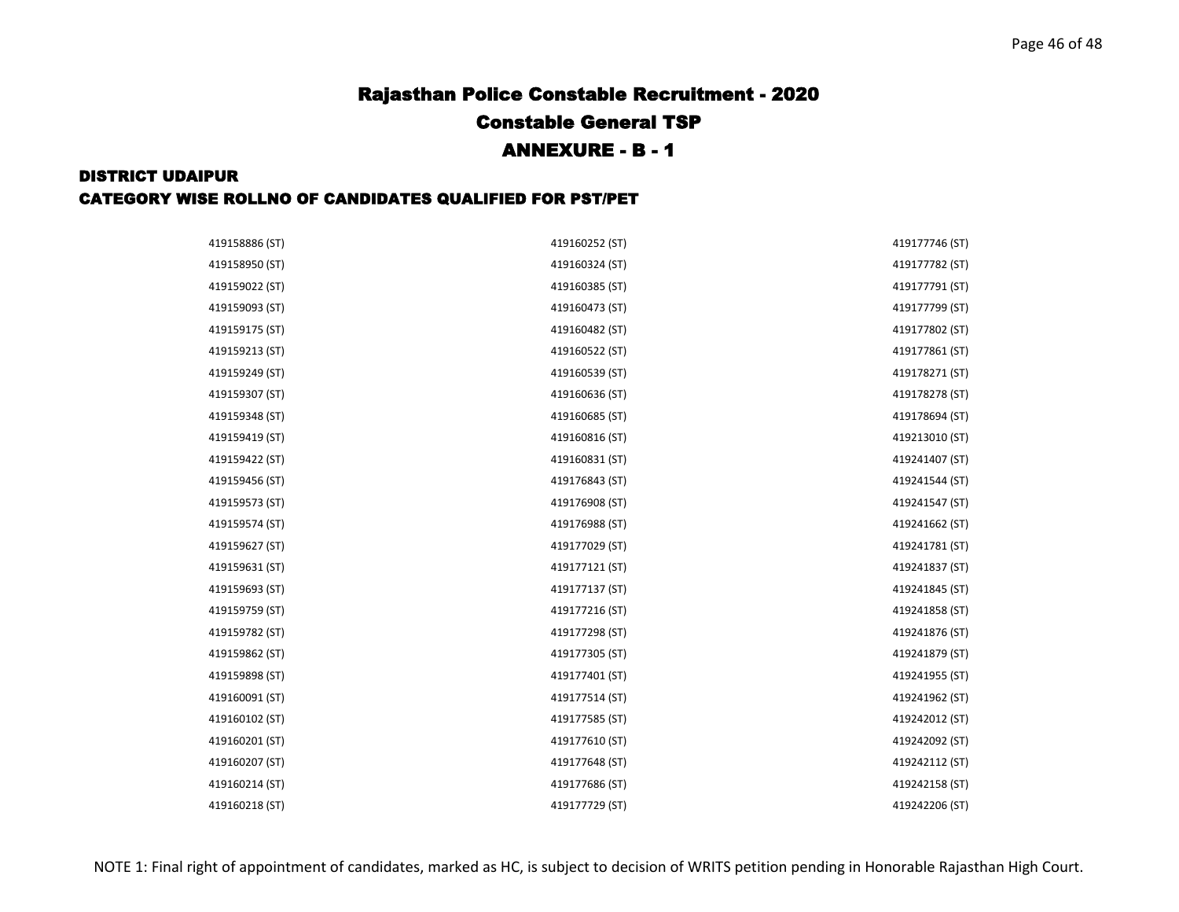# Rajasthan Police Constable Recruitment - 2020

## Constable General TSP

## ANNEXURE - B - 1

### DISTRICT UDAIPUR

### CATEGORY WISE ROLLNO OF CANDIDATES QUALIFIED FOR PST/PET

| | | |
|---|---|---|
| 419158886 (ST) | 419160252 (ST) | 419177746 (ST) |
| 419158950 (ST) | 419160324 (ST) | 419177782 (ST) |
| 419159022 (ST) | 419160385 (ST) | 419177791 (ST) |
| 419159093 (ST) | 419160473 (ST) | 419177799 (ST) |
| 419159175 (ST) | 419160482 (ST) | 419177802 (ST) |
| 419159213 (ST) | 419160522 (ST) | 419177861 (ST) |
| 419159249 (ST) | 419160539 (ST) | 419178271 (ST) |
| 419159307 (ST) | 419160636 (ST) | 419178278 (ST) |
| 419159348 (ST) | 419160685 (ST) | 419178694 (ST) |
| 419159419 (ST) | 419160816 (ST) | 419213010 (ST) |
| 419159422 (ST) | 419160831 (ST) | 419241407 (ST) |
| 419159456 (ST) | 419176843 (ST) | 419241544 (ST) |
| 419159573 (ST) | 419176908 (ST) | 419241547 (ST) |
| 419159574 (ST) | 419176988 (ST) | 419241662 (ST) |
| 419159627 (ST) | 419177029 (ST) | 419241781 (ST) |
| 419159631 (ST) | 419177121 (ST) | 419241837 (ST) |
| 419159693 (ST) | 419177137 (ST) | 419241845 (ST) |
| 419159759 (ST) | 419177216 (ST) | 419241858 (ST) |
| 419159782 (ST) | 419177298 (ST) | 419241876 (ST) |
| 419159862 (ST) | 419177305 (ST) | 419241879 (ST) |
| 419159898 (ST) | 419177401 (ST) | 419241955 (ST) |
| 419160091 (ST) | 419177514 (ST) | 419241962 (ST) |
| 419160102 (ST) | 419177585 (ST) | 419242012 (ST) |
| 419160201 (ST) | 419177610 (ST) | 419242092 (ST) |
| 419160207 (ST) | 419177648 (ST) | 419242112 (ST) |
| 419160214 (ST) | 419177686 (ST) | 419242158 (ST) |
| 419160218 (ST) | 419177729 (ST) | 419242206 (ST) |

NOTE 1: Final right of appointment of candidates, marked as HC, is subject to decision of WRITS petition pending in Honorable Rajasthan High Court.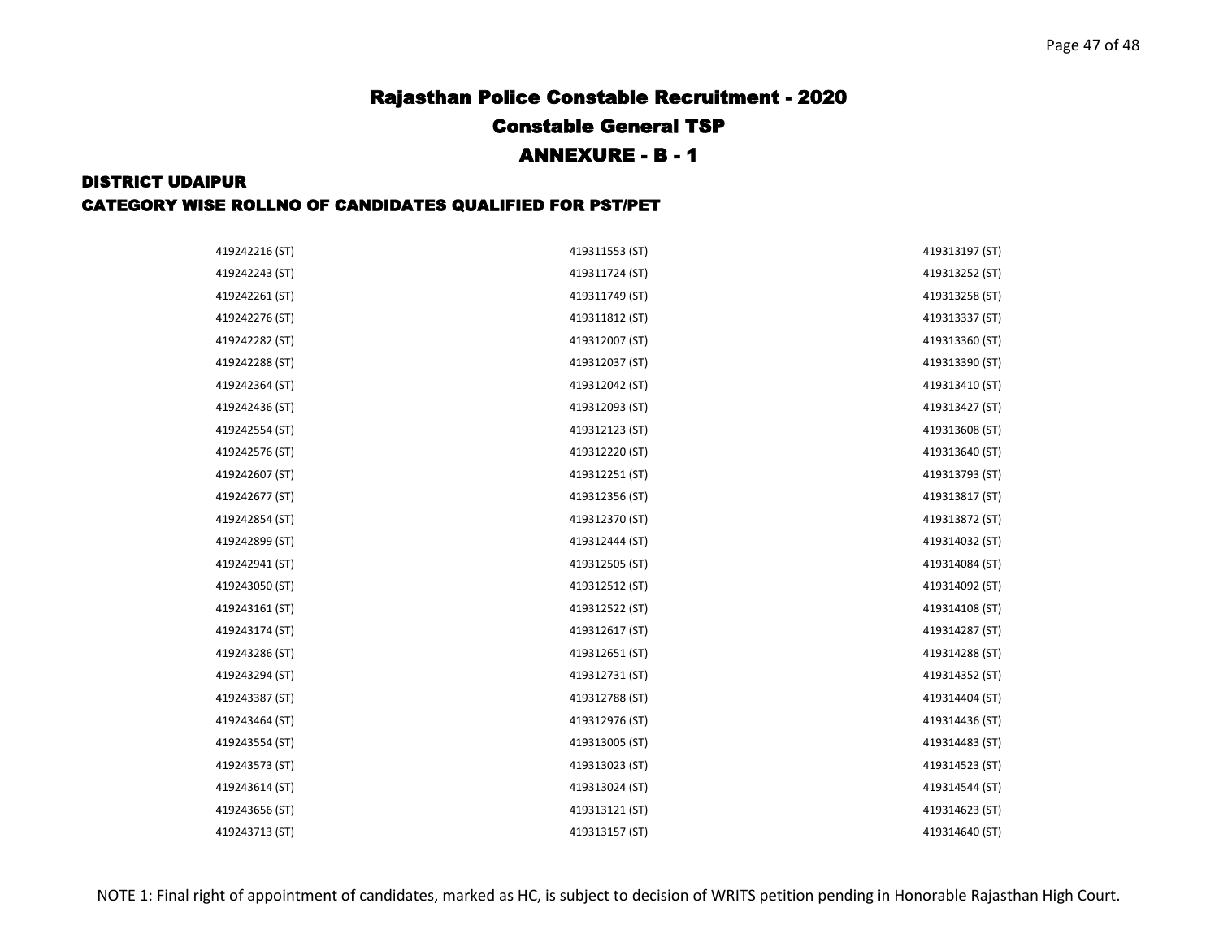# Rajasthan Police Constable Recruitment - 2020

## Constable General TSP

## ANNEXURE - B - 1

### DISTRICT UDAIPUR

### CATEGORY WISE ROLLNO OF CANDIDATES QUALIFIED FOR PST/PET

| | | |
|---|---|---|
| 419242216 (ST) | 419311553 (ST) | 419313197 (ST) |
| 419242243 (ST) | 419311724 (ST) | 419313252 (ST) |
| 419242261 (ST) | 419311749 (ST) | 419313258 (ST) |
| 419242276 (ST) | 419311812 (ST) | 419313337 (ST) |
| 419242282 (ST) | 419312007 (ST) | 419313360 (ST) |
| 419242288 (ST) | 419312037 (ST) | 419313390 (ST) |
| 419242364 (ST) | 419312042 (ST) | 419313410 (ST) |
| 419242436 (ST) | 419312093 (ST) | 419313427 (ST) |
| 419242554 (ST) | 419312123 (ST) | 419313608 (ST) |
| 419242576 (ST) | 419312220 (ST) | 419313640 (ST) |
| 419242607 (ST) | 419312251 (ST) | 419313793 (ST) |
| 419242677 (ST) | 419312356 (ST) | 419313817 (ST) |
| 419242854 (ST) | 419312370 (ST) | 419313872 (ST) |
| 419242899 (ST) | 419312444 (ST) | 419314032 (ST) |
| 419242941 (ST) | 419312505 (ST) | 419314084 (ST) |
| 419243050 (ST) | 419312512 (ST) | 419314092 (ST) |
| 419243161 (ST) | 419312522 (ST) | 419314108 (ST) |
| 419243174 (ST) | 419312617 (ST) | 419314287 (ST) |
| 419243286 (ST) | 419312651 (ST) | 419314288 (ST) |
| 419243294 (ST) | 419312731 (ST) | 419314352 (ST) |
| 419243387 (ST) | 419312788 (ST) | 419314404 (ST) |
| 419243464 (ST) | 419312976 (ST) | 419314436 (ST) |
| 419243554 (ST) | 419313005 (ST) | 419314483 (ST) |
| 419243573 (ST) | 419313023 (ST) | 419314523 (ST) |
| 419243614 (ST) | 419313024 (ST) | 419314544 (ST) |
| 419243656 (ST) | 419313121 (ST) | 419314623 (ST) |
| 419243713 (ST) | 419313157 (ST) | 419314640 (ST) |

NOTE 1: Final right of appointment of candidates, marked as HC, is subject to decision of WRITS petition pending in Honorable Rajasthan High Court.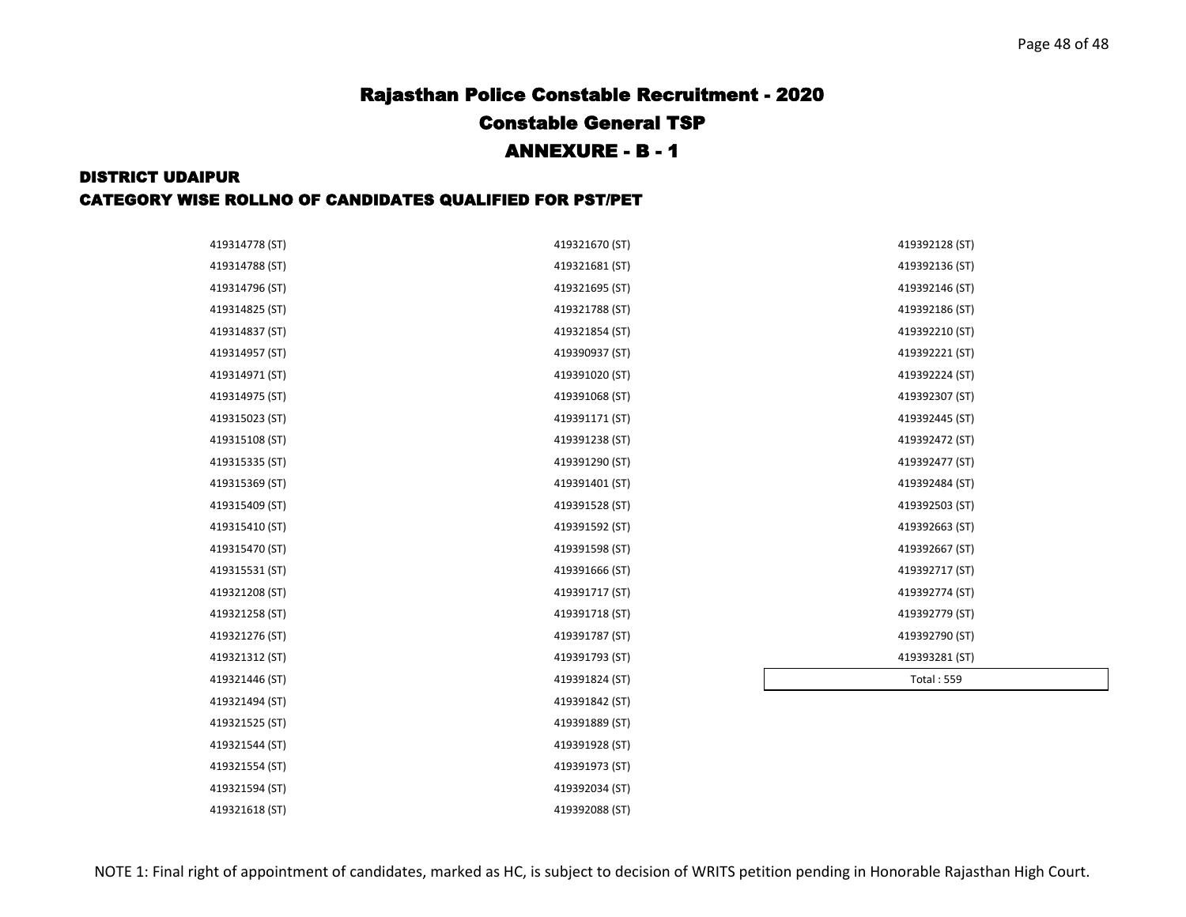# Rajasthan Police Constable Recruitment - 2020

## Constable General TSP

## ANNEXURE - B - 1

**DISTRICT UDAIPUR**

**CATEGORY WISE ROLLNO OF CANDIDATES QUALIFIED FOR PST/PET**

| | | |
|---|---|---|
| 419314778 (ST) | 419321670 (ST) | 419392128 (ST) |
| 419314788 (ST) | 419321681 (ST) | 419392136 (ST) |
| 419314796 (ST) | 419321695 (ST) | 419392146 (ST) |
| 419314825 (ST) | 419321788 (ST) | 419392186 (ST) |
| 419314837 (ST) | 419321854 (ST) | 419392210 (ST) |
| 419314957 (ST) | 419390937 (ST) | 419392221 (ST) |
| 419314971 (ST) | 419391020 (ST) | 419392224 (ST) |
| 419314975 (ST) | 419391068 (ST) | 419392307 (ST) |
| 419315023 (ST) | 419391171 (ST) | 419392445 (ST) |
| 419315108 (ST) | 419391238 (ST) | 419392472 (ST) |
| 419315335 (ST) | 419391290 (ST) | 419392477 (ST) |
| 419315369 (ST) | 419391401 (ST) | 419392484 (ST) |
| 419315409 (ST) | 419391528 (ST) | 419392503 (ST) |
| 419315410 (ST) | 419391592 (ST) | 419392663 (ST) |
| 419315470 (ST) | 419391598 (ST) | 419392667 (ST) |
| 419315531 (ST) | 419391666 (ST) | 419392717 (ST) |
| 419321208 (ST) | 419391717 (ST) | 419392774 (ST) |
| 419321258 (ST) | 419391718 (ST) | 419392779 (ST) |
| 419321276 (ST) | 419391787 (ST) | 419392790 (ST) |
| 419321312 (ST) | 419391793 (ST) | 419393281 (ST) |
| 419321446 (ST) | 419391824 (ST) | Total : 559 |
| 419321494 (ST) | 419391842 (ST) | |
| 419321525 (ST) | 419391889 (ST) | |
| 419321544 (ST) | 419391928 (ST) | |
| 419321554 (ST) | 419391973 (ST) | |
| 419321594 (ST) | 419392034 (ST) | |
| 419321618 (ST) | 419392088 (ST) | |

NOTE 1: Final right of appointment of candidates, marked as HC, is subject to decision of WRITS petition pending in Honorable Rajasthan High Court.